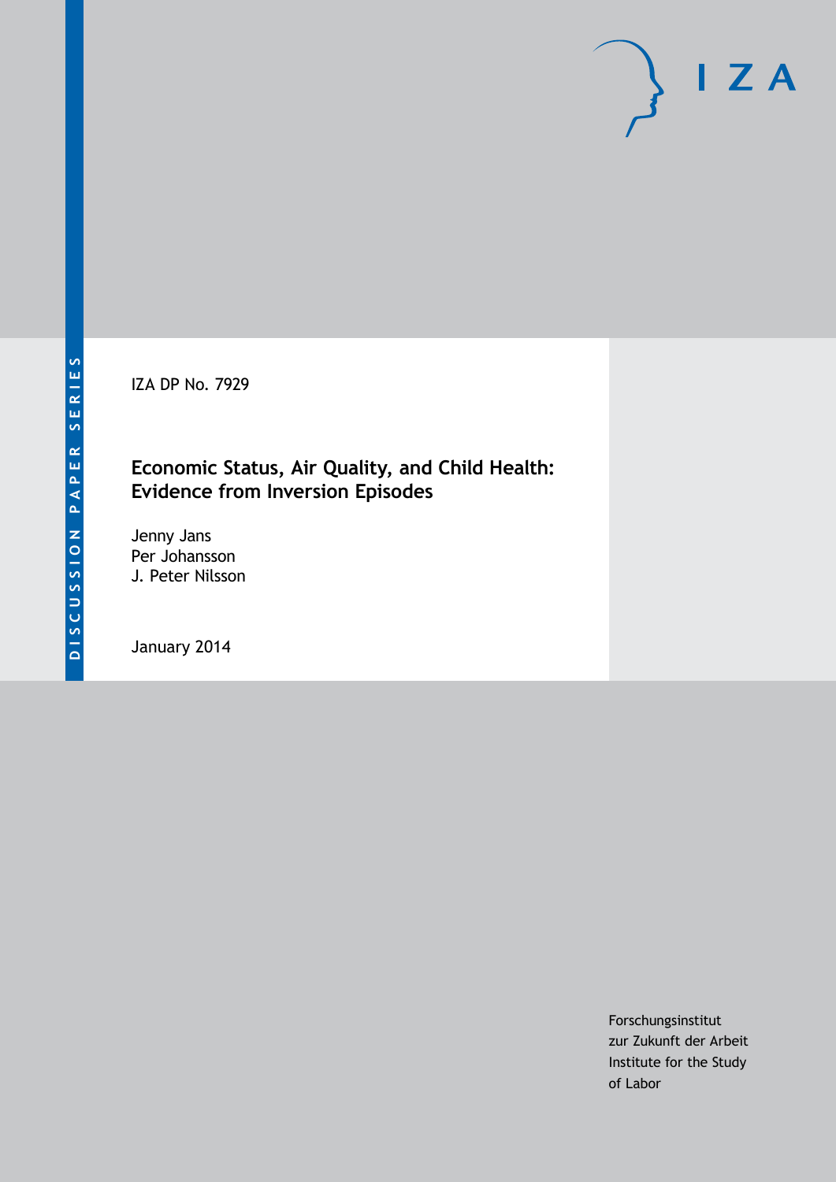IZA DP No. 7929

# Economic Status, Air Quality, and Child Health: Evidence from Inversion Episodes

Jenny Jans
Per Johansson
J. Peter Nilsson

January 2014

Forschungsinstitut
zur Zukunft der Arbeit
Institute for the Study
of Labor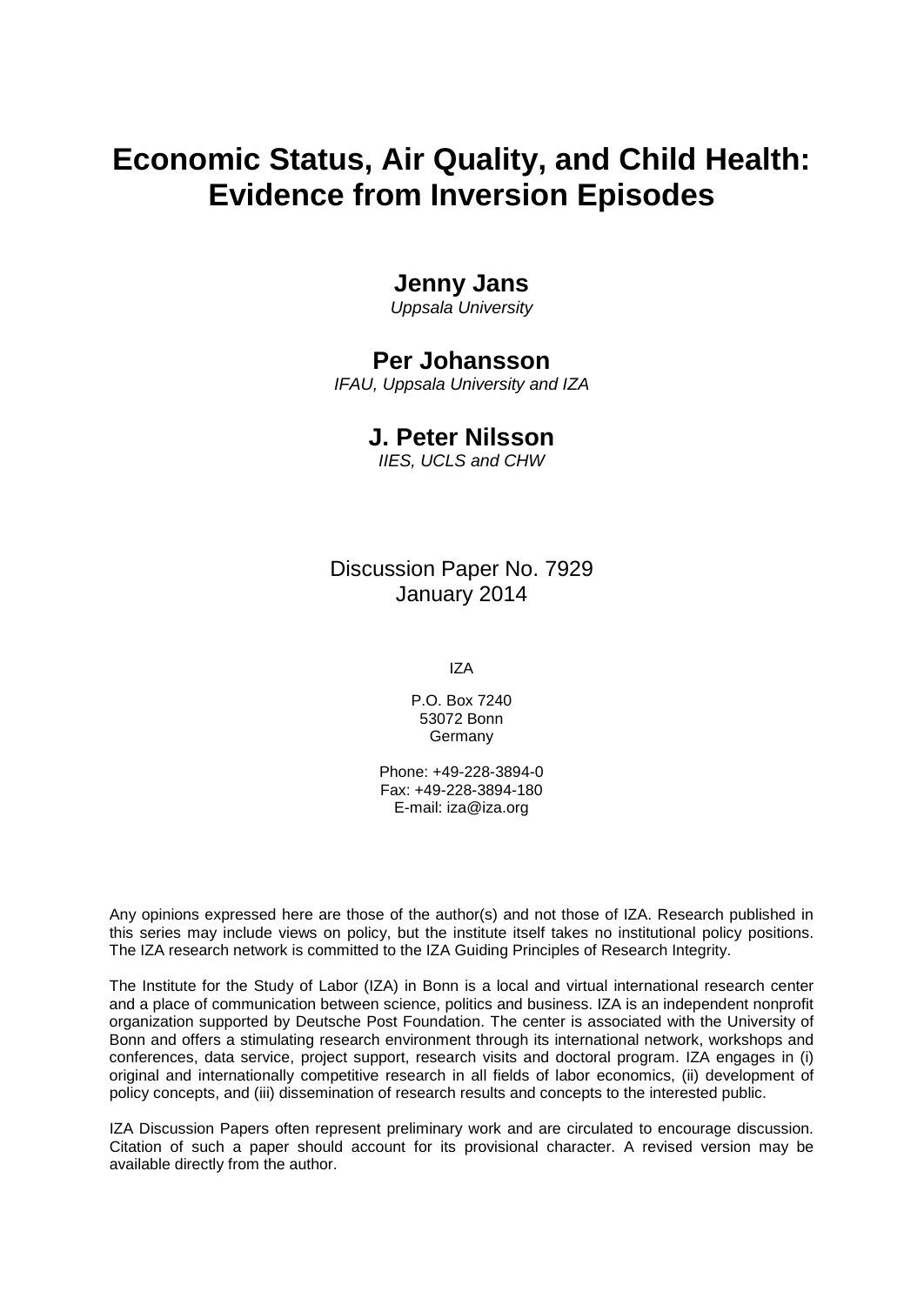# Economic Status, Air Quality, and Child Health: Evidence from Inversion Episodes

**Jenny Jans**
*Uppsala University*

**Per Johansson**
*IFAU, Uppsala University and IZA*

**J. Peter Nilsson**
*IIES, UCLS and CHW*

Discussion Paper No. 7929
January 2014

IZA

P.O. Box 7240
53072 Bonn
Germany

Phone: +49-228-3894-0
Fax: +49-228-3894-180
E-mail: iza@iza.org

Any opinions expressed here are those of the author(s) and not those of IZA. Research published in this series may include views on policy, but the institute itself takes no institutional policy positions. The IZA research network is committed to the IZA Guiding Principles of Research Integrity.

The Institute for the Study of Labor (IZA) in Bonn is a local and virtual international research center and a place of communication between science, politics and business. IZA is an independent nonprofit organization supported by Deutsche Post Foundation. The center is associated with the University of Bonn and offers a stimulating research environment through its international network, workshops and conferences, data service, project support, research visits and doctoral program. IZA engages in (i) original and internationally competitive research in all fields of labor economics, (ii) development of policy concepts, and (iii) dissemination of research results and concepts to the interested public.

IZA Discussion Papers often represent preliminary work and are circulated to encourage discussion. Citation of such a paper should account for its provisional character. A revised version may be available directly from the author.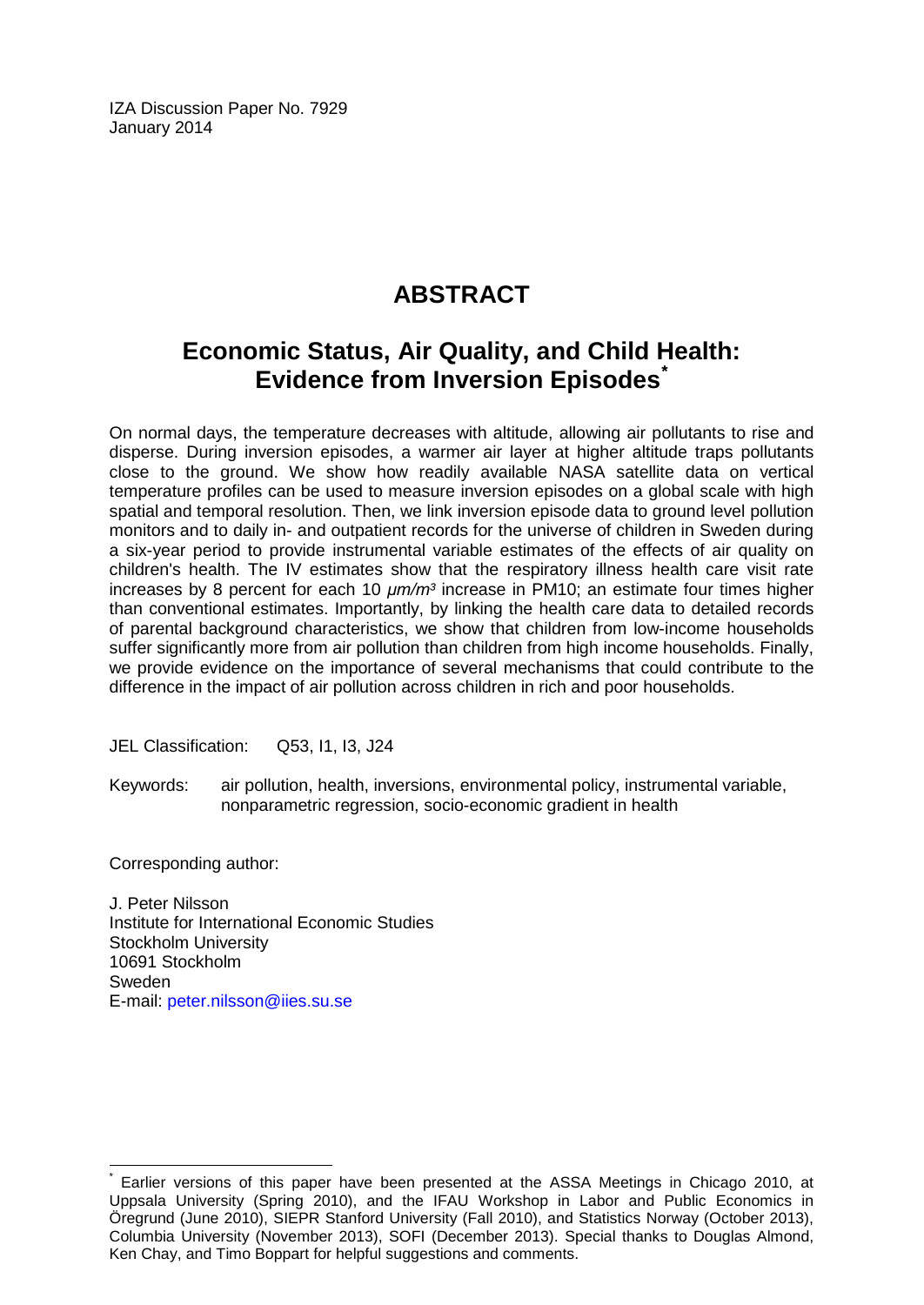IZA Discussion Paper No. 7929
January 2014

# ABSTRACT

## Economic Status, Air Quality, and Child Health: Evidence from Inversion Episodes[*]

On normal days, the temperature decreases with altitude, allowing air pollutants to rise and disperse. During inversion episodes, a warmer air layer at higher altitude traps pollutants close to the ground. We show how readily available NASA satellite data on vertical temperature profiles can be used to measure inversion episodes on a global scale with high spatial and temporal resolution. Then, we link inversion episode data to ground level pollution monitors and to daily in- and outpatient records for the universe of children in Sweden during a six-year period to provide instrumental variable estimates of the effects of air quality on children's health. The IV estimates show that the respiratory illness health care visit rate increases by 8 percent for each 10 *μm/m³* increase in PM10; an estimate four times higher than conventional estimates. Importantly, by linking the health care data to detailed records of parental background characteristics, we show that children from low-income households suffer significantly more from air pollution than children from high income households. Finally, we provide evidence on the importance of several mechanisms that could contribute to the difference in the impact of air pollution across children in rich and poor households.

JEL Classification: Q53, I1, I3, J24

Keywords: air pollution, health, inversions, environmental policy, instrumental variable, nonparametric regression, socio-economic gradient in health

Corresponding author:

J. Peter Nilsson
Institute for International Economic Studies
Stockholm University
10691 Stockholm
Sweden
E-mail: peter.nilsson@iies.su.se

---

[*] Earlier versions of this paper have been presented at the ASSA Meetings in Chicago 2010, at Uppsala University (Spring 2010), and the IFAU Workshop in Labor and Public Economics in Öregrund (June 2010), SIEPR Stanford University (Fall 2010), and Statistics Norway (October 2013), Columbia University (November 2013), SOFI (December 2013). Special thanks to Douglas Almond, Ken Chay, and Timo Boppart for helpful suggestions and comments.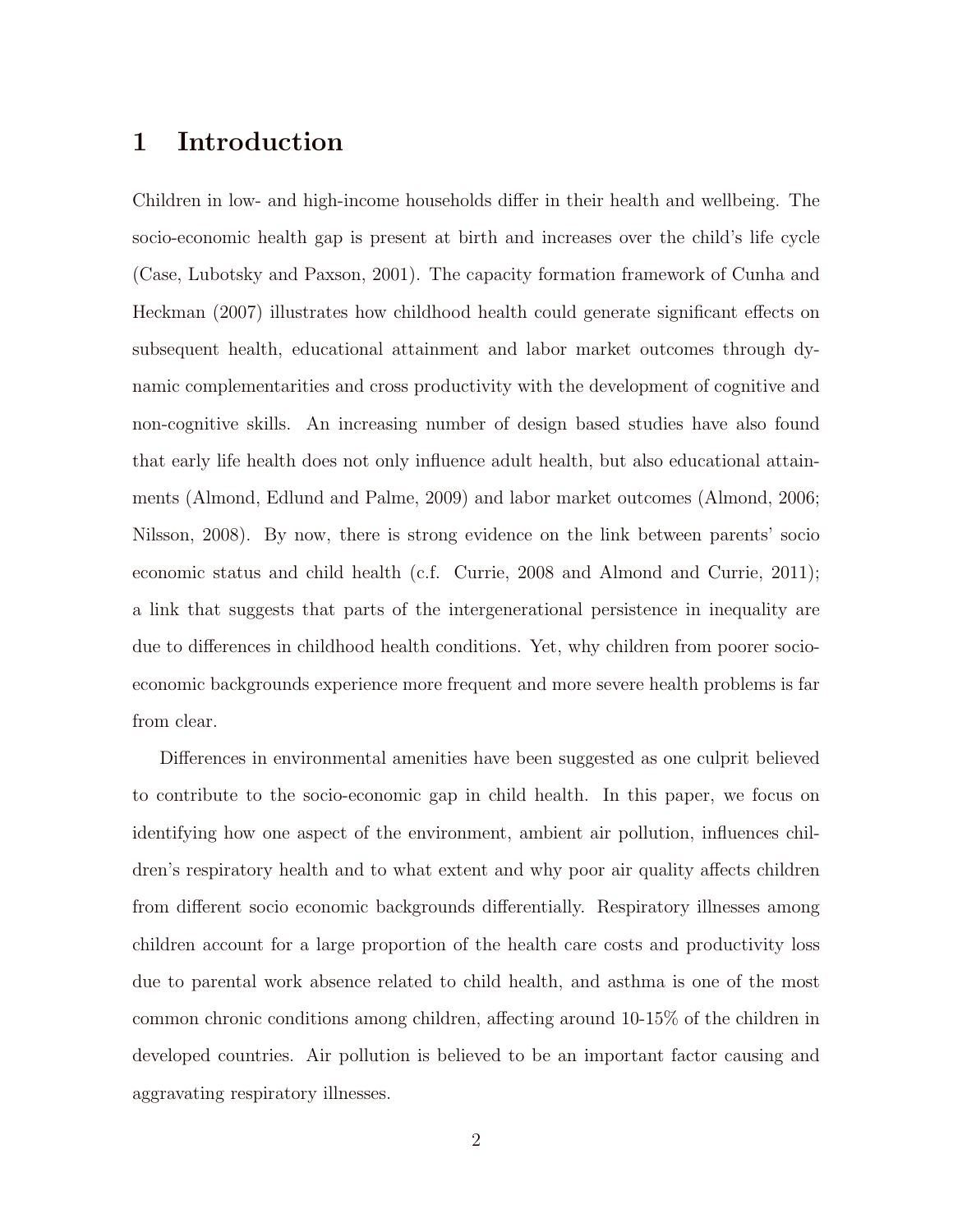# 1 Introduction

Children in low- and high-income households differ in their health and wellbeing. The socio-economic health gap is present at birth and increases over the child's life cycle (Case, Lubotsky and Paxson, 2001). The capacity formation framework of Cunha and Heckman (2007) illustrates how childhood health could generate significant effects on subsequent health, educational attainment and labor market outcomes through dynamic complementarities and cross productivity with the development of cognitive and non-cognitive skills. An increasing number of design based studies have also found that early life health does not only influence adult health, but also educational attainments (Almond, Edlund and Palme, 2009) and labor market outcomes (Almond, 2006; Nilsson, 2008). By now, there is strong evidence on the link between parents' socio economic status and child health (c.f. Currie, 2008 and Almond and Currie, 2011); a link that suggests that parts of the intergenerational persistence in inequality are due to differences in childhood health conditions. Yet, why children from poorer socio-economic backgrounds experience more frequent and more severe health problems is far from clear.

Differences in environmental amenities have been suggested as one culprit believed to contribute to the socio-economic gap in child health. In this paper, we focus on identifying how one aspect of the environment, ambient air pollution, influences children's respiratory health and to what extent and why poor air quality affects children from different socio economic backgrounds differentially. Respiratory illnesses among children account for a large proportion of the health care costs and productivity loss due to parental work absence related to child health, and asthma is one of the most common chronic conditions among children, affecting around 10-15% of the children in developed countries. Air pollution is believed to be an important factor causing and aggravating respiratory illnesses.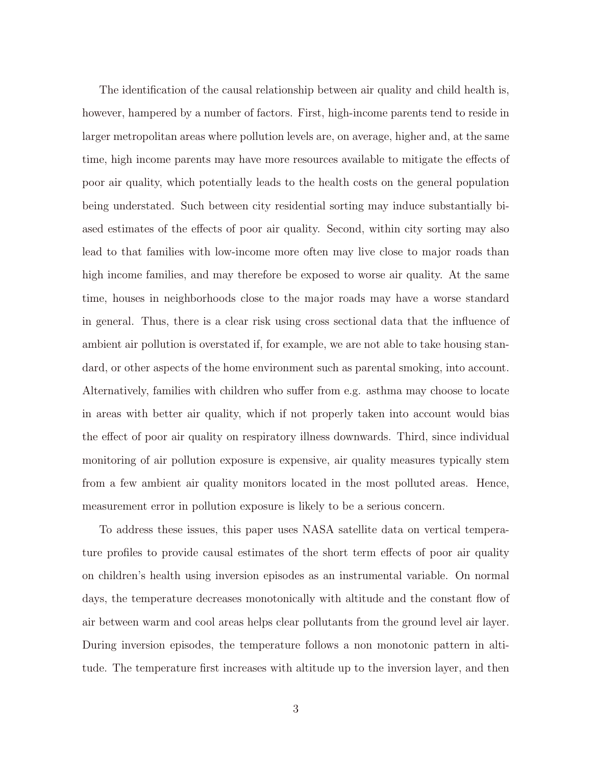The identification of the causal relationship between air quality and child health is, however, hampered by a number of factors. First, high-income parents tend to reside in larger metropolitan areas where pollution levels are, on average, higher and, at the same time, high income parents may have more resources available to mitigate the effects of poor air quality, which potentially leads to the health costs on the general population being understated. Such between city residential sorting may induce substantially biased estimates of the effects of poor air quality. Second, within city sorting may also lead to that families with low-income more often may live close to major roads than high income families, and may therefore be exposed to worse air quality. At the same time, houses in neighborhoods close to the major roads may have a worse standard in general. Thus, there is a clear risk using cross sectional data that the influence of ambient air pollution is overstated if, for example, we are not able to take housing standard, or other aspects of the home environment such as parental smoking, into account. Alternatively, families with children who suffer from e.g. asthma may choose to locate in areas with better air quality, which if not properly taken into account would bias the effect of poor air quality on respiratory illness downwards. Third, since individual monitoring of air pollution exposure is expensive, air quality measures typically stem from a few ambient air quality monitors located in the most polluted areas. Hence, measurement error in pollution exposure is likely to be a serious concern.

To address these issues, this paper uses NASA satellite data on vertical temperature profiles to provide causal estimates of the short term effects of poor air quality on children's health using inversion episodes as an instrumental variable. On normal days, the temperature decreases monotonically with altitude and the constant flow of air between warm and cool areas helps clear pollutants from the ground level air layer. During inversion episodes, the temperature follows a non monotonic pattern in altitude. The temperature first increases with altitude up to the inversion layer, and then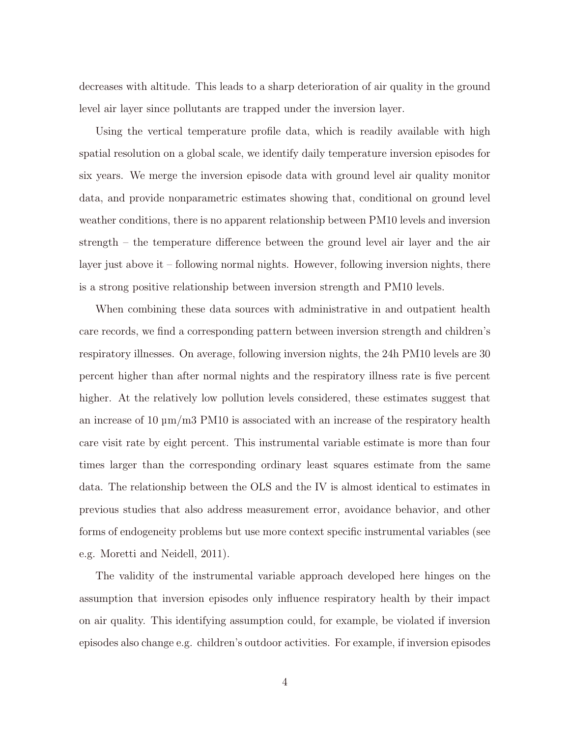decreases with altitude. This leads to a sharp deterioration of air quality in the ground level air layer since pollutants are trapped under the inversion layer.

Using the vertical temperature profile data, which is readily available with high spatial resolution on a global scale, we identify daily temperature inversion episodes for six years. We merge the inversion episode data with ground level air quality monitor data, and provide nonparametric estimates showing that, conditional on ground level weather conditions, there is no apparent relationship between PM10 levels and inversion strength – the temperature difference between the ground level air layer and the air layer just above it – following normal nights. However, following inversion nights, there is a strong positive relationship between inversion strength and PM10 levels.

When combining these data sources with administrative in and outpatient health care records, we find a corresponding pattern between inversion strength and children's respiratory illnesses. On average, following inversion nights, the 24h PM10 levels are 30 percent higher than after normal nights and the respiratory illness rate is five percent higher. At the relatively low pollution levels considered, these estimates suggest that an increase of 10 µm/m3 PM10 is associated with an increase of the respiratory health care visit rate by eight percent. This instrumental variable estimate is more than four times larger than the corresponding ordinary least squares estimate from the same data. The relationship between the OLS and the IV is almost identical to estimates in previous studies that also address measurement error, avoidance behavior, and other forms of endogeneity problems but use more context specific instrumental variables (see e.g. Moretti and Neidell, 2011).

The validity of the instrumental variable approach developed here hinges on the assumption that inversion episodes only influence respiratory health by their impact on air quality. This identifying assumption could, for example, be violated if inversion episodes also change e.g. children's outdoor activities. For example, if inversion episodes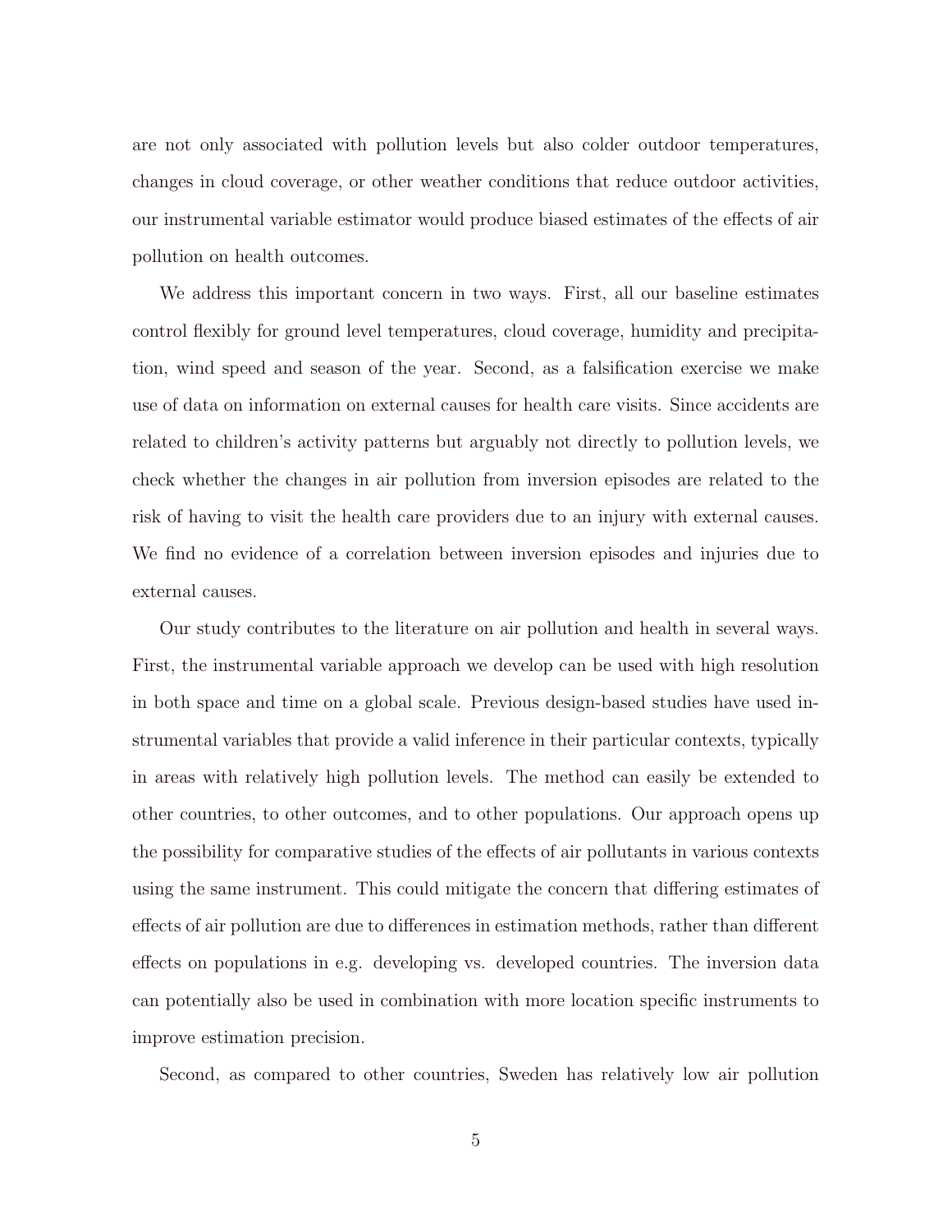are not only associated with pollution levels but also colder outdoor temperatures, changes in cloud coverage, or other weather conditions that reduce outdoor activities, our instrumental variable estimator would produce biased estimates of the effects of air pollution on health outcomes.

We address this important concern in two ways. First, all our baseline estimates control flexibly for ground level temperatures, cloud coverage, humidity and precipitation, wind speed and season of the year. Second, as a falsification exercise we make use of data on information on external causes for health care visits. Since accidents are related to children's activity patterns but arguably not directly to pollution levels, we check whether the changes in air pollution from inversion episodes are related to the risk of having to visit the health care providers due to an injury with external causes. We find no evidence of a correlation between inversion episodes and injuries due to external causes.

Our study contributes to the literature on air pollution and health in several ways. First, the instrumental variable approach we develop can be used with high resolution in both space and time on a global scale. Previous design-based studies have used instrumental variables that provide a valid inference in their particular contexts, typically in areas with relatively high pollution levels. The method can easily be extended to other countries, to other outcomes, and to other populations. Our approach opens up the possibility for comparative studies of the effects of air pollutants in various contexts using the same instrument. This could mitigate the concern that differing estimates of effects of air pollution are due to differences in estimation methods, rather than different effects on populations in e.g. developing vs. developed countries. The inversion data can potentially also be used in combination with more location specific instruments to improve estimation precision.

Second, as compared to other countries, Sweden has relatively low air pollution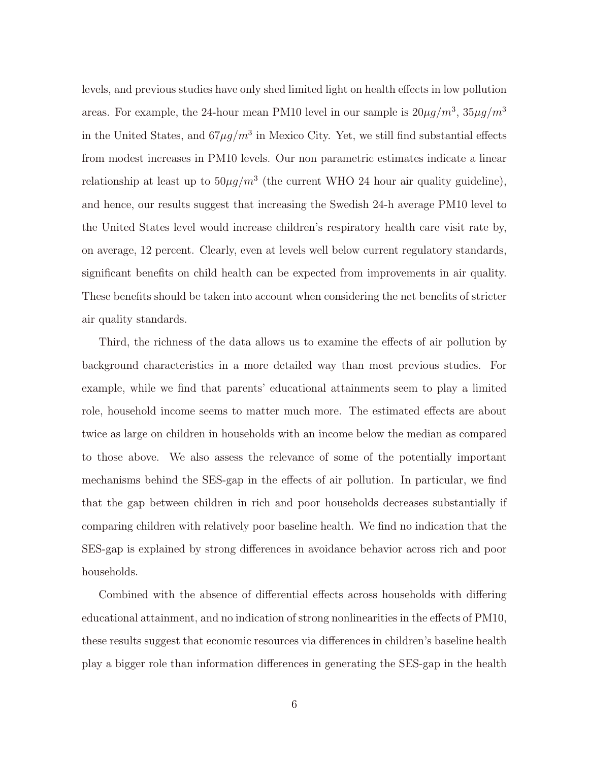levels, and previous studies have only shed limited light on health effects in low pollution areas. For example, the 24-hour mean PM10 level in our sample is $20\mu g/m^3$, $35\mu g/m^3$ in the United States, and $67\mu g/m^3$ in Mexico City. Yet, we still find substantial effects from modest increases in PM10 levels. Our non parametric estimates indicate a linear relationship at least up to $50\mu g/m^3$ (the current WHO 24 hour air quality guideline), and hence, our results suggest that increasing the Swedish 24-h average PM10 level to the United States level would increase children's respiratory health care visit rate by, on average, 12 percent. Clearly, even at levels well below current regulatory standards, significant benefits on child health can be expected from improvements in air quality. These benefits should be taken into account when considering the net benefits of stricter air quality standards.

Third, the richness of the data allows us to examine the effects of air pollution by background characteristics in a more detailed way than most previous studies. For example, while we find that parents' educational attainments seem to play a limited role, household income seems to matter much more. The estimated effects are about twice as large on children in households with an income below the median as compared to those above. We also assess the relevance of some of the potentially important mechanisms behind the SES-gap in the effects of air pollution. In particular, we find that the gap between children in rich and poor households decreases substantially if comparing children with relatively poor baseline health. We find no indication that the SES-gap is explained by strong differences in avoidance behavior across rich and poor households.

Combined with the absence of differential effects across households with differing educational attainment, and no indication of strong nonlinearities in the effects of PM10, these results suggest that economic resources via differences in children's baseline health play a bigger role than information differences in generating the SES-gap in the health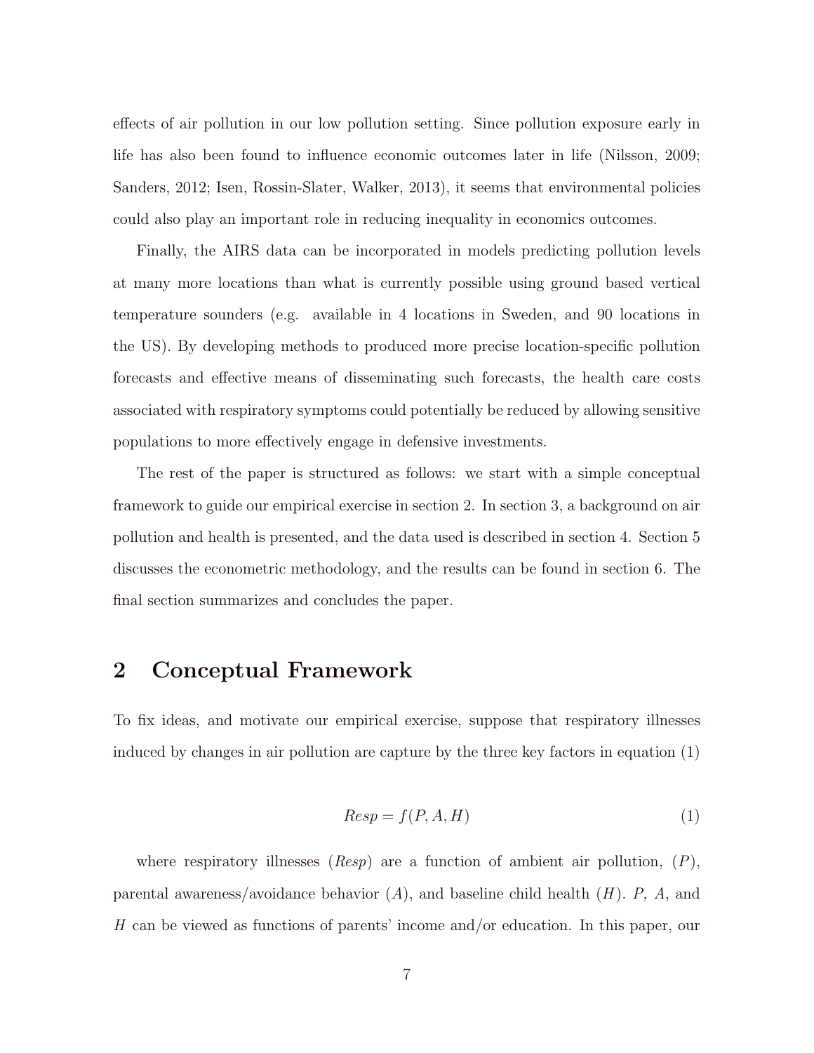effects of air pollution in our low pollution setting. Since pollution exposure early in life has also been found to influence economic outcomes later in life (Nilsson, 2009; Sanders, 2012; Isen, Rossin-Slater, Walker, 2013), it seems that environmental policies could also play an important role in reducing inequality in economics outcomes.

Finally, the AIRS data can be incorporated in models predicting pollution levels at many more locations than what is currently possible using ground based vertical temperature sounders (e.g. available in 4 locations in Sweden, and 90 locations in the US). By developing methods to produced more precise location-specific pollution forecasts and effective means of disseminating such forecasts, the health care costs associated with respiratory symptoms could potentially be reduced by allowing sensitive populations to more effectively engage in defensive investments.

The rest of the paper is structured as follows: we start with a simple conceptual framework to guide our empirical exercise in section 2. In section 3, a background on air pollution and health is presented, and the data used is described in section 4. Section 5 discusses the econometric methodology, and the results can be found in section 6. The final section summarizes and concludes the paper.

## 2 Conceptual Framework

To fix ideas, and motivate our empirical exercise, suppose that respiratory illnesses induced by changes in air pollution are capture by the three key factors in equation (1)

$$Resp = f(P, A, H) \tag{1}$$

where respiratory illnesses ($Resp$) are a function of ambient air pollution, ($P$), parental awareness/avoidance behavior ($A$), and baseline child health ($H$). $P$, $A$, and $H$ can be viewed as functions of parents' income and/or education. In this paper, our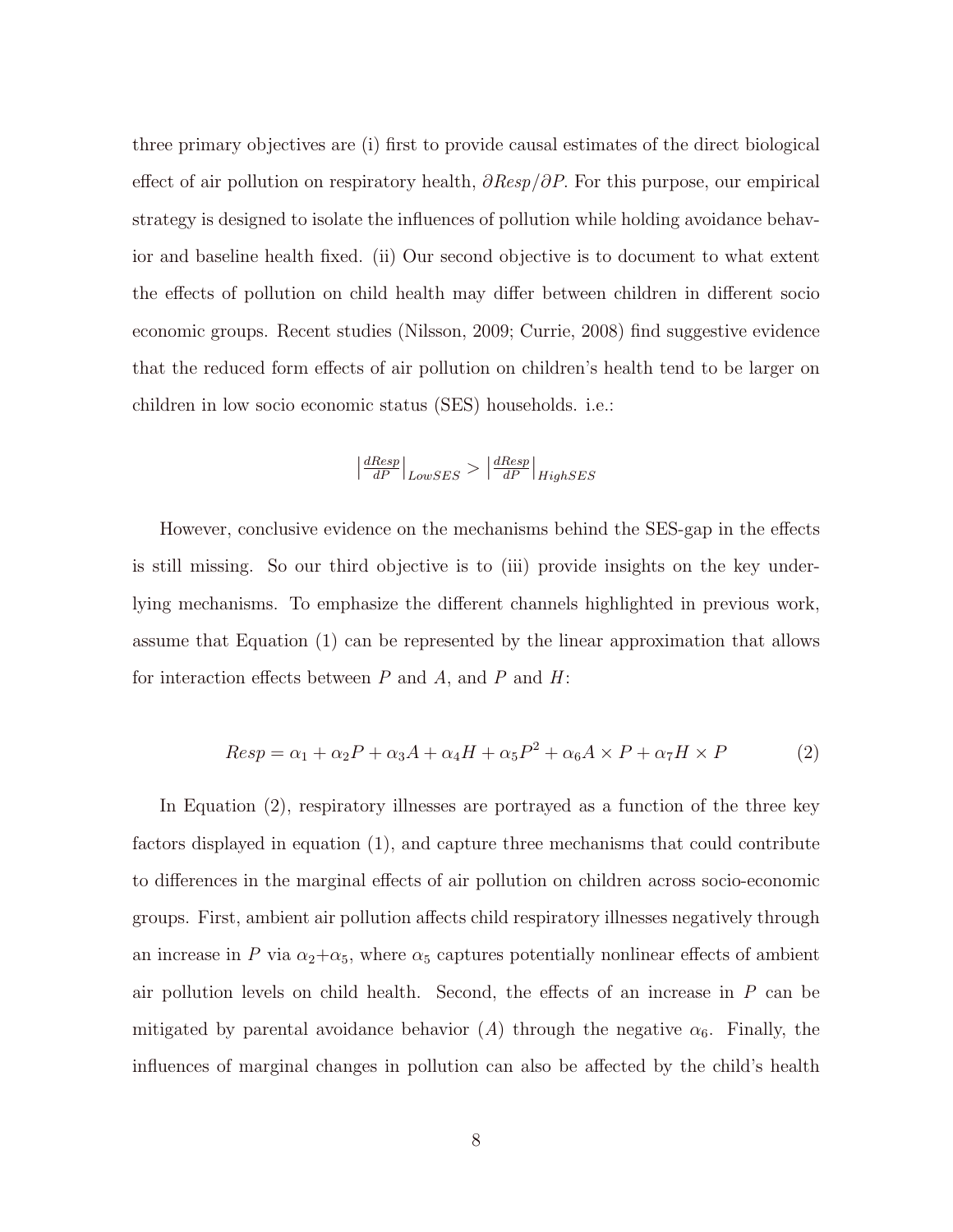three primary objectives are (i) first to provide causal estimates of the direct biological effect of air pollution on respiratory health, $\partial Resp/\partial P$. For this purpose, our empirical strategy is designed to isolate the influences of pollution while holding avoidance behavior and baseline health fixed. (ii) Our second objective is to document to what extent the effects of pollution on child health may differ between children in different socio economic groups. Recent studies (Nilsson, 2009; Currie, 2008) find suggestive evidence that the reduced form effects of air pollution on children's health tend to be larger on children in low socio economic status (SES) households. i.e.:

$$\left|\frac{dResp}{dP}\right|_{LowSES} > \left|\frac{dResp}{dP}\right|_{HighSES}$$

However, conclusive evidence on the mechanisms behind the SES-gap in the effects is still missing. So our third objective is to (iii) provide insights on the key underlying mechanisms. To emphasize the different channels highlighted in previous work, assume that Equation (1) can be represented by the linear approximation that allows for interaction effects between $P$ and $A$, and $P$ and $H$:

$$Resp = \alpha_1 + \alpha_2 P + \alpha_3 A + \alpha_4 H + \alpha_5 P^2 + \alpha_6 A \times P + \alpha_7 H \times P \tag{2}$$

In Equation (2), respiratory illnesses are portrayed as a function of the three key factors displayed in equation (1), and capture three mechanisms that could contribute to differences in the marginal effects of air pollution on children across socio-economic groups. First, ambient air pollution affects child respiratory illnesses negatively through an increase in $P$ via $\alpha_2+\alpha_5$, where $\alpha_5$ captures potentially nonlinear effects of ambient air pollution levels on child health. Second, the effects of an increase in $P$ can be mitigated by parental avoidance behavior ($A$) through the negative $\alpha_6$. Finally, the influences of marginal changes in pollution can also be affected by the child's health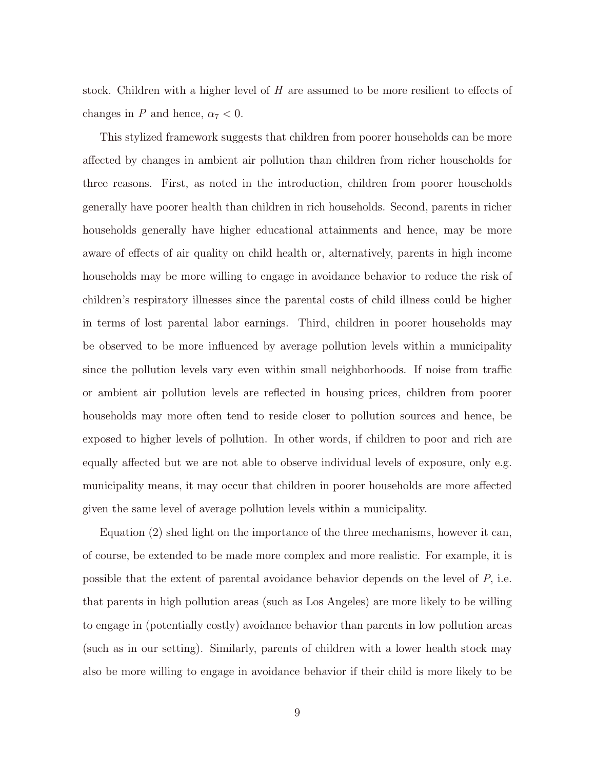stock. Children with a higher level of $H$ are assumed to be more resilient to effects of changes in $P$ and hence, $\alpha_7 < 0$.

This stylized framework suggests that children from poorer households can be more affected by changes in ambient air pollution than children from richer households for three reasons. First, as noted in the introduction, children from poorer households generally have poorer health than children in rich households. Second, parents in richer households generally have higher educational attainments and hence, may be more aware of effects of air quality on child health or, alternatively, parents in high income households may be more willing to engage in avoidance behavior to reduce the risk of children's respiratory illnesses since the parental costs of child illness could be higher in terms of lost parental labor earnings. Third, children in poorer households may be observed to be more influenced by average pollution levels within a municipality since the pollution levels vary even within small neighborhoods. If noise from traffic or ambient air pollution levels are reflected in housing prices, children from poorer households may more often tend to reside closer to pollution sources and hence, be exposed to higher levels of pollution. In other words, if children to poor and rich are equally affected but we are not able to observe individual levels of exposure, only e.g. municipality means, it may occur that children in poorer households are more affected given the same level of average pollution levels within a municipality.

Equation (2) shed light on the importance of the three mechanisms, however it can, of course, be extended to be made more complex and more realistic. For example, it is possible that the extent of parental avoidance behavior depends on the level of $P$, i.e. that parents in high pollution areas (such as Los Angeles) are more likely to be willing to engage in (potentially costly) avoidance behavior than parents in low pollution areas (such as in our setting). Similarly, parents of children with a lower health stock may also be more willing to engage in avoidance behavior if their child is more likely to be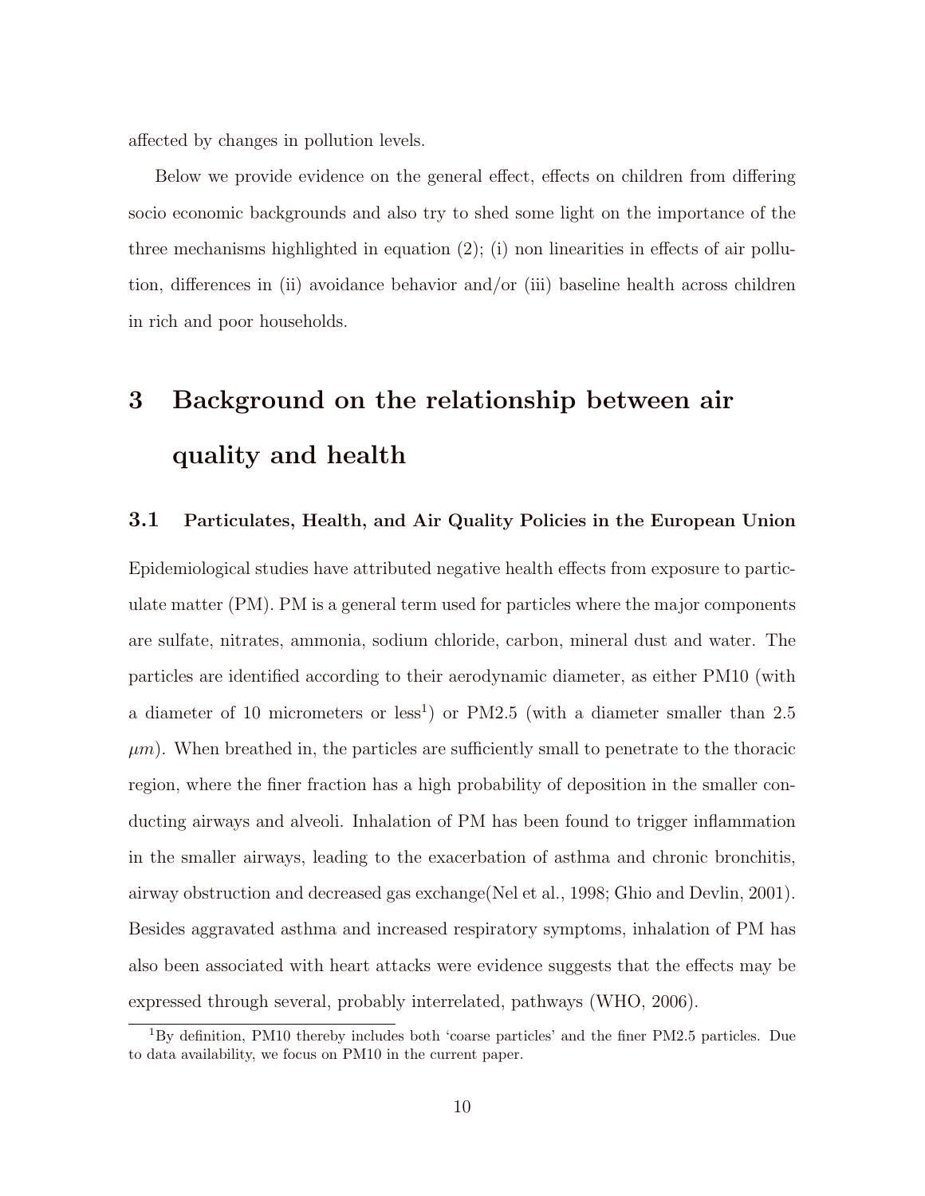affected by changes in pollution levels.

Below we provide evidence on the general effect, effects on children from differing socio economic backgrounds and also try to shed some light on the importance of the three mechanisms highlighted in equation (2); (i) non linearities in effects of air pollution, differences in (ii) avoidance behavior and/or (iii) baseline health across children in rich and poor households.

# 3 Background on the relationship between air quality and health

## 3.1 Particulates, Health, and Air Quality Policies in the European Union

Epidemiological studies have attributed negative health effects from exposure to particulate matter (PM). PM is a general term used for particles where the major components are sulfate, nitrates, ammonia, sodium chloride, carbon, mineral dust and water. The particles are identified according to their aerodynamic diameter, as either PM10 (with a diameter of 10 micrometers or less[1]) or PM2.5 (with a diameter smaller than 2.5 $\mu m$). When breathed in, the particles are sufficiently small to penetrate to the thoracic region, where the finer fraction has a high probability of deposition in the smaller conducting airways and alveoli. Inhalation of PM has been found to trigger inflammation in the smaller airways, leading to the exacerbation of asthma and chronic bronchitis, airway obstruction and decreased gas exchange(Nel et al., 1998; Ghio and Devlin, 2001). Besides aggravated asthma and increased respiratory symptoms, inhalation of PM has also been associated with heart attacks were evidence suggests that the effects may be expressed through several, probably interrelated, pathways (WHO, 2006).

[1]By definition, PM10 thereby includes both 'coarse particles' and the finer PM2.5 particles. Due to data availability, we focus on PM10 in the current paper.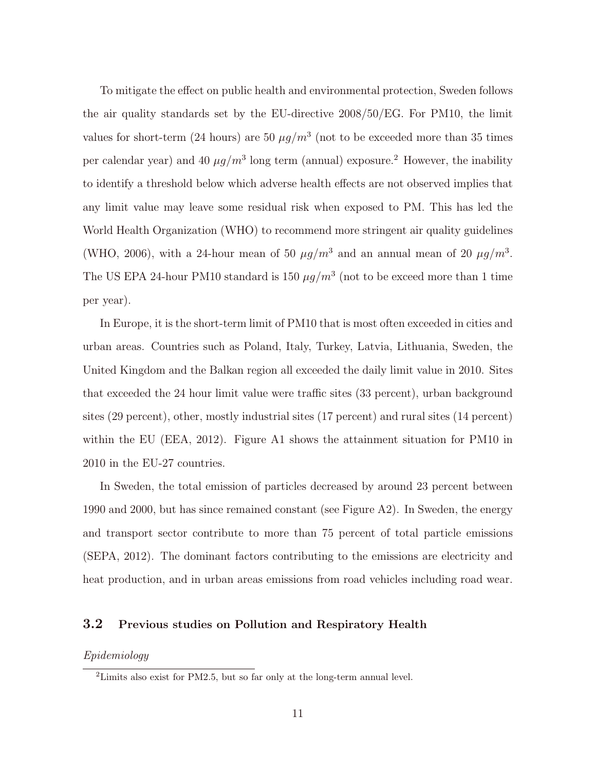To mitigate the effect on public health and environmental protection, Sweden follows the air quality standards set by the EU-directive 2008/50/EG. For PM10, the limit values for short-term (24 hours) are 50 $\mu g/m^3$ (not to be exceeded more than 35 times per calendar year) and 40 $\mu g/m^3$ long term (annual) exposure.[2] However, the inability to identify a threshold below which adverse health effects are not observed implies that any limit value may leave some residual risk when exposed to PM. This has led the World Health Organization (WHO) to recommend more stringent air quality guidelines (WHO, 2006), with a 24-hour mean of 50 $\mu g/m^3$ and an annual mean of 20 $\mu g/m^3$. The US EPA 24-hour PM10 standard is 150 $\mu g/m^3$ (not to be exceed more than 1 time per year).

In Europe, it is the short-term limit of PM10 that is most often exceeded in cities and urban areas. Countries such as Poland, Italy, Turkey, Latvia, Lithuania, Sweden, the United Kingdom and the Balkan region all exceeded the daily limit value in 2010. Sites that exceeded the 24 hour limit value were traffic sites (33 percent), urban background sites (29 percent), other, mostly industrial sites (17 percent) and rural sites (14 percent) within the EU (EEA, 2012). Figure A1 shows the attainment situation for PM10 in 2010 in the EU-27 countries.

In Sweden, the total emission of particles decreased by around 23 percent between 1990 and 2000, but has since remained constant (see Figure A2). In Sweden, the energy and transport sector contribute to more than 75 percent of total particle emissions (SEPA, 2012). The dominant factors contributing to the emissions are electricity and heat production, and in urban areas emissions from road vehicles including road wear.

### 3.2 Previous studies on Pollution and Respiratory Health

*Epidemiology*

[2] Limits also exist for PM2.5, but so far only at the long-term annual level.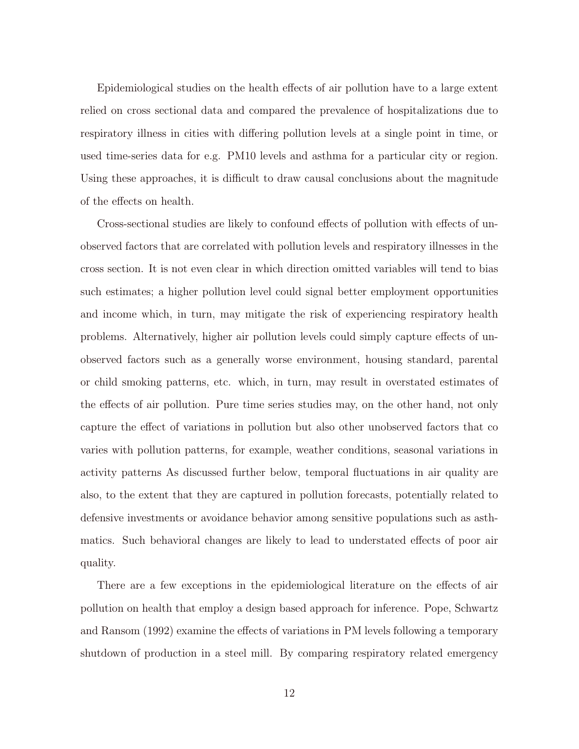Epidemiological studies on the health effects of air pollution have to a large extent relied on cross sectional data and compared the prevalence of hospitalizations due to respiratory illness in cities with differing pollution levels at a single point in time, or used time-series data for e.g. PM10 levels and asthma for a particular city or region. Using these approaches, it is difficult to draw causal conclusions about the magnitude of the effects on health.

Cross-sectional studies are likely to confound effects of pollution with effects of unobserved factors that are correlated with pollution levels and respiratory illnesses in the cross section. It is not even clear in which direction omitted variables will tend to bias such estimates; a higher pollution level could signal better employment opportunities and income which, in turn, may mitigate the risk of experiencing respiratory health problems. Alternatively, higher air pollution levels could simply capture effects of unobserved factors such as a generally worse environment, housing standard, parental or child smoking patterns, etc. which, in turn, may result in overstated estimates of the effects of air pollution. Pure time series studies may, on the other hand, not only capture the effect of variations in pollution but also other unobserved factors that co varies with pollution patterns, for example, weather conditions, seasonal variations in activity patterns As discussed further below, temporal fluctuations in air quality are also, to the extent that they are captured in pollution forecasts, potentially related to defensive investments or avoidance behavior among sensitive populations such as asthmatics. Such behavioral changes are likely to lead to understated effects of poor air quality.

There are a few exceptions in the epidemiological literature on the effects of air pollution on health that employ a design based approach for inference. Pope, Schwartz and Ransom (1992) examine the effects of variations in PM levels following a temporary shutdown of production in a steel mill. By comparing respiratory related emergency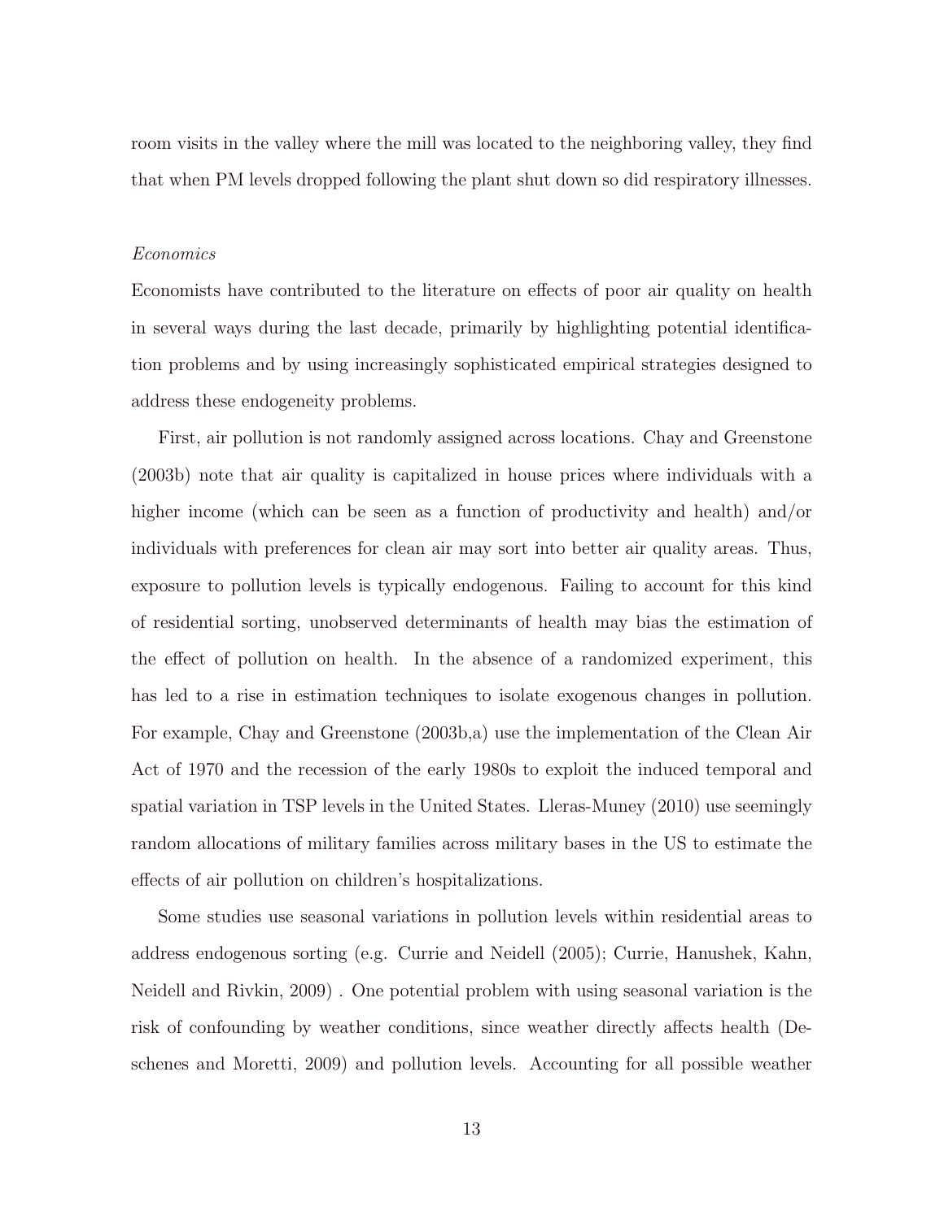room visits in the valley where the mill was located to the neighboring valley, they find that when PM levels dropped following the plant shut down so did respiratory illnesses.

*Economics*

Economists have contributed to the literature on effects of poor air quality on health in several ways during the last decade, primarily by highlighting potential identification problems and by using increasingly sophisticated empirical strategies designed to address these endogeneity problems.

First, air pollution is not randomly assigned across locations. Chay and Greenstone (2003b) note that air quality is capitalized in house prices where individuals with a higher income (which can be seen as a function of productivity and health) and/or individuals with preferences for clean air may sort into better air quality areas. Thus, exposure to pollution levels is typically endogenous. Failing to account for this kind of residential sorting, unobserved determinants of health may bias the estimation of the effect of pollution on health. In the absence of a randomized experiment, this has led to a rise in estimation techniques to isolate exogenous changes in pollution. For example, Chay and Greenstone (2003b,a) use the implementation of the Clean Air Act of 1970 and the recession of the early 1980s to exploit the induced temporal and spatial variation in TSP levels in the United States. Lleras-Muney (2010) use seemingly random allocations of military families across military bases in the US to estimate the effects of air pollution on children's hospitalizations.

Some studies use seasonal variations in pollution levels within residential areas to address endogenous sorting (e.g. Currie and Neidell (2005); Currie, Hanushek, Kahn, Neidell and Rivkin, 2009) . One potential problem with using seasonal variation is the risk of confounding by weather conditions, since weather directly affects health (Deschenes and Moretti, 2009) and pollution levels. Accounting for all possible weather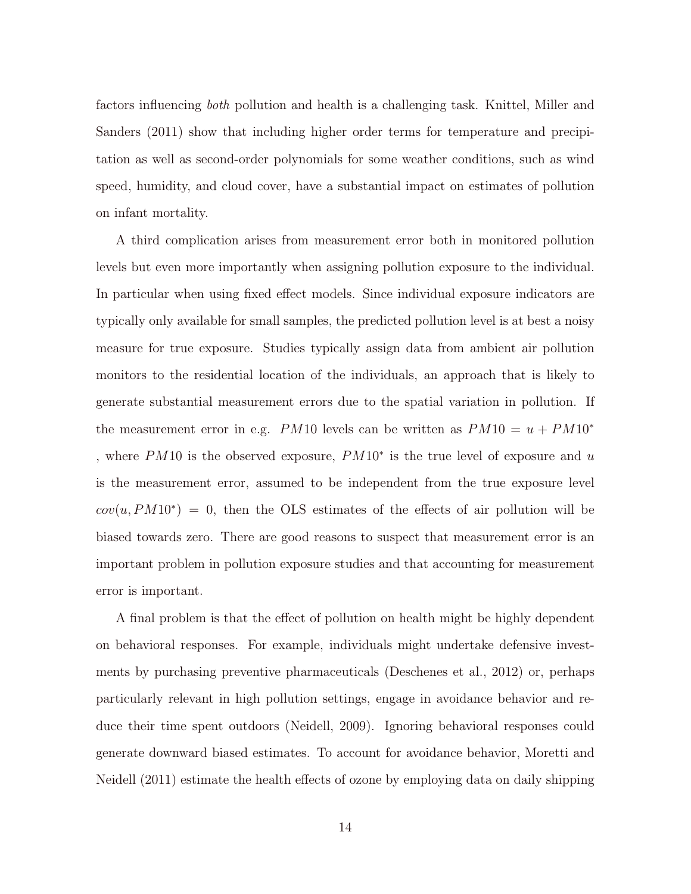factors influencing *both* pollution and health is a challenging task. Knittel, Miller and Sanders (2011) show that including higher order terms for temperature and precipitation as well as second-order polynomials for some weather conditions, such as wind speed, humidity, and cloud cover, have a substantial impact on estimates of pollution on infant mortality.

A third complication arises from measurement error both in monitored pollution levels but even more importantly when assigning pollution exposure to the individual. In particular when using fixed effect models. Since individual exposure indicators are typically only available for small samples, the predicted pollution level is at best a noisy measure for true exposure. Studies typically assign data from ambient air pollution monitors to the residential location of the individuals, an approach that is likely to generate substantial measurement errors due to the spatial variation in pollution. If the measurement error in e.g. $PM10$ levels can be written as $PM10 = u + PM10^*$ , where $PM10$ is the observed exposure, $PM10^*$ is the true level of exposure and $u$ is the measurement error, assumed to be independent from the true exposure level $cov(u, PM10^*) = 0$, then the OLS estimates of the effects of air pollution will be biased towards zero. There are good reasons to suspect that measurement error is an important problem in pollution exposure studies and that accounting for measurement error is important.

A final problem is that the effect of pollution on health might be highly dependent on behavioral responses. For example, individuals might undertake defensive investments by purchasing preventive pharmaceuticals (Deschenes et al., 2012) or, perhaps particularly relevant in high pollution settings, engage in avoidance behavior and reduce their time spent outdoors (Neidell, 2009). Ignoring behavioral responses could generate downward biased estimates. To account for avoidance behavior, Moretti and Neidell (2011) estimate the health effects of ozone by employing data on daily shipping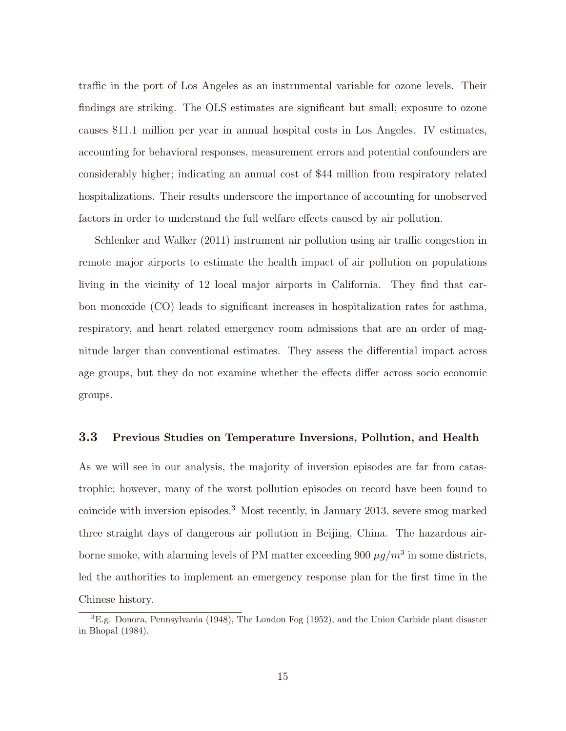traffic in the port of Los Angeles as an instrumental variable for ozone levels. Their findings are striking. The OLS estimates are significant but small; exposure to ozone causes \$11.1 million per year in annual hospital costs in Los Angeles. IV estimates, accounting for behavioral responses, measurement errors and potential confounders are considerably higher; indicating an annual cost of \$44 million from respiratory related hospitalizations. Their results underscore the importance of accounting for unobserved factors in order to understand the full welfare effects caused by air pollution.

Schlenker and Walker (2011) instrument air pollution using air traffic congestion in remote major airports to estimate the health impact of air pollution on populations living in the vicinity of 12 local major airports in California. They find that carbon monoxide (CO) leads to significant increases in hospitalization rates for asthma, respiratory, and heart related emergency room admissions that are an order of magnitude larger than conventional estimates. They assess the differential impact across age groups, but they do not examine whether the effects differ across socio economic groups.

### 3.3 Previous Studies on Temperature Inversions, Pollution, and Health

As we will see in our analysis, the majority of inversion episodes are far from catastrophic; however, many of the worst pollution episodes on record have been found to coincide with inversion episodes.[3] Most recently, in January 2013, severe smog marked three straight days of dangerous air pollution in Beijing, China. The hazardous airborne smoke, with alarming levels of PM matter exceeding 900 $\mu g/m^3$ in some districts, led the authorities to implement an emergency response plan for the first time in the Chinese history.

[3] E.g. Donora, Pennsylvania (1948), The London Fog (1952), and the Union Carbide plant disaster in Bhopal (1984).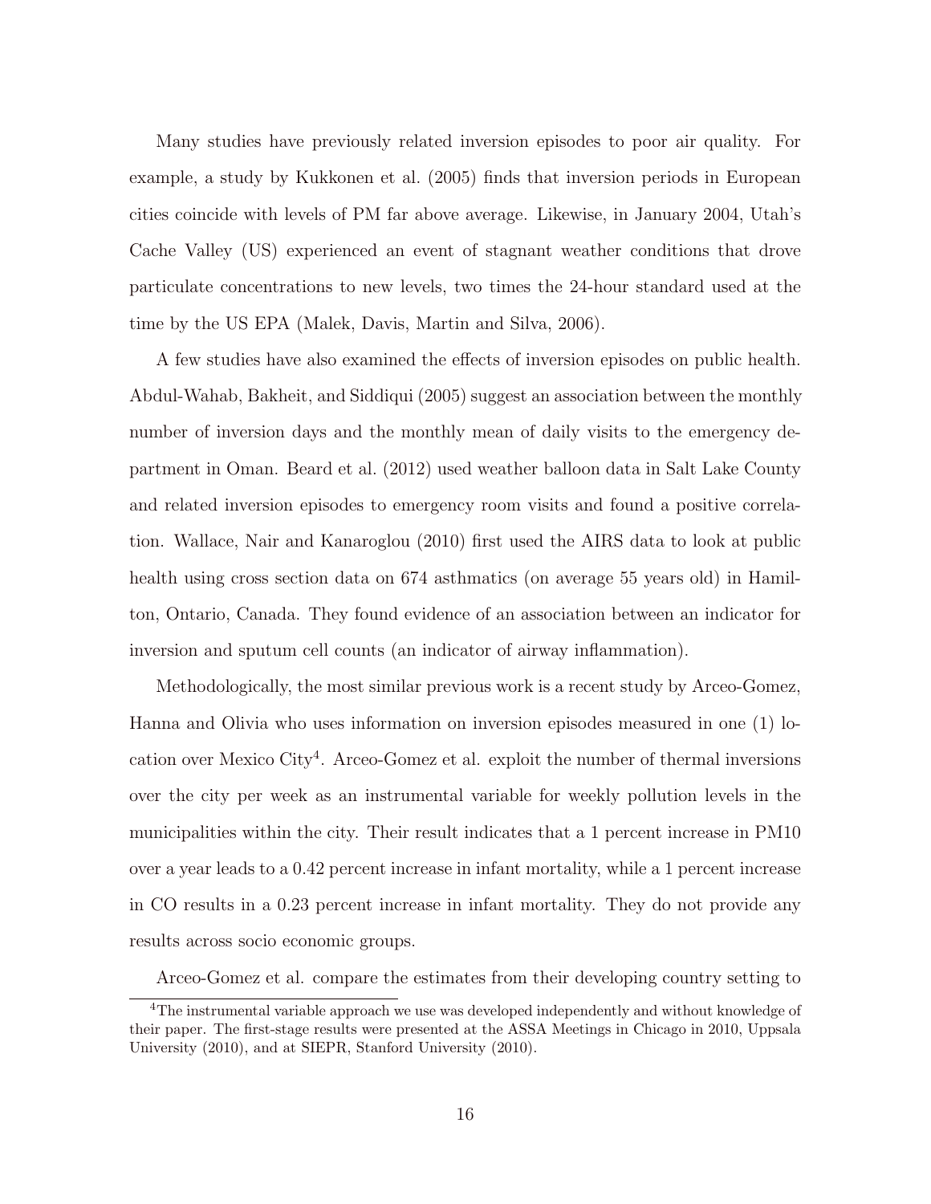Many studies have previously related inversion episodes to poor air quality. For example, a study by Kukkonen et al. (2005) finds that inversion periods in European cities coincide with levels of PM far above average. Likewise, in January 2004, Utah's Cache Valley (US) experienced an event of stagnant weather conditions that drove particulate concentrations to new levels, two times the 24-hour standard used at the time by the US EPA (Malek, Davis, Martin and Silva, 2006).

A few studies have also examined the effects of inversion episodes on public health. Abdul-Wahab, Bakheit, and Siddiqui (2005) suggest an association between the monthly number of inversion days and the monthly mean of daily visits to the emergency department in Oman. Beard et al. (2012) used weather balloon data in Salt Lake County and related inversion episodes to emergency room visits and found a positive correlation. Wallace, Nair and Kanaroglou (2010) first used the AIRS data to look at public health using cross section data on 674 asthmatics (on average 55 years old) in Hamilton, Ontario, Canada. They found evidence of an association between an indicator for inversion and sputum cell counts (an indicator of airway inflammation).

Methodologically, the most similar previous work is a recent study by Arceo-Gomez, Hanna and Olivia who uses information on inversion episodes measured in one (1) location over Mexico City[4]. Arceo-Gomez et al. exploit the number of thermal inversions over the city per week as an instrumental variable for weekly pollution levels in the municipalities within the city. Their result indicates that a 1 percent increase in PM10 over a year leads to a 0.42 percent increase in infant mortality, while a 1 percent increase in CO results in a 0.23 percent increase in infant mortality. They do not provide any results across socio economic groups.

Arceo-Gomez et al. compare the estimates from their developing country setting to

[4] The instrumental variable approach we use was developed independently and without knowledge of their paper. The first-stage results were presented at the ASSA Meetings in Chicago in 2010, Uppsala University (2010), and at SIEPR, Stanford University (2010).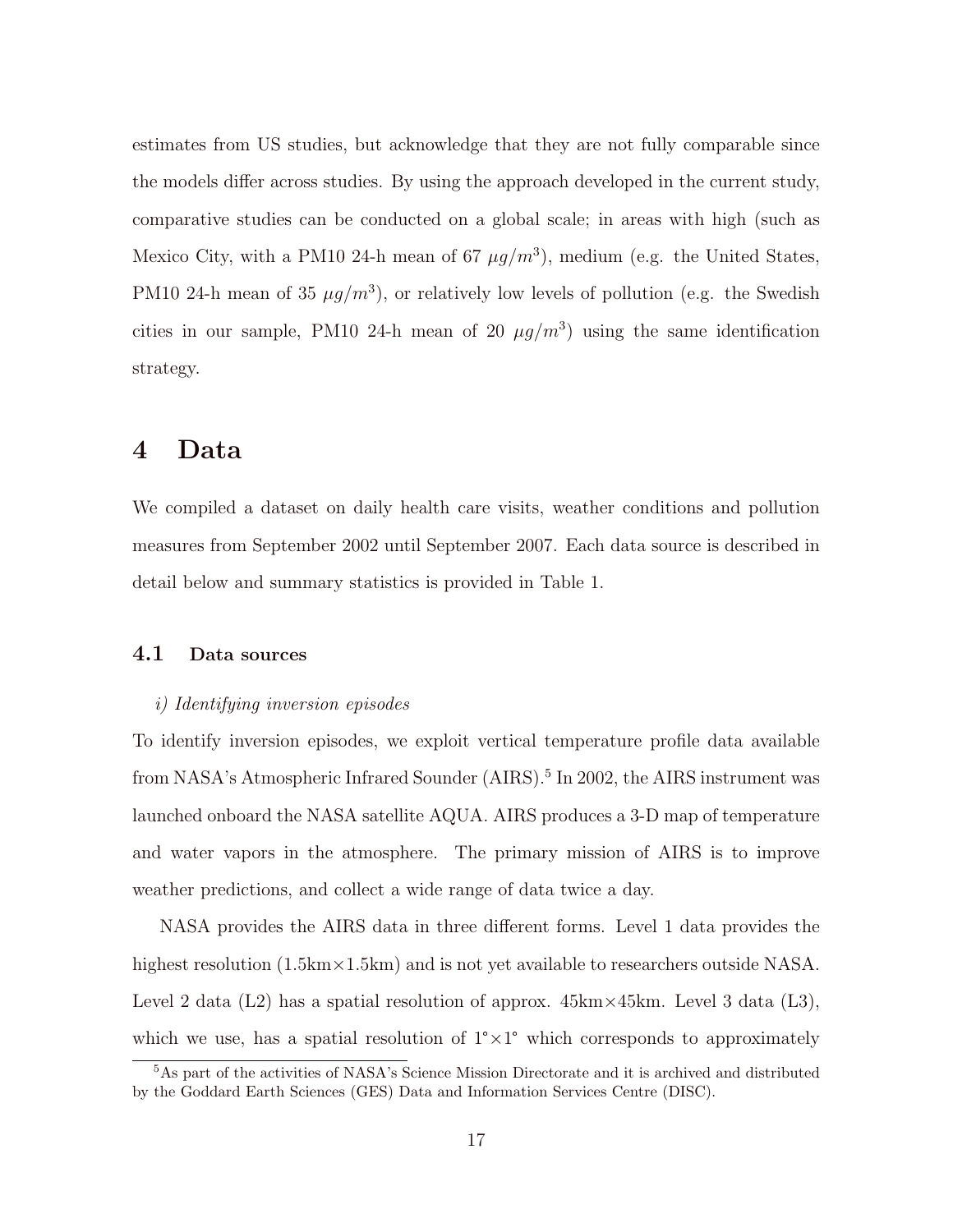estimates from US studies, but acknowledge that they are not fully comparable since the models differ across studies. By using the approach developed in the current study, comparative studies can be conducted on a global scale; in areas with high (such as Mexico City, with a PM10 24-h mean of 67 $\mu g/m^3$), medium (e.g. the United States, PM10 24-h mean of 35 $\mu g/m^3$), or relatively low levels of pollution (e.g. the Swedish cities in our sample, PM10 24-h mean of 20 $\mu g/m^3$) using the same identification strategy.

# 4 Data

We compiled a dataset on daily health care visits, weather conditions and pollution measures from September 2002 until September 2007. Each data source is described in detail below and summary statistics is provided in Table 1.

## 4.1 Data sources

*i) Identifying inversion episodes*

To identify inversion episodes, we exploit vertical temperature profile data available from NASA's Atmospheric Infrared Sounder (AIRS).[5] In 2002, the AIRS instrument was launched onboard the NASA satellite AQUA. AIRS produces a 3-D map of temperature and water vapors in the atmosphere. The primary mission of AIRS is to improve weather predictions, and collect a wide range of data twice a day.

NASA provides the AIRS data in three different forms. Level 1 data provides the highest resolution (1.5km×1.5km) and is not yet available to researchers outside NASA. Level 2 data (L2) has a spatial resolution of approx. 45km×45km. Level 3 data (L3), which we use, has a spatial resolution of 1°×1° which corresponds to approximately

[5] As part of the activities of NASA's Science Mission Directorate and it is archived and distributed by the Goddard Earth Sciences (GES) Data and Information Services Centre (DISC).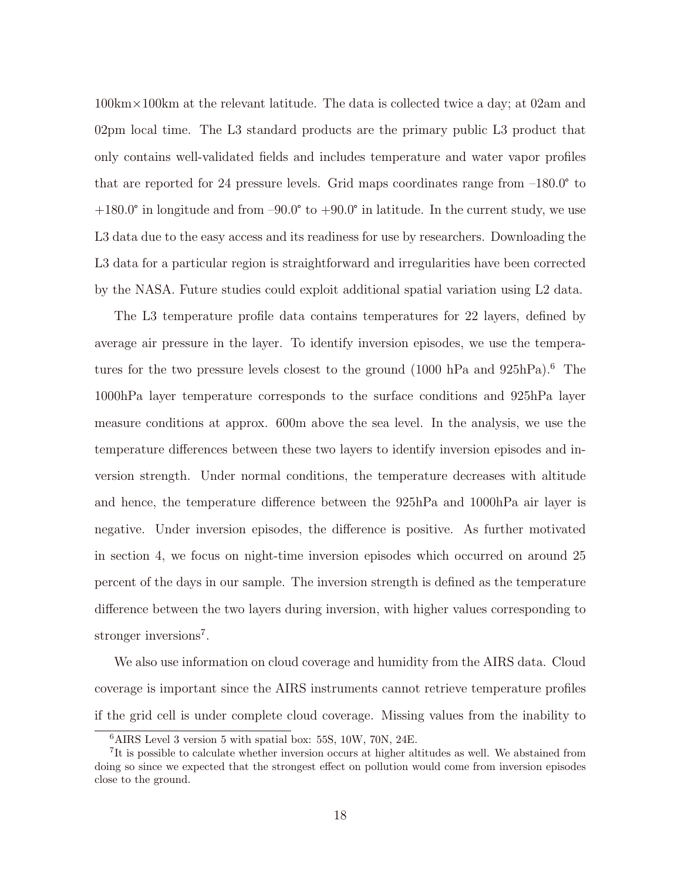100km×100km at the relevant latitude. The data is collected twice a day; at 02am and 02pm local time. The L3 standard products are the primary public L3 product that only contains well-validated fields and includes temperature and water vapor profiles that are reported for 24 pressure levels. Grid maps coordinates range from –180.0° to +180.0° in longitude and from –90.0° to +90.0° in latitude. In the current study, we use L3 data due to the easy access and its readiness for use by researchers. Downloading the L3 data for a particular region is straightforward and irregularities have been corrected by the NASA. Future studies could exploit additional spatial variation using L2 data.

The L3 temperature profile data contains temperatures for 22 layers, defined by average air pressure in the layer. To identify inversion episodes, we use the temperatures for the two pressure levels closest to the ground (1000 hPa and 925hPa).[6] The 1000hPa layer temperature corresponds to the surface conditions and 925hPa layer measure conditions at approx. 600m above the sea level. In the analysis, we use the temperature differences between these two layers to identify inversion episodes and inversion strength. Under normal conditions, the temperature decreases with altitude and hence, the temperature difference between the 925hPa and 1000hPa air layer is negative. Under inversion episodes, the difference is positive. As further motivated in section 4, we focus on night-time inversion episodes which occurred on around 25 percent of the days in our sample. The inversion strength is defined as the temperature difference between the two layers during inversion, with higher values corresponding to stronger inversions[7].

We also use information on cloud coverage and humidity from the AIRS data. Cloud coverage is important since the AIRS instruments cannot retrieve temperature profiles if the grid cell is under complete cloud coverage. Missing values from the inability to

[6] AIRS Level 3 version 5 with spatial box: 55S, 10W, 70N, 24E.

[7] It is possible to calculate whether inversion occurs at higher altitudes as well. We abstained from doing so since we expected that the strongest effect on pollution would come from inversion episodes close to the ground.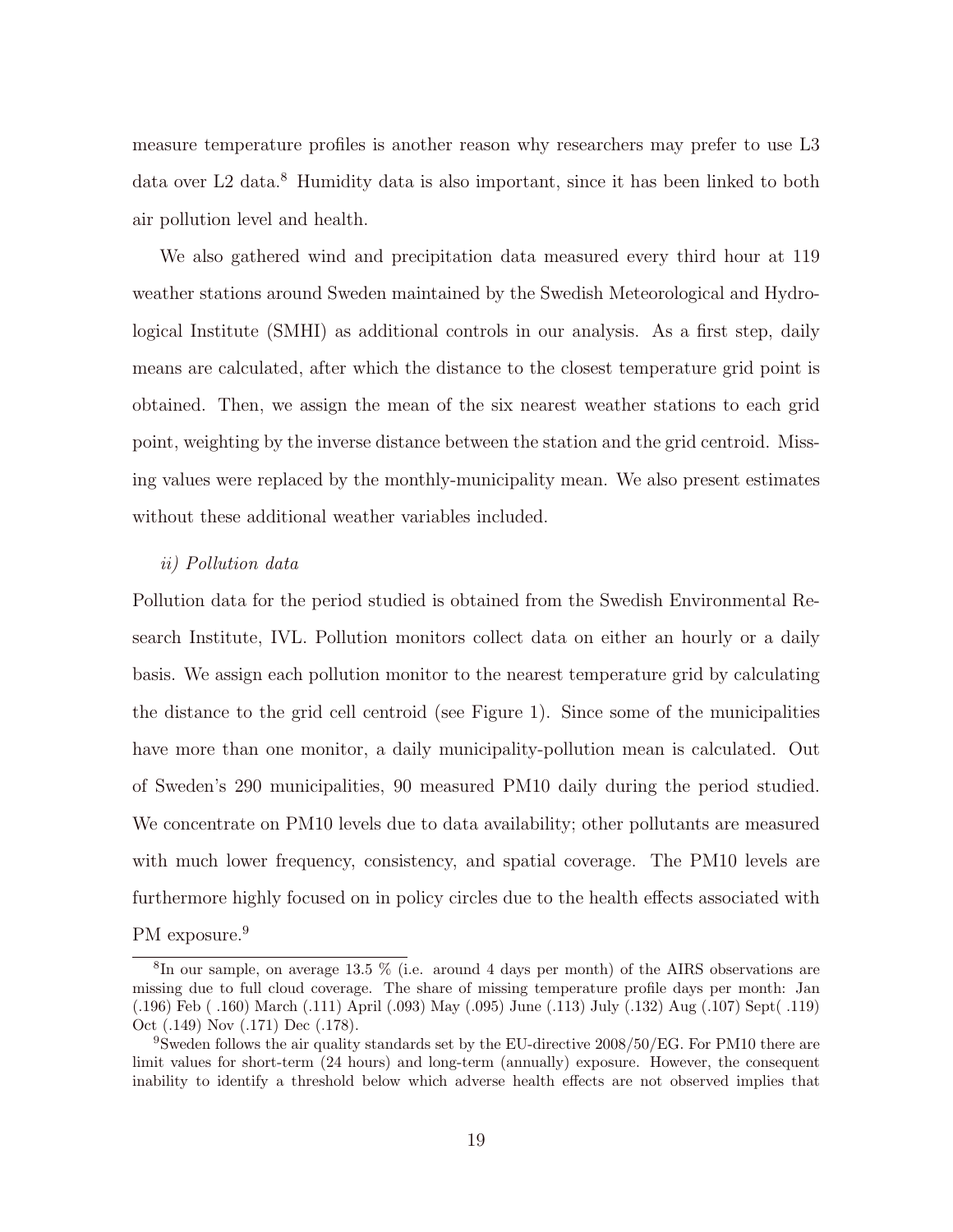measure temperature profiles is another reason why researchers may prefer to use L3 data over L2 data.[8] Humidity data is also important, since it has been linked to both air pollution level and health.

We also gathered wind and precipitation data measured every third hour at 119 weather stations around Sweden maintained by the Swedish Meteorological and Hydrological Institute (SMHI) as additional controls in our analysis. As a first step, daily means are calculated, after which the distance to the closest temperature grid point is obtained. Then, we assign the mean of the six nearest weather stations to each grid point, weighting by the inverse distance between the station and the grid centroid. Missing values were replaced by the monthly-municipality mean. We also present estimates without these additional weather variables included.

*ii) Pollution data*

Pollution data for the period studied is obtained from the Swedish Environmental Research Institute, IVL. Pollution monitors collect data on either an hourly or a daily basis. We assign each pollution monitor to the nearest temperature grid by calculating the distance to the grid cell centroid (see Figure 1). Since some of the municipalities have more than one monitor, a daily municipality-pollution mean is calculated. Out of Sweden's 290 municipalities, 90 measured PM10 daily during the period studied. We concentrate on PM10 levels due to data availability; other pollutants are measured with much lower frequency, consistency, and spatial coverage. The PM10 levels are furthermore highly focused on in policy circles due to the health effects associated with PM exposure.[9]

---

[8] In our sample, on average 13.5 % (i.e. around 4 days per month) of the AIRS observations are missing due to full cloud coverage. The share of missing temperature profile days per month: Jan (.196) Feb ( .160) March (.111) April (.093) May (.095) June (.113) July (.132) Aug (.107) Sept( .119) Oct (.149) Nov (.171) Dec (.178).

[9] Sweden follows the air quality standards set by the EU-directive 2008/50/EG. For PM10 there are limit values for short-term (24 hours) and long-term (annually) exposure. However, the consequent inability to identify a threshold below which adverse health effects are not observed implies that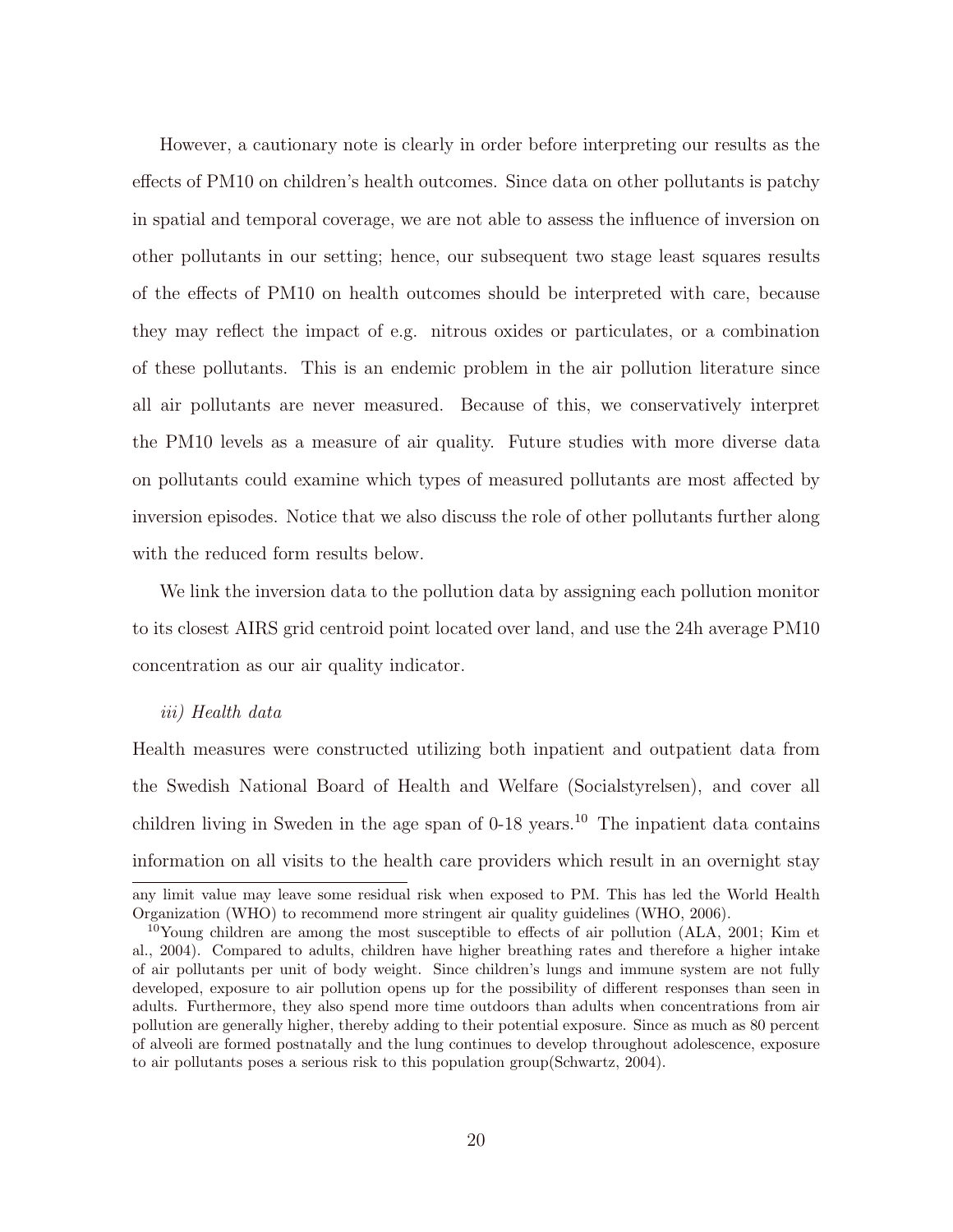However, a cautionary note is clearly in order before interpreting our results as the effects of PM10 on children's health outcomes. Since data on other pollutants is patchy in spatial and temporal coverage, we are not able to assess the influence of inversion on other pollutants in our setting; hence, our subsequent two stage least squares results of the effects of PM10 on health outcomes should be interpreted with care, because they may reflect the impact of e.g. nitrous oxides or particulates, or a combination of these pollutants. This is an endemic problem in the air pollution literature since all air pollutants are never measured. Because of this, we conservatively interpret the PM10 levels as a measure of air quality. Future studies with more diverse data on pollutants could examine which types of measured pollutants are most affected by inversion episodes. Notice that we also discuss the role of other pollutants further along with the reduced form results below.

We link the inversion data to the pollution data by assigning each pollution monitor to its closest AIRS grid centroid point located over land, and use the 24h average PM10 concentration as our air quality indicator.

*iii) Health data*

Health measures were constructed utilizing both inpatient and outpatient data from the Swedish National Board of Health and Welfare (Socialstyrelsen), and cover all children living in Sweden in the age span of 0-18 years.[10] The inpatient data contains information on all visits to the health care providers which result in an overnight stay

---

any limit value may leave some residual risk when exposed to PM. This has led the World Health Organization (WHO) to recommend more stringent air quality guidelines (WHO, 2006).

[10] Young children are among the most susceptible to effects of air pollution (ALA, 2001; Kim et al., 2004). Compared to adults, children have higher breathing rates and therefore a higher intake of air pollutants per unit of body weight. Since children's lungs and immune system are not fully developed, exposure to air pollution opens up for the possibility of different responses than seen in adults. Furthermore, they also spend more time outdoors than adults when concentrations from air pollution are generally higher, thereby adding to their potential exposure. Since as much as 80 percent of alveoli are formed postnatally and the lung continues to develop throughout adolescence, exposure to air pollutants poses a serious risk to this population group(Schwartz, 2004).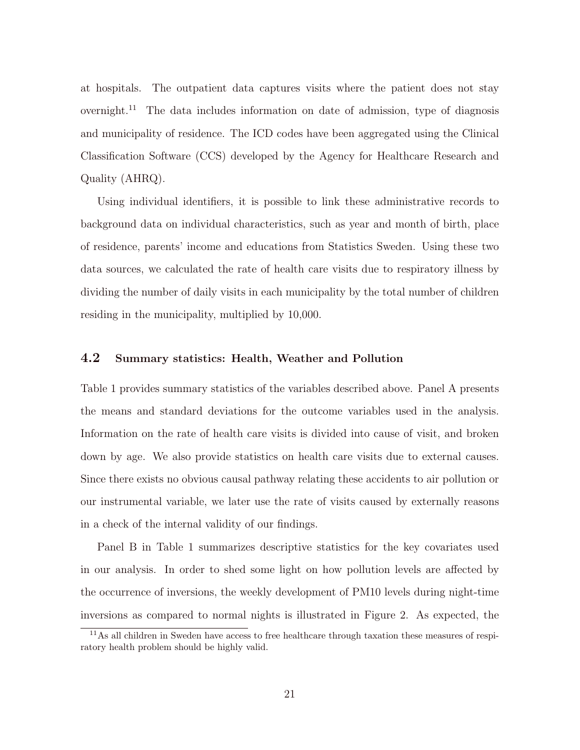at hospitals. The outpatient data captures visits where the patient does not stay overnight.[11] The data includes information on date of admission, type of diagnosis and municipality of residence. The ICD codes have been aggregated using the Clinical Classification Software (CCS) developed by the Agency for Healthcare Research and Quality (AHRQ).

Using individual identifiers, it is possible to link these administrative records to background data on individual characteristics, such as year and month of birth, place of residence, parents' income and educations from Statistics Sweden. Using these two data sources, we calculated the rate of health care visits due to respiratory illness by dividing the number of daily visits in each municipality by the total number of children residing in the municipality, multiplied by 10,000.

### 4.2 Summary statistics: Health, Weather and Pollution

Table 1 provides summary statistics of the variables described above. Panel A presents the means and standard deviations for the outcome variables used in the analysis. Information on the rate of health care visits is divided into cause of visit, and broken down by age. We also provide statistics on health care visits due to external causes. Since there exists no obvious causal pathway relating these accidents to air pollution or our instrumental variable, we later use the rate of visits caused by externally reasons in a check of the internal validity of our findings.

Panel B in Table 1 summarizes descriptive statistics for the key covariates used in our analysis. In order to shed some light on how pollution levels are affected by the occurrence of inversions, the weekly development of PM10 levels during night-time inversions as compared to normal nights is illustrated in Figure 2. As expected, the

[11] As all children in Sweden have access to free healthcare through taxation these measures of respiratory health problem should be highly valid.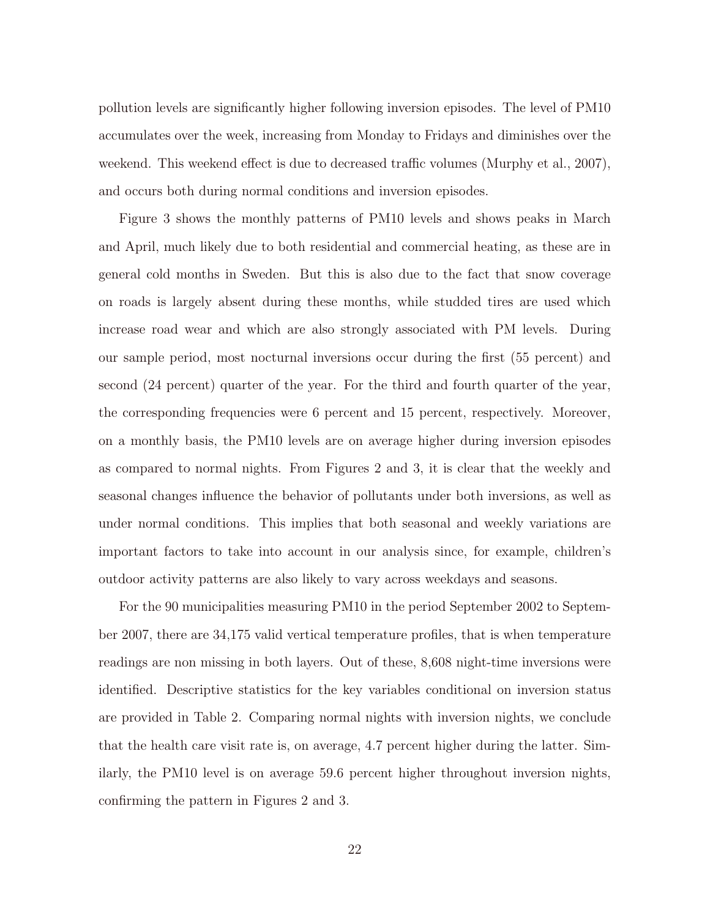pollution levels are significantly higher following inversion episodes. The level of PM10 accumulates over the week, increasing from Monday to Fridays and diminishes over the weekend. This weekend effect is due to decreased traffic volumes (Murphy et al., 2007), and occurs both during normal conditions and inversion episodes.

Figure 3 shows the monthly patterns of PM10 levels and shows peaks in March and April, much likely due to both residential and commercial heating, as these are in general cold months in Sweden. But this is also due to the fact that snow coverage on roads is largely absent during these months, while studded tires are used which increase road wear and which are also strongly associated with PM levels. During our sample period, most nocturnal inversions occur during the first (55 percent) and second (24 percent) quarter of the year. For the third and fourth quarter of the year, the corresponding frequencies were 6 percent and 15 percent, respectively. Moreover, on a monthly basis, the PM10 levels are on average higher during inversion episodes as compared to normal nights. From Figures 2 and 3, it is clear that the weekly and seasonal changes influence the behavior of pollutants under both inversions, as well as under normal conditions. This implies that both seasonal and weekly variations are important factors to take into account in our analysis since, for example, children's outdoor activity patterns are also likely to vary across weekdays and seasons.

For the 90 municipalities measuring PM10 in the period September 2002 to September 2007, there are 34,175 valid vertical temperature profiles, that is when temperature readings are non missing in both layers. Out of these, 8,608 night-time inversions were identified. Descriptive statistics for the key variables conditional on inversion status are provided in Table 2. Comparing normal nights with inversion nights, we conclude that the health care visit rate is, on average, 4.7 percent higher during the latter. Similarly, the PM10 level is on average 59.6 percent higher throughout inversion nights, confirming the pattern in Figures 2 and 3.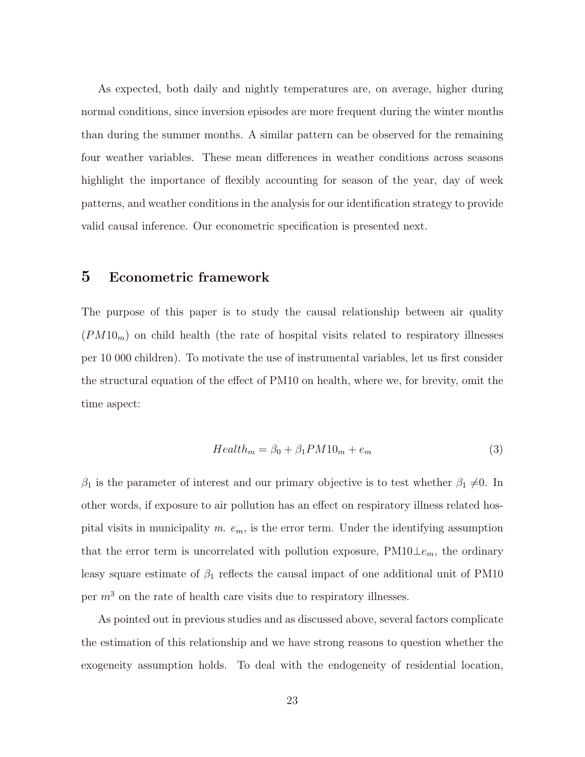As expected, both daily and nightly temperatures are, on average, higher during normal conditions, since inversion episodes are more frequent during the winter months than during the summer months. A similar pattern can be observed for the remaining four weather variables. These mean differences in weather conditions across seasons highlight the importance of flexibly accounting for season of the year, day of week patterns, and weather conditions in the analysis for our identification strategy to provide valid causal inference. Our econometric specification is presented next.

## 5 Econometric framework

The purpose of this paper is to study the causal relationship between air quality ($PM10_m$) on child health (the rate of hospital visits related to respiratory illnesses per 10 000 children). To motivate the use of instrumental variables, let us first consider the structural equation of the effect of PM10 on health, where we, for brevity, omit the time aspect:

$$Health_m = \beta_0 + \beta_1 PM10_m + e_m \tag{3}$$

$\beta_1$ is the parameter of interest and our primary objective is to test whether $\beta_1 \neq 0$. In other words, if exposure to air pollution has an effect on respiratory illness related hospital visits in municipality $m$. $e_m$, is the error term. Under the identifying assumption that the error term is uncorrelated with pollution exposure, PM10$\perp e_m$, the ordinary leasy square estimate of $\beta_1$ reflects the causal impact of one additional unit of PM10 per $m^3$ on the rate of health care visits due to respiratory illnesses.

As pointed out in previous studies and as discussed above, several factors complicate the estimation of this relationship and we have strong reasons to question whether the exogeneity assumption holds. To deal with the endogeneity of residential location,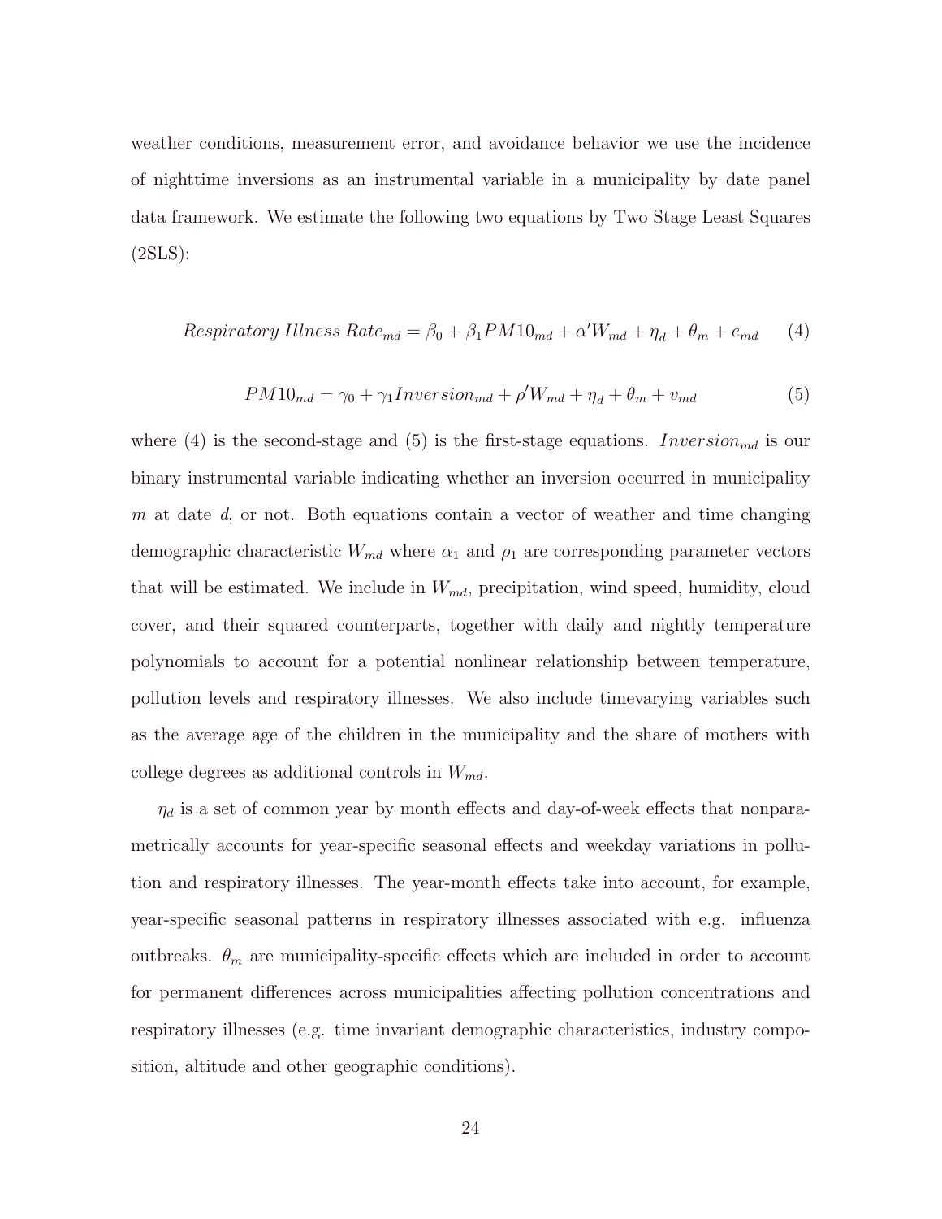weather conditions, measurement error, and avoidance behavior we use the incidence of nighttime inversions as an instrumental variable in a municipality by date panel data framework. We estimate the following two equations by Two Stage Least Squares (2SLS):

$$Respiratory\ Illness\ Rate_{md} = \beta_0 + \beta_1 PM10_{md} + \alpha' W_{md} + \eta_d + \theta_m + e_{md} \tag{4}$$

$$PM10_{md} = \gamma_0 + \gamma_1 Inversion_{md} + \rho' W_{md} + \eta_d + \theta_m + v_{md} \tag{5}$$

where (4) is the second-stage and (5) is the first-stage equations. $Inversion_{md}$ is our binary instrumental variable indicating whether an inversion occurred in municipality $m$ at date $d$, or not. Both equations contain a vector of weather and time changing demographic characteristic $W_{md}$ where $\alpha_1$ and $\rho_1$ are corresponding parameter vectors that will be estimated. We include in $W_{md}$, precipitation, wind speed, humidity, cloud cover, and their squared counterparts, together with daily and nightly temperature polynomials to account for a potential nonlinear relationship between temperature, pollution levels and respiratory illnesses. We also include timevarying variables such as the average age of the children in the municipality and the share of mothers with college degrees as additional controls in $W_{md}$.

$\eta_d$ is a set of common year by month effects and day-of-week effects that nonparametrically accounts for year-specific seasonal effects and weekday variations in pollution and respiratory illnesses. The year-month effects take into account, for example, year-specific seasonal patterns in respiratory illnesses associated with e.g. influenza outbreaks. $\theta_m$ are municipality-specific effects which are included in order to account for permanent differences across municipalities affecting pollution concentrations and respiratory illnesses (e.g. time invariant demographic characteristics, industry composition, altitude and other geographic conditions).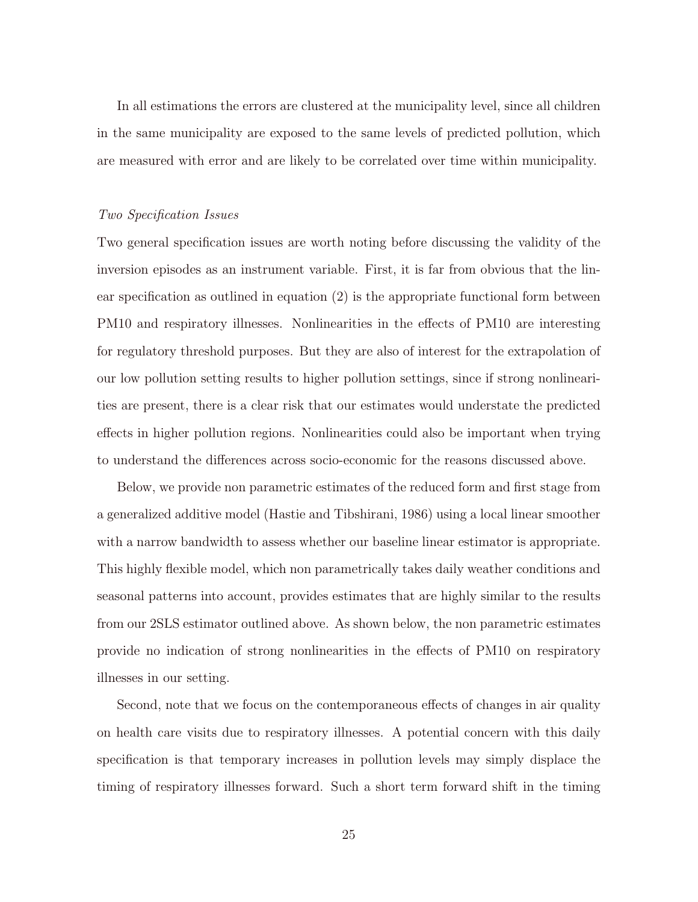In all estimations the errors are clustered at the municipality level, since all children in the same municipality are exposed to the same levels of predicted pollution, which are measured with error and are likely to be correlated over time within municipality.

*Two Specification Issues*

Two general specification issues are worth noting before discussing the validity of the inversion episodes as an instrument variable. First, it is far from obvious that the linear specification as outlined in equation (2) is the appropriate functional form between PM10 and respiratory illnesses. Nonlinearities in the effects of PM10 are interesting for regulatory threshold purposes. But they are also of interest for the extrapolation of our low pollution setting results to higher pollution settings, since if strong nonlinearities are present, there is a clear risk that our estimates would understate the predicted effects in higher pollution regions. Nonlinearities could also be important when trying to understand the differences across socio-economic for the reasons discussed above.

Below, we provide non parametric estimates of the reduced form and first stage from a generalized additive model (Hastie and Tibshirani, 1986) using a local linear smoother with a narrow bandwidth to assess whether our baseline linear estimator is appropriate. This highly flexible model, which non parametrically takes daily weather conditions and seasonal patterns into account, provides estimates that are highly similar to the results from our 2SLS estimator outlined above. As shown below, the non parametric estimates provide no indication of strong nonlinearities in the effects of PM10 on respiratory illnesses in our setting.

Second, note that we focus on the contemporaneous effects of changes in air quality on health care visits due to respiratory illnesses. A potential concern with this daily specification is that temporary increases in pollution levels may simply displace the timing of respiratory illnesses forward. Such a short term forward shift in the timing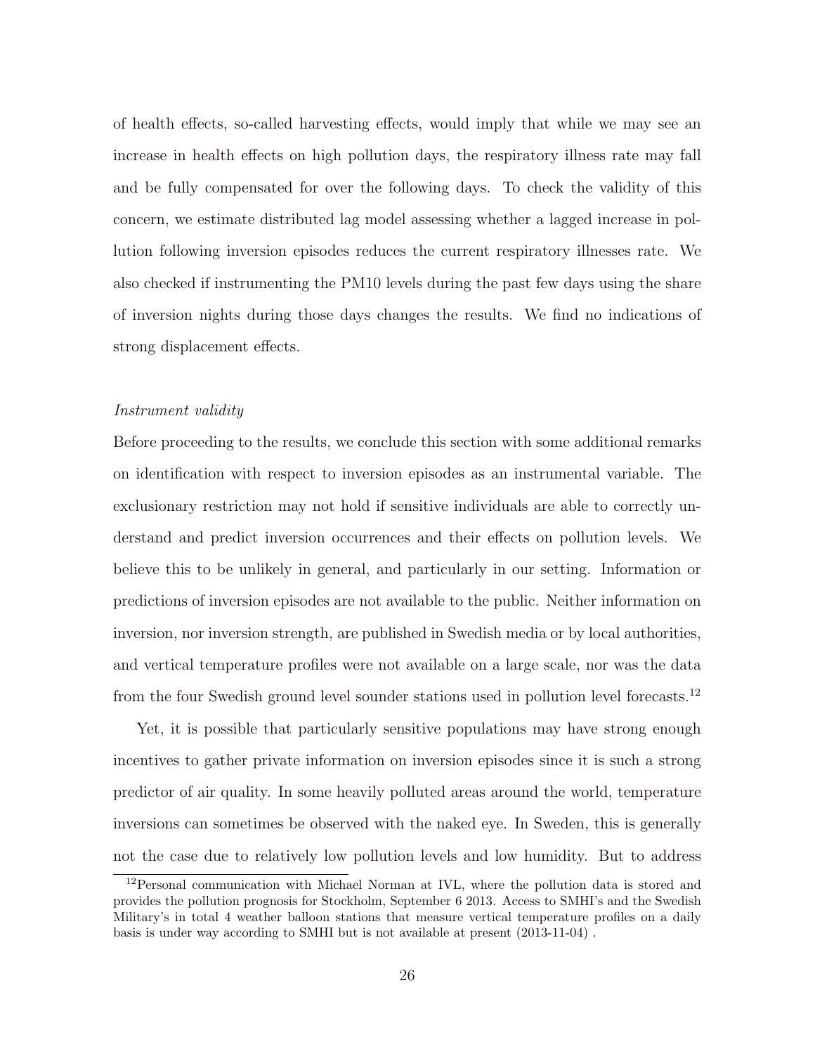of health effects, so-called harvesting effects, would imply that while we may see an increase in health effects on high pollution days, the respiratory illness rate may fall and be fully compensated for over the following days. To check the validity of this concern, we estimate distributed lag model assessing whether a lagged increase in pollution following inversion episodes reduces the current respiratory illnesses rate. We also checked if instrumenting the PM10 levels during the past few days using the share of inversion nights during those days changes the results. We find no indications of strong displacement effects.

*Instrument validity*

Before proceeding to the results, we conclude this section with some additional remarks on identification with respect to inversion episodes as an instrumental variable. The exclusionary restriction may not hold if sensitive individuals are able to correctly understand and predict inversion occurrences and their effects on pollution levels. We believe this to be unlikely in general, and particularly in our setting. Information or predictions of inversion episodes are not available to the public. Neither information on inversion, nor inversion strength, are published in Swedish media or by local authorities, and vertical temperature profiles were not available on a large scale, nor was the data from the four Swedish ground level sounder stations used in pollution level forecasts.[12]

Yet, it is possible that particularly sensitive populations may have strong enough incentives to gather private information on inversion episodes since it is such a strong predictor of air quality. In some heavily polluted areas around the world, temperature inversions can sometimes be observed with the naked eye. In Sweden, this is generally not the case due to relatively low pollution levels and low humidity. But to address

[12] Personal communication with Michael Norman at IVL, where the pollution data is stored and provides the pollution prognosis for Stockholm, September 6 2013. Access to SMHI's and the Swedish Military's in total 4 weather balloon stations that measure vertical temperature profiles on a daily basis is under way according to SMHI but is not available at present (2013-11-04) .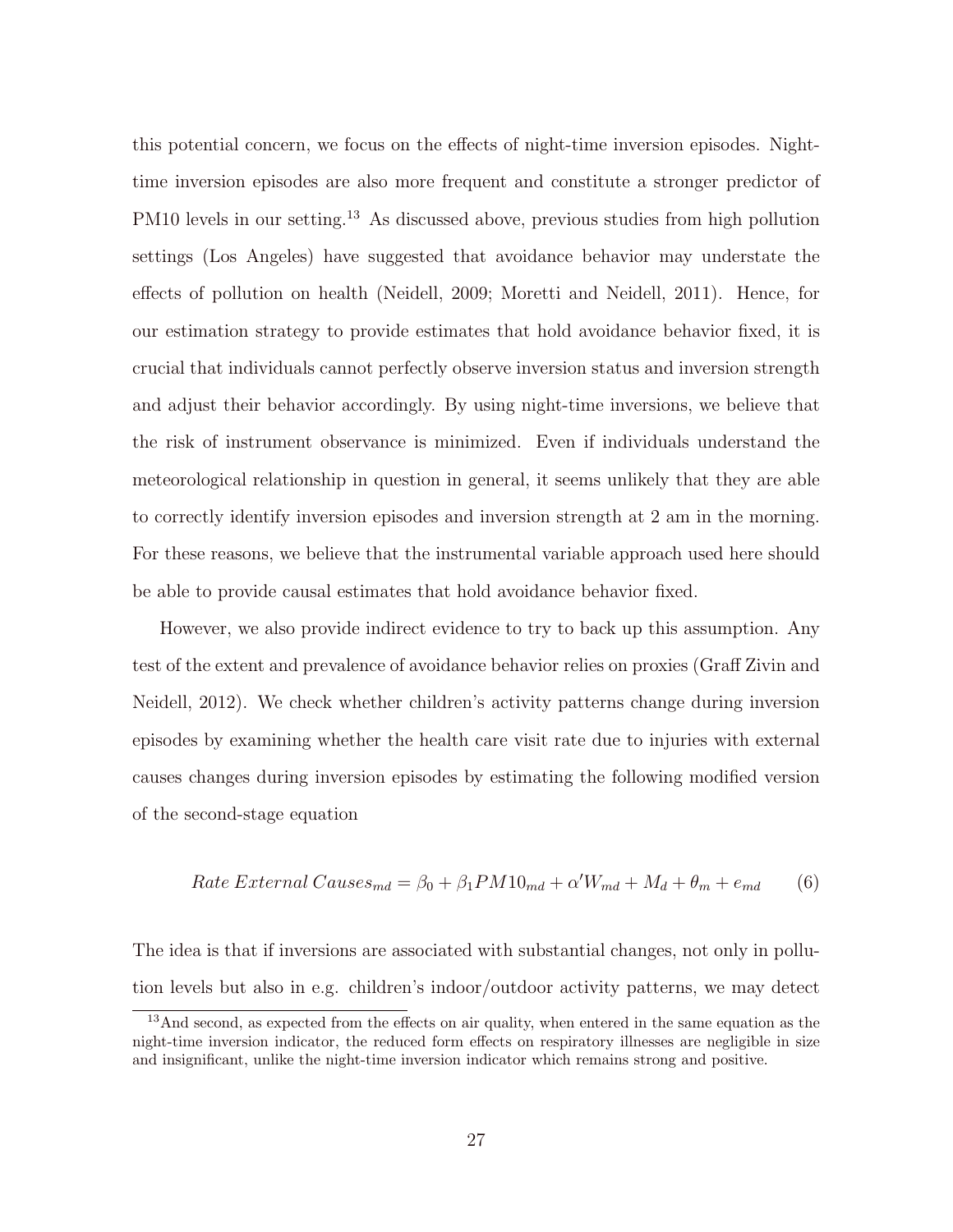this potential concern, we focus on the effects of night-time inversion episodes. Night-time inversion episodes are also more frequent and constitute a stronger predictor of PM10 levels in our setting.[13] As discussed above, previous studies from high pollution settings (Los Angeles) have suggested that avoidance behavior may understate the effects of pollution on health (Neidell, 2009; Moretti and Neidell, 2011). Hence, for our estimation strategy to provide estimates that hold avoidance behavior fixed, it is crucial that individuals cannot perfectly observe inversion status and inversion strength and adjust their behavior accordingly. By using night-time inversions, we believe that the risk of instrument observance is minimized. Even if individuals understand the meteorological relationship in question in general, it seems unlikely that they are able to correctly identify inversion episodes and inversion strength at 2 am in the morning. For these reasons, we believe that the instrumental variable approach used here should be able to provide causal estimates that hold avoidance behavior fixed.

However, we also provide indirect evidence to try to back up this assumption. Any test of the extent and prevalence of avoidance behavior relies on proxies (Graff Zivin and Neidell, 2012). We check whether children's activity patterns change during inversion episodes by examining whether the health care visit rate due to injuries with external causes changes during inversion episodes by estimating the following modified version of the second-stage equation

$$Rate\ External\ Causes_{md} = \beta_0 + \beta_1 PM10_{md} + \alpha' W_{md} + M_d + \theta_m + e_{md} \qquad (6)$$

The idea is that if inversions are associated with substantial changes, not only in pollution levels but also in e.g. children's indoor/outdoor activity patterns, we may detect

[13] And second, as expected from the effects on air quality, when entered in the same equation as the night-time inversion indicator, the reduced form effects on respiratory illnesses are negligible in size and insignificant, unlike the night-time inversion indicator which remains strong and positive.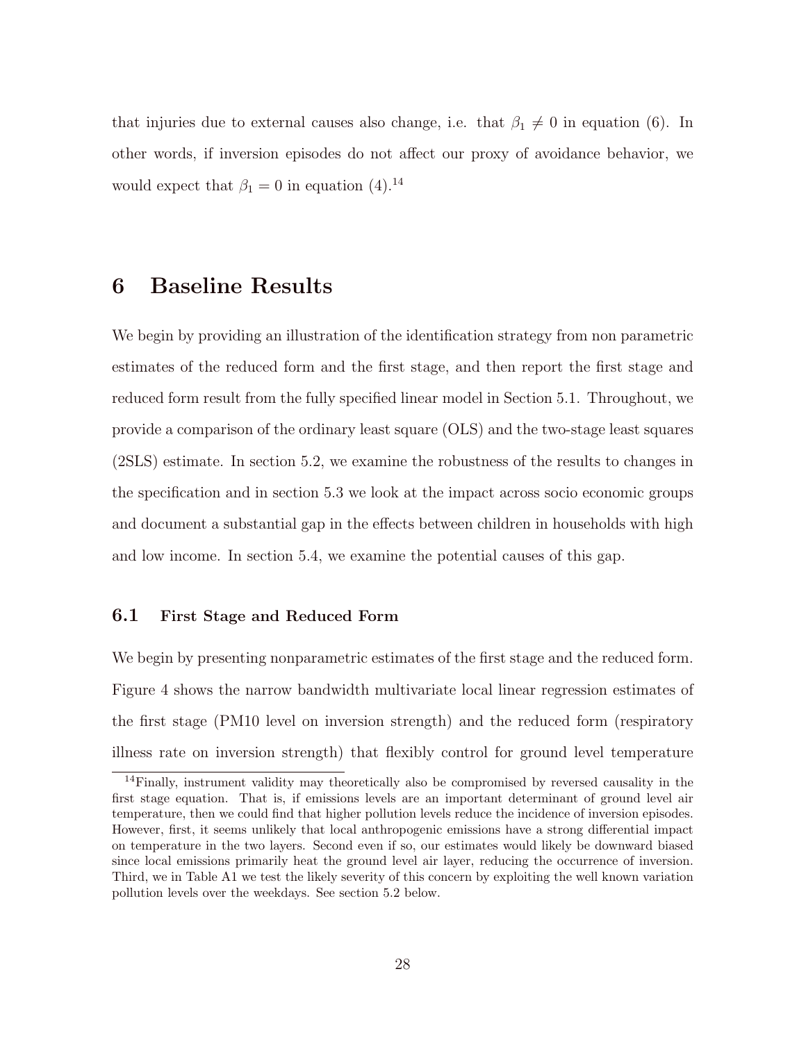that injuries due to external causes also change, i.e. that $\beta_1 \neq 0$ in equation (6). In other words, if inversion episodes do not affect our proxy of avoidance behavior, we would expect that $\beta_1 = 0$ in equation (4).[14]

# 6 Baseline Results

We begin by providing an illustration of the identification strategy from non parametric estimates of the reduced form and the first stage, and then report the first stage and reduced form result from the fully specified linear model in Section 5.1. Throughout, we provide a comparison of the ordinary least square (OLS) and the two-stage least squares (2SLS) estimate. In section 5.2, we examine the robustness of the results to changes in the specification and in section 5.3 we look at the impact across socio economic groups and document a substantial gap in the effects between children in households with high and low income. In section 5.4, we examine the potential causes of this gap.

## 6.1 First Stage and Reduced Form

We begin by presenting nonparametric estimates of the first stage and the reduced form. Figure 4 shows the narrow bandwidth multivariate local linear regression estimates of the first stage (PM10 level on inversion strength) and the reduced form (respiratory illness rate on inversion strength) that flexibly control for ground level temperature

[14]Finally, instrument validity may theoretically also be compromised by reversed causality in the first stage equation. That is, if emissions levels are an important determinant of ground level air temperature, then we could find that higher pollution levels reduce the incidence of inversion episodes. However, first, it seems unlikely that local anthropogenic emissions have a strong differential impact on temperature in the two layers. Second even if so, our estimates would likely be downward biased since local emissions primarily heat the ground level air layer, reducing the occurrence of inversion. Third, we in Table A1 we test the likely severity of this concern by exploiting the well known variation pollution levels over the weekdays. See section 5.2 below.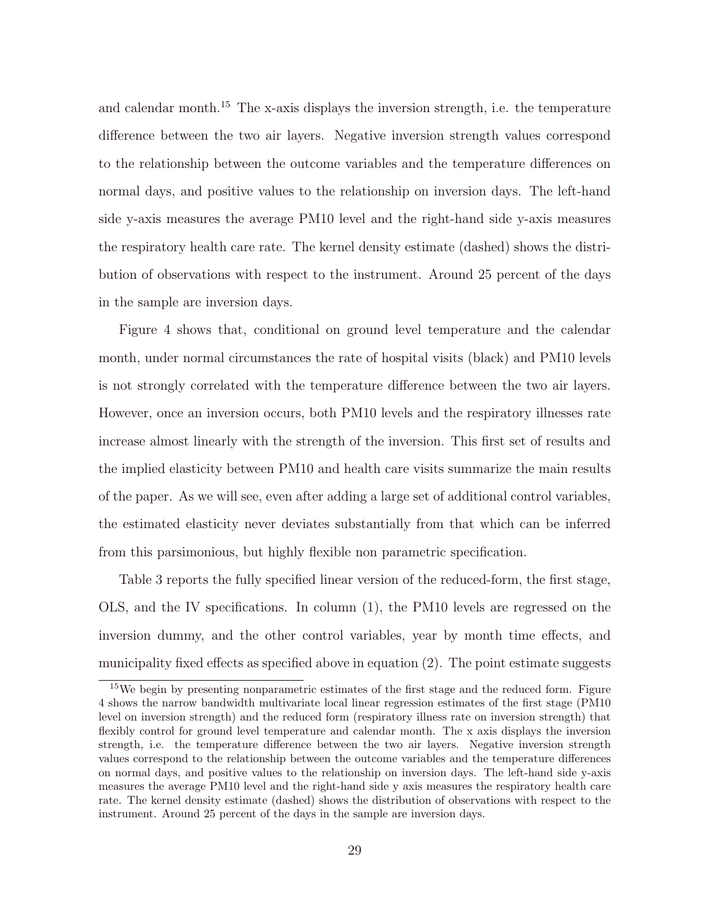and calendar month.[15] The x-axis displays the inversion strength, i.e. the temperature difference between the two air layers. Negative inversion strength values correspond to the relationship between the outcome variables and the temperature differences on normal days, and positive values to the relationship on inversion days. The left-hand side y-axis measures the average PM10 level and the right-hand side y-axis measures the respiratory health care rate. The kernel density estimate (dashed) shows the distribution of observations with respect to the instrument. Around 25 percent of the days in the sample are inversion days.

Figure 4 shows that, conditional on ground level temperature and the calendar month, under normal circumstances the rate of hospital visits (black) and PM10 levels is not strongly correlated with the temperature difference between the two air layers. However, once an inversion occurs, both PM10 levels and the respiratory illnesses rate increase almost linearly with the strength of the inversion. This first set of results and the implied elasticity between PM10 and health care visits summarize the main results of the paper. As we will see, even after adding a large set of additional control variables, the estimated elasticity never deviates substantially from that which can be inferred from this parsimonious, but highly flexible non parametric specification.

Table 3 reports the fully specified linear version of the reduced-form, the first stage, OLS, and the IV specifications. In column (1), the PM10 levels are regressed on the inversion dummy, and the other control variables, year by month time effects, and municipality fixed effects as specified above in equation (2). The point estimate suggests

[15] We begin by presenting nonparametric estimates of the first stage and the reduced form. Figure 4 shows the narrow bandwidth multivariate local linear regression estimates of the first stage (PM10 level on inversion strength) and the reduced form (respiratory illness rate on inversion strength) that flexibly control for ground level temperature and calendar month. The x axis displays the inversion strength, i.e. the temperature difference between the two air layers. Negative inversion strength values correspond to the relationship between the outcome variables and the temperature differences on normal days, and positive values to the relationship on inversion days. The left-hand side y-axis measures the average PM10 level and the right-hand side y axis measures the respiratory health care rate. The kernel density estimate (dashed) shows the distribution of observations with respect to the instrument. Around 25 percent of the days in the sample are inversion days.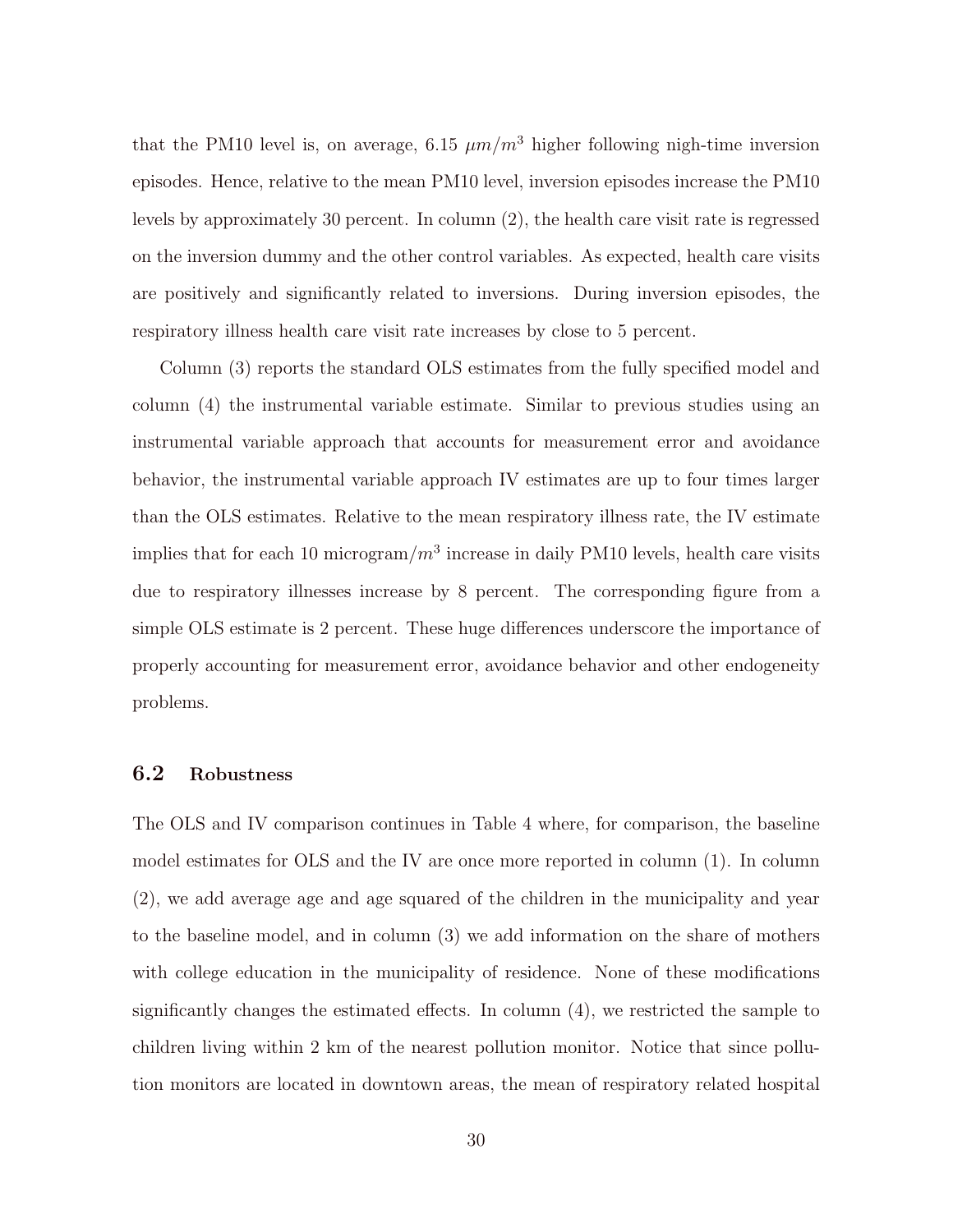that the PM10 level is, on average, 6.15 $\mu m/m^3$ higher following nigh-time inversion episodes. Hence, relative to the mean PM10 level, inversion episodes increase the PM10 levels by approximately 30 percent. In column (2), the health care visit rate is regressed on the inversion dummy and the other control variables. As expected, health care visits are positively and significantly related to inversions. During inversion episodes, the respiratory illness health care visit rate increases by close to 5 percent.

Column (3) reports the standard OLS estimates from the fully specified model and column (4) the instrumental variable estimate. Similar to previous studies using an instrumental variable approach that accounts for measurement error and avoidance behavior, the instrumental variable approach IV estimates are up to four times larger than the OLS estimates. Relative to the mean respiratory illness rate, the IV estimate implies that for each 10 microgram/$m^3$ increase in daily PM10 levels, health care visits due to respiratory illnesses increase by 8 percent. The corresponding figure from a simple OLS estimate is 2 percent. These huge differences underscore the importance of properly accounting for measurement error, avoidance behavior and other endogeneity problems.

## 6.2 Robustness

The OLS and IV comparison continues in Table 4 where, for comparison, the baseline model estimates for OLS and the IV are once more reported in column (1). In column (2), we add average age and age squared of the children in the municipality and year to the baseline model, and in column (3) we add information on the share of mothers with college education in the municipality of residence. None of these modifications significantly changes the estimated effects. In column (4), we restricted the sample to children living within 2 km of the nearest pollution monitor. Notice that since pollution monitors are located in downtown areas, the mean of respiratory related hospital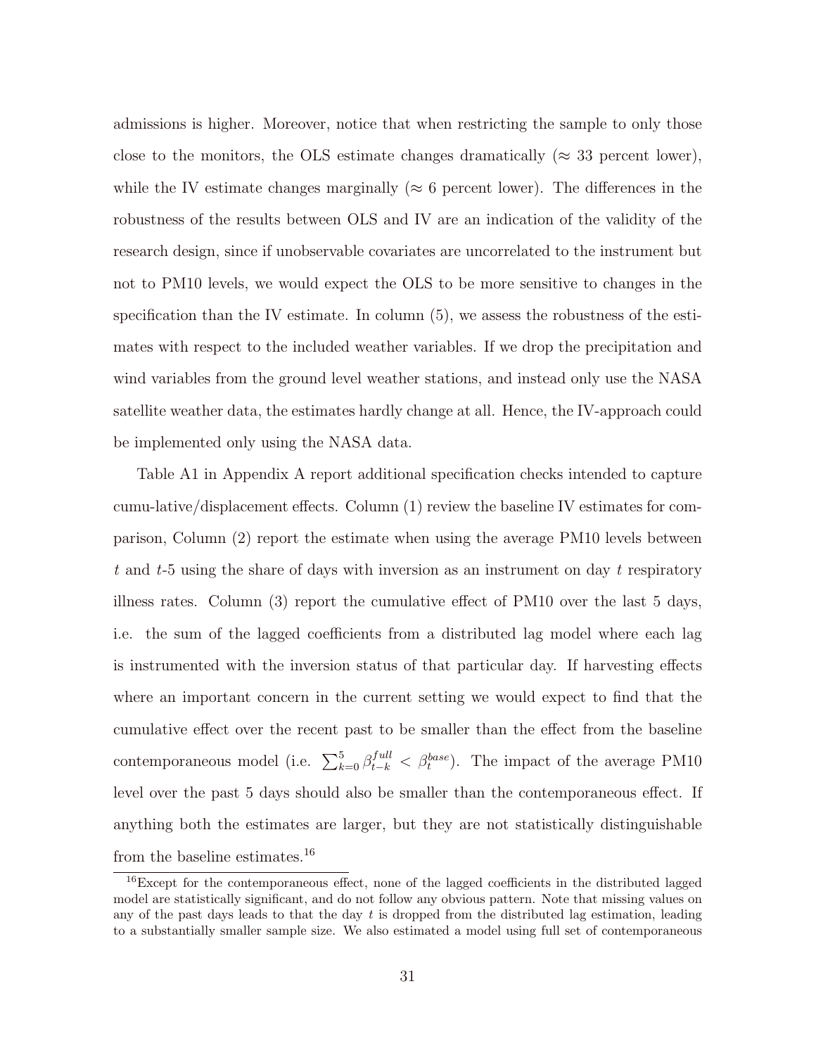admissions is higher. Moreover, notice that when restricting the sample to only those close to the monitors, the OLS estimate changes dramatically ($\approx$ 33 percent lower), while the IV estimate changes marginally ($\approx$ 6 percent lower). The differences in the robustness of the results between OLS and IV are an indication of the validity of the research design, since if unobservable covariates are uncorrelated to the instrument but not to PM10 levels, we would expect the OLS to be more sensitive to changes in the specification than the IV estimate. In column (5), we assess the robustness of the estimates with respect to the included weather variables. If we drop the precipitation and wind variables from the ground level weather stations, and instead only use the NASA satellite weather data, the estimates hardly change at all. Hence, the IV-approach could be implemented only using the NASA data.

Table A1 in Appendix A report additional specification checks intended to capture cumu-lative/displacement effects. Column (1) review the baseline IV estimates for comparison, Column (2) report the estimate when using the average PM10 levels between $t$ and $t$-5 using the share of days with inversion as an instrument on day $t$ respiratory illness rates. Column (3) report the cumulative effect of PM10 over the last 5 days, i.e. the sum of the lagged coefficients from a distributed lag model where each lag is instrumented with the inversion status of that particular day. If harvesting effects where an important concern in the current setting we would expect to find that the cumulative effect over the recent past to be smaller than the effect from the baseline contemporaneous model (i.e. $\sum_{k=0}^{5} \beta_{t-k}^{full} < \beta_{t}^{base}$). The impact of the average PM10 level over the past 5 days should also be smaller than the contemporaneous effect. If anything both the estimates are larger, but they are not statistically distinguishable from the baseline estimates.[16]

[16]Except for the contemporaneous effect, none of the lagged coefficients in the distributed lagged model are statistically significant, and do not follow any obvious pattern. Note that missing values on any of the past days leads to that the day $t$ is dropped from the distributed lag estimation, leading to a substantially smaller sample size. We also estimated a model using full set of contemporaneous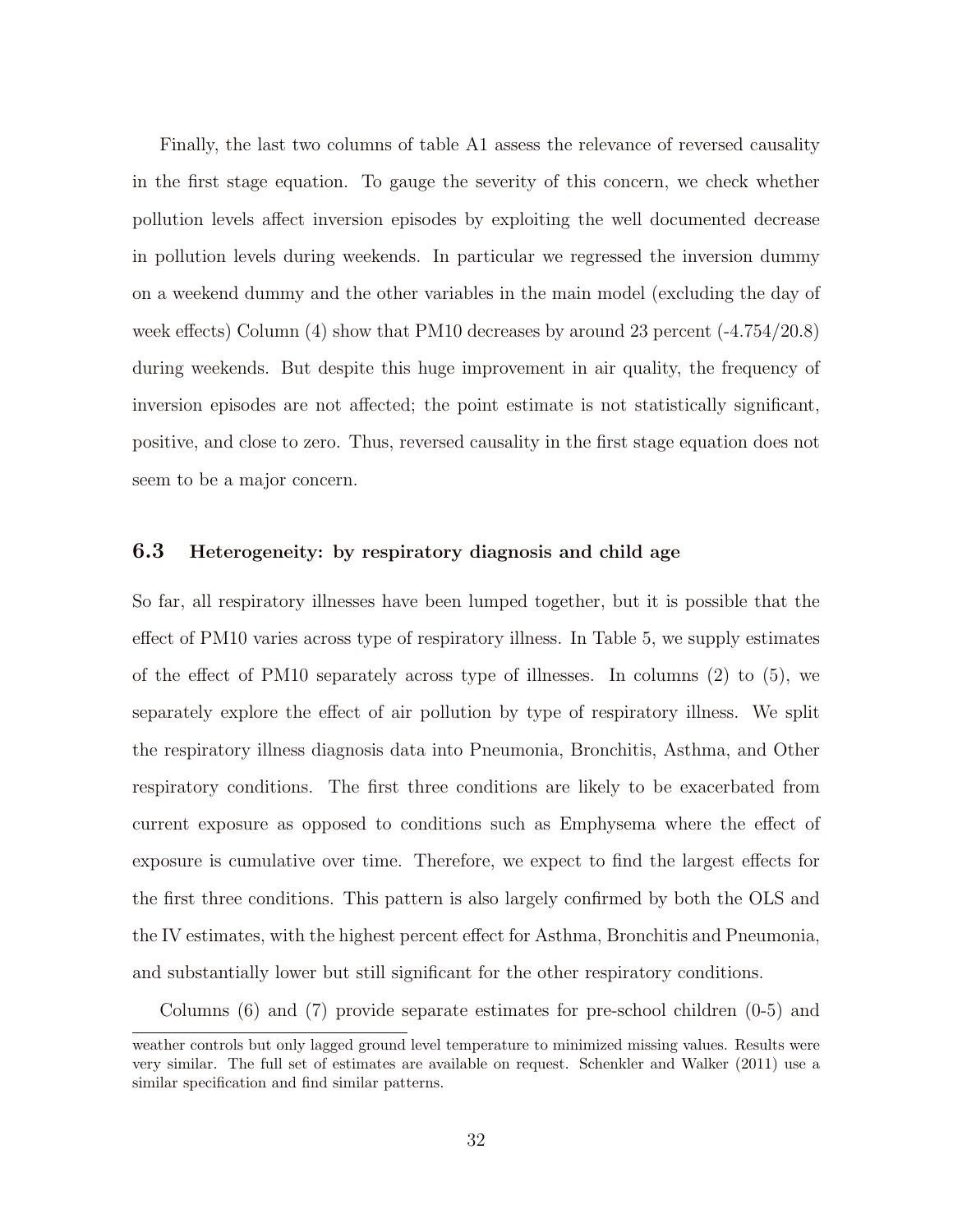Finally, the last two columns of table A1 assess the relevance of reversed causality in the first stage equation. To gauge the severity of this concern, we check whether pollution levels affect inversion episodes by exploiting the well documented decrease in pollution levels during weekends. In particular we regressed the inversion dummy on a weekend dummy and the other variables in the main model (excluding the day of week effects) Column (4) show that PM10 decreases by around 23 percent (-4.754/20.8) during weekends. But despite this huge improvement in air quality, the frequency of inversion episodes are not affected; the point estimate is not statistically significant, positive, and close to zero. Thus, reversed causality in the first stage equation does not seem to be a major concern.

### 6.3 Heterogeneity: by respiratory diagnosis and child age

So far, all respiratory illnesses have been lumped together, but it is possible that the effect of PM10 varies across type of respiratory illness. In Table 5, we supply estimates of the effect of PM10 separately across type of illnesses. In columns (2) to (5), we separately explore the effect of air pollution by type of respiratory illness. We split the respiratory illness diagnosis data into Pneumonia, Bronchitis, Asthma, and Other respiratory conditions. The first three conditions are likely to be exacerbated from current exposure as opposed to conditions such as Emphysema where the effect of exposure is cumulative over time. Therefore, we expect to find the largest effects for the first three conditions. This pattern is also largely confirmed by both the OLS and the IV estimates, with the highest percent effect for Asthma, Bronchitis and Pneumonia, and substantially lower but still significant for the other respiratory conditions.

Columns (6) and (7) provide separate estimates for pre-school children (0-5) and

---

weather controls but only lagged ground level temperature to minimized missing values. Results were very similar. The full set of estimates are available on request. Schenkler and Walker (2011) use a similar specification and find similar patterns.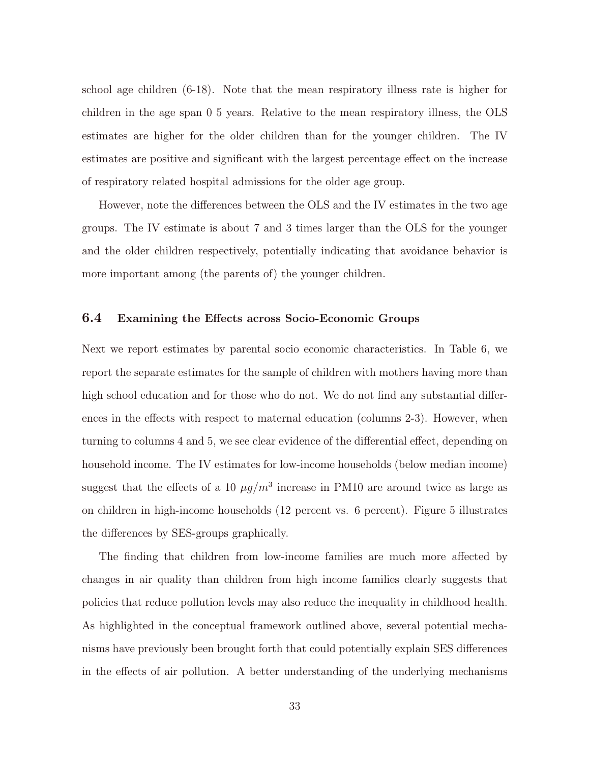school age children (6-18). Note that the mean respiratory illness rate is higher for children in the age span 0 5 years. Relative to the mean respiratory illness, the OLS estimates are higher for the older children than for the younger children. The IV estimates are positive and significant with the largest percentage effect on the increase of respiratory related hospital admissions for the older age group.

However, note the differences between the OLS and the IV estimates in the two age groups. The IV estimate is about 7 and 3 times larger than the OLS for the younger and the older children respectively, potentially indicating that avoidance behavior is more important among (the parents of) the younger children.

### 6.4 Examining the Effects across Socio-Economic Groups

Next we report estimates by parental socio economic characteristics. In Table 6, we report the separate estimates for the sample of children with mothers having more than high school education and for those who do not. We do not find any substantial differences in the effects with respect to maternal education (columns 2-3). However, when turning to columns 4 and 5, we see clear evidence of the differential effect, depending on household income. The IV estimates for low-income households (below median income) suggest that the effects of a 10 $\mu g/m^3$ increase in PM10 are around twice as large as on children in high-income households (12 percent vs. 6 percent). Figure 5 illustrates the differences by SES-groups graphically.

The finding that children from low-income families are much more affected by changes in air quality than children from high income families clearly suggests that policies that reduce pollution levels may also reduce the inequality in childhood health. As highlighted in the conceptual framework outlined above, several potential mechanisms have previously been brought forth that could potentially explain SES differences in the effects of air pollution. A better understanding of the underlying mechanisms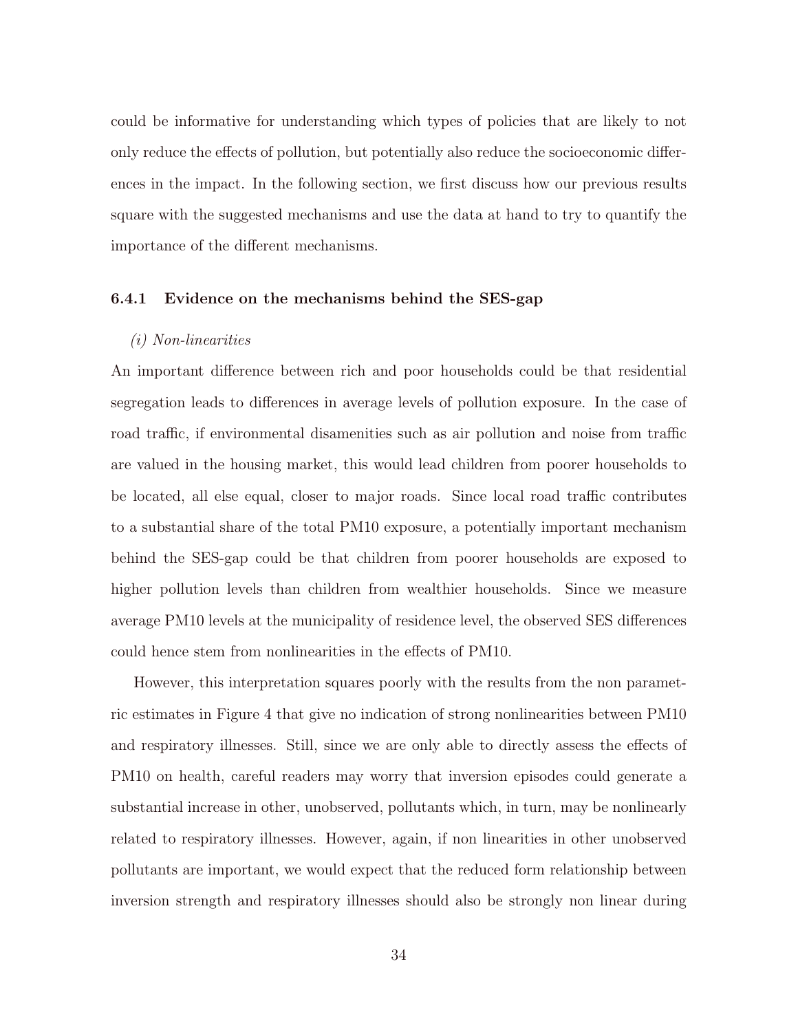could be informative for understanding which types of policies that are likely to not only reduce the effects of pollution, but potentially also reduce the socioeconomic differences in the impact. In the following section, we first discuss how our previous results square with the suggested mechanisms and use the data at hand to try to quantify the importance of the different mechanisms.

### 6.4.1 Evidence on the mechanisms behind the SES-gap

*(i) Non-linearities*

An important difference between rich and poor households could be that residential segregation leads to differences in average levels of pollution exposure. In the case of road traffic, if environmental disamenities such as air pollution and noise from traffic are valued in the housing market, this would lead children from poorer households to be located, all else equal, closer to major roads. Since local road traffic contributes to a substantial share of the total PM10 exposure, a potentially important mechanism behind the SES-gap could be that children from poorer households are exposed to higher pollution levels than children from wealthier households. Since we measure average PM10 levels at the municipality of residence level, the observed SES differences could hence stem from nonlinearities in the effects of PM10.

However, this interpretation squares poorly with the results from the non parametric estimates in Figure 4 that give no indication of strong nonlinearities between PM10 and respiratory illnesses. Still, since we are only able to directly assess the effects of PM10 on health, careful readers may worry that inversion episodes could generate a substantial increase in other, unobserved, pollutants which, in turn, may be nonlinearly related to respiratory illnesses. However, again, if non linearities in other unobserved pollutants are important, we would expect that the reduced form relationship between inversion strength and respiratory illnesses should also be strongly non linear during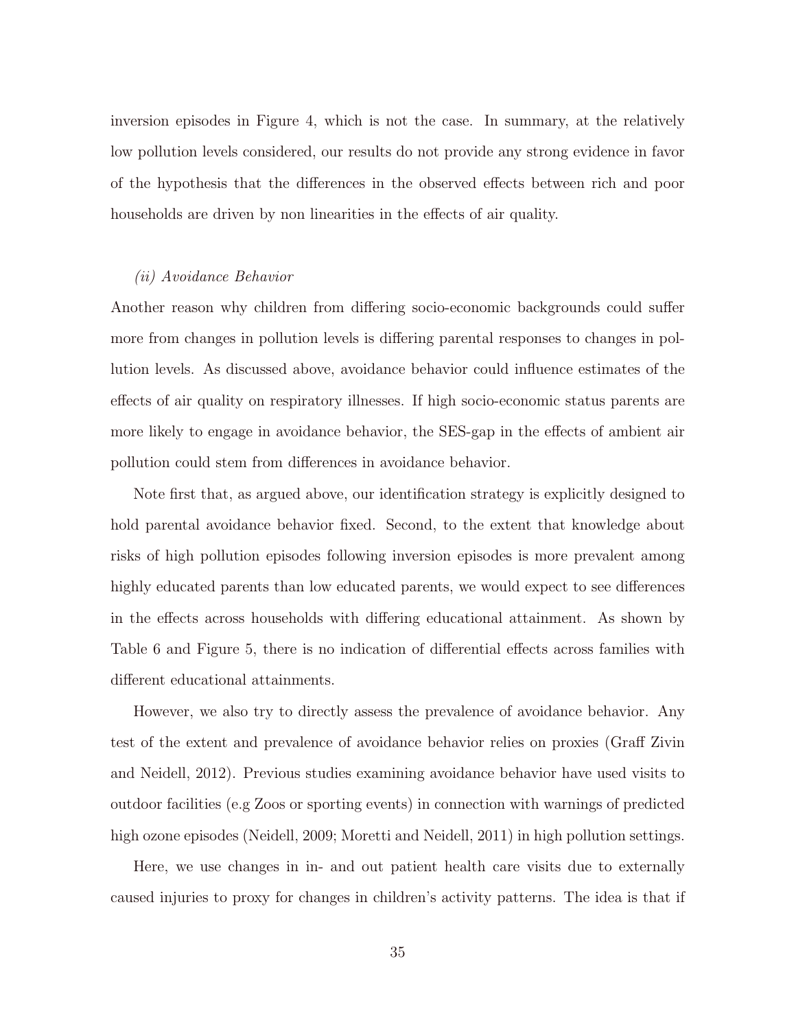inversion episodes in Figure 4, which is not the case. In summary, at the relatively low pollution levels considered, our results do not provide any strong evidence in favor of the hypothesis that the differences in the observed effects between rich and poor households are driven by non linearities in the effects of air quality.

*(ii) Avoidance Behavior*

Another reason why children from differing socio-economic backgrounds could suffer more from changes in pollution levels is differing parental responses to changes in pollution levels. As discussed above, avoidance behavior could influence estimates of the effects of air quality on respiratory illnesses. If high socio-economic status parents are more likely to engage in avoidance behavior, the SES-gap in the effects of ambient air pollution could stem from differences in avoidance behavior.

Note first that, as argued above, our identification strategy is explicitly designed to hold parental avoidance behavior fixed. Second, to the extent that knowledge about risks of high pollution episodes following inversion episodes is more prevalent among highly educated parents than low educated parents, we would expect to see differences in the effects across households with differing educational attainment. As shown by Table 6 and Figure 5, there is no indication of differential effects across families with different educational attainments.

However, we also try to directly assess the prevalence of avoidance behavior. Any test of the extent and prevalence of avoidance behavior relies on proxies (Graff Zivin and Neidell, 2012). Previous studies examining avoidance behavior have used visits to outdoor facilities (e.g Zoos or sporting events) in connection with warnings of predicted high ozone episodes (Neidell, 2009; Moretti and Neidell, 2011) in high pollution settings.

Here, we use changes in in- and out patient health care visits due to externally caused injuries to proxy for changes in children's activity patterns. The idea is that if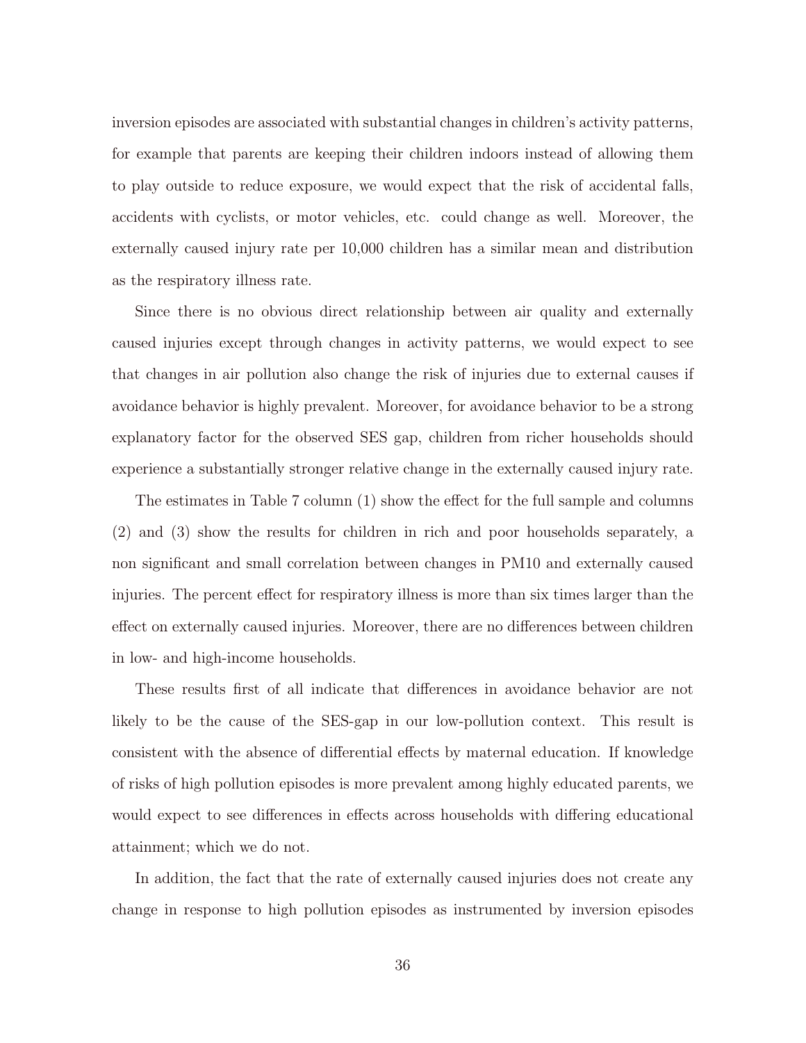inversion episodes are associated with substantial changes in children's activity patterns, for example that parents are keeping their children indoors instead of allowing them to play outside to reduce exposure, we would expect that the risk of accidental falls, accidents with cyclists, or motor vehicles, etc. could change as well. Moreover, the externally caused injury rate per 10,000 children has a similar mean and distribution as the respiratory illness rate.

Since there is no obvious direct relationship between air quality and externally caused injuries except through changes in activity patterns, we would expect to see that changes in air pollution also change the risk of injuries due to external causes if avoidance behavior is highly prevalent. Moreover, for avoidance behavior to be a strong explanatory factor for the observed SES gap, children from richer households should experience a substantially stronger relative change in the externally caused injury rate.

The estimates in Table 7 column (1) show the effect for the full sample and columns (2) and (3) show the results for children in rich and poor households separately, a non significant and small correlation between changes in PM10 and externally caused injuries. The percent effect for respiratory illness is more than six times larger than the effect on externally caused injuries. Moreover, there are no differences between children in low- and high-income households.

These results first of all indicate that differences in avoidance behavior are not likely to be the cause of the SES-gap in our low-pollution context. This result is consistent with the absence of differential effects by maternal education. If knowledge of risks of high pollution episodes is more prevalent among highly educated parents, we would expect to see differences in effects across households with differing educational attainment; which we do not.

In addition, the fact that the rate of externally caused injuries does not create any change in response to high pollution episodes as instrumented by inversion episodes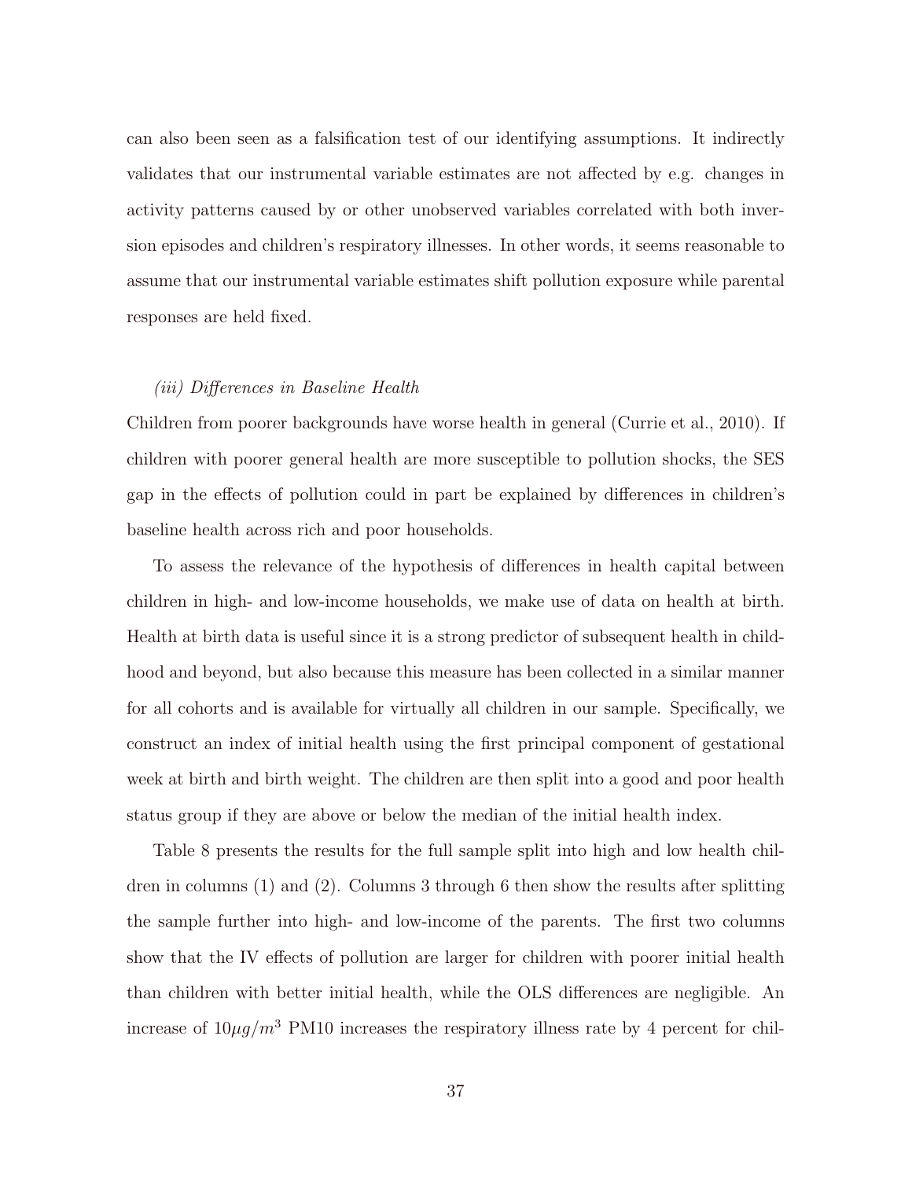can also been seen as a falsification test of our identifying assumptions. It indirectly validates that our instrumental variable estimates are not affected by e.g. changes in activity patterns caused by or other unobserved variables correlated with both inversion episodes and children's respiratory illnesses. In other words, it seems reasonable to assume that our instrumental variable estimates shift pollution exposure while parental responses are held fixed.

*(iii) Differences in Baseline Health*

Children from poorer backgrounds have worse health in general (Currie et al., 2010). If children with poorer general health are more susceptible to pollution shocks, the SES gap in the effects of pollution could in part be explained by differences in children's baseline health across rich and poor households.

To assess the relevance of the hypothesis of differences in health capital between children in high- and low-income households, we make use of data on health at birth. Health at birth data is useful since it is a strong predictor of subsequent health in childhood and beyond, but also because this measure has been collected in a similar manner for all cohorts and is available for virtually all children in our sample. Specifically, we construct an index of initial health using the first principal component of gestational week at birth and birth weight. The children are then split into a good and poor health status group if they are above or below the median of the initial health index.

Table 8 presents the results for the full sample split into high and low health children in columns (1) and (2). Columns 3 through 6 then show the results after splitting the sample further into high- and low-income of the parents. The first two columns show that the IV effects of pollution are larger for children with poorer initial health than children with better initial health, while the OLS differences are negligible. An increase of $10\mu g/m^3$ PM10 increases the respiratory illness rate by 4 percent for chil-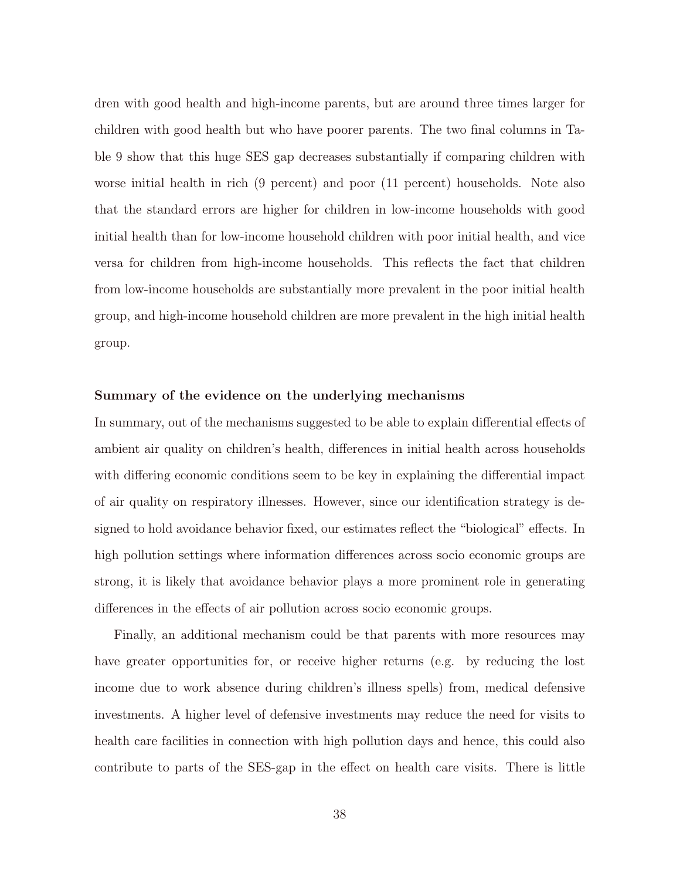dren with good health and high-income parents, but are around three times larger for children with good health but who have poorer parents. The two final columns in Table 9 show that this huge SES gap decreases substantially if comparing children with worse initial health in rich (9 percent) and poor (11 percent) households. Note also that the standard errors are higher for children in low-income households with good initial health than for low-income household children with poor initial health, and vice versa for children from high-income households. This reflects the fact that children from low-income households are substantially more prevalent in the poor initial health group, and high-income household children are more prevalent in the high initial health group.

**Summary of the evidence on the underlying mechanisms**

In summary, out of the mechanisms suggested to be able to explain differential effects of ambient air quality on children's health, differences in initial health across households with differing economic conditions seem to be key in explaining the differential impact of air quality on respiratory illnesses. However, since our identification strategy is designed to hold avoidance behavior fixed, our estimates reflect the "biological" effects. In high pollution settings where information differences across socio economic groups are strong, it is likely that avoidance behavior plays a more prominent role in generating differences in the effects of air pollution across socio economic groups.

Finally, an additional mechanism could be that parents with more resources may have greater opportunities for, or receive higher returns (e.g. by reducing the lost income due to work absence during children's illness spells) from, medical defensive investments. A higher level of defensive investments may reduce the need for visits to health care facilities in connection with high pollution days and hence, this could also contribute to parts of the SES-gap in the effect on health care visits. There is little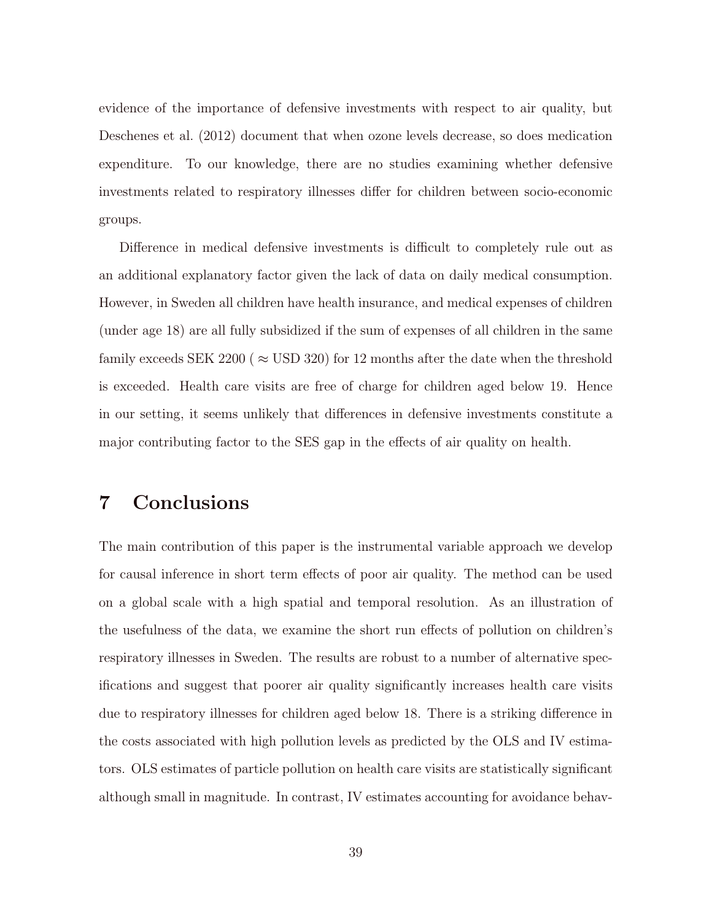evidence of the importance of defensive investments with respect to air quality, but Deschenes et al. (2012) document that when ozone levels decrease, so does medication expenditure. To our knowledge, there are no studies examining whether defensive investments related to respiratory illnesses differ for children between socio-economic groups.

Difference in medical defensive investments is difficult to completely rule out as an additional explanatory factor given the lack of data on daily medical consumption. However, in Sweden all children have health insurance, and medical expenses of children (under age 18) are all fully subsidized if the sum of expenses of all children in the same family exceeds SEK 2200 ( $\approx$ USD 320) for 12 months after the date when the threshold is exceeded. Health care visits are free of charge for children aged below 19. Hence in our setting, it seems unlikely that differences in defensive investments constitute a major contributing factor to the SES gap in the effects of air quality on health.

# 7 Conclusions

The main contribution of this paper is the instrumental variable approach we develop for causal inference in short term effects of poor air quality. The method can be used on a global scale with a high spatial and temporal resolution. As an illustration of the usefulness of the data, we examine the short run effects of pollution on children's respiratory illnesses in Sweden. The results are robust to a number of alternative specifications and suggest that poorer air quality significantly increases health care visits due to respiratory illnesses for children aged below 18. There is a striking difference in the costs associated with high pollution levels as predicted by the OLS and IV estimators. OLS estimates of particle pollution on health care visits are statistically significant although small in magnitude. In contrast, IV estimates accounting for avoidance behav-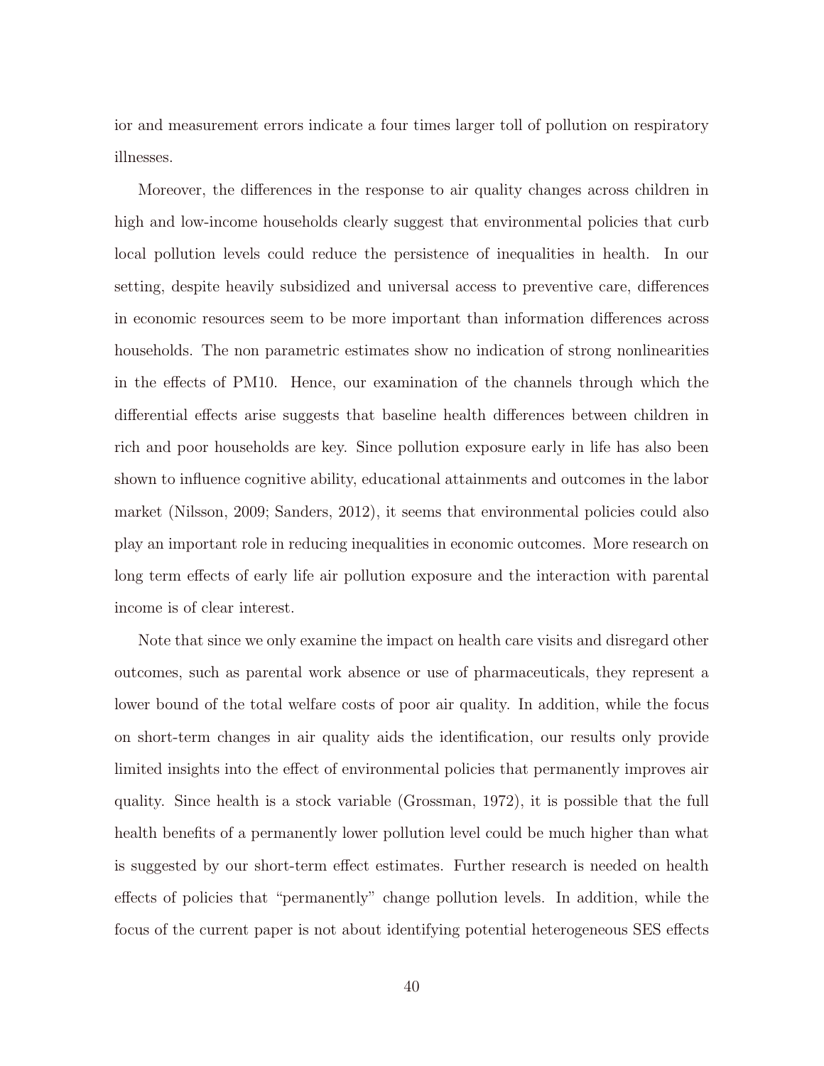ior and measurement errors indicate a four times larger toll of pollution on respiratory illnesses.

Moreover, the differences in the response to air quality changes across children in high and low-income households clearly suggest that environmental policies that curb local pollution levels could reduce the persistence of inequalities in health. In our setting, despite heavily subsidized and universal access to preventive care, differences in economic resources seem to be more important than information differences across households. The non parametric estimates show no indication of strong nonlinearities in the effects of PM10. Hence, our examination of the channels through which the differential effects arise suggests that baseline health differences between children in rich and poor households are key. Since pollution exposure early in life has also been shown to influence cognitive ability, educational attainments and outcomes in the labor market (Nilsson, 2009; Sanders, 2012), it seems that environmental policies could also play an important role in reducing inequalities in economic outcomes. More research on long term effects of early life air pollution exposure and the interaction with parental income is of clear interest.

Note that since we only examine the impact on health care visits and disregard other outcomes, such as parental work absence or use of pharmaceuticals, they represent a lower bound of the total welfare costs of poor air quality. In addition, while the focus on short-term changes in air quality aids the identification, our results only provide limited insights into the effect of environmental policies that permanently improves air quality. Since health is a stock variable (Grossman, 1972), it is possible that the full health benefits of a permanently lower pollution level could be much higher than what is suggested by our short-term effect estimates. Further research is needed on health effects of policies that "permanently" change pollution levels. In addition, while the focus of the current paper is not about identifying potential heterogeneous SES effects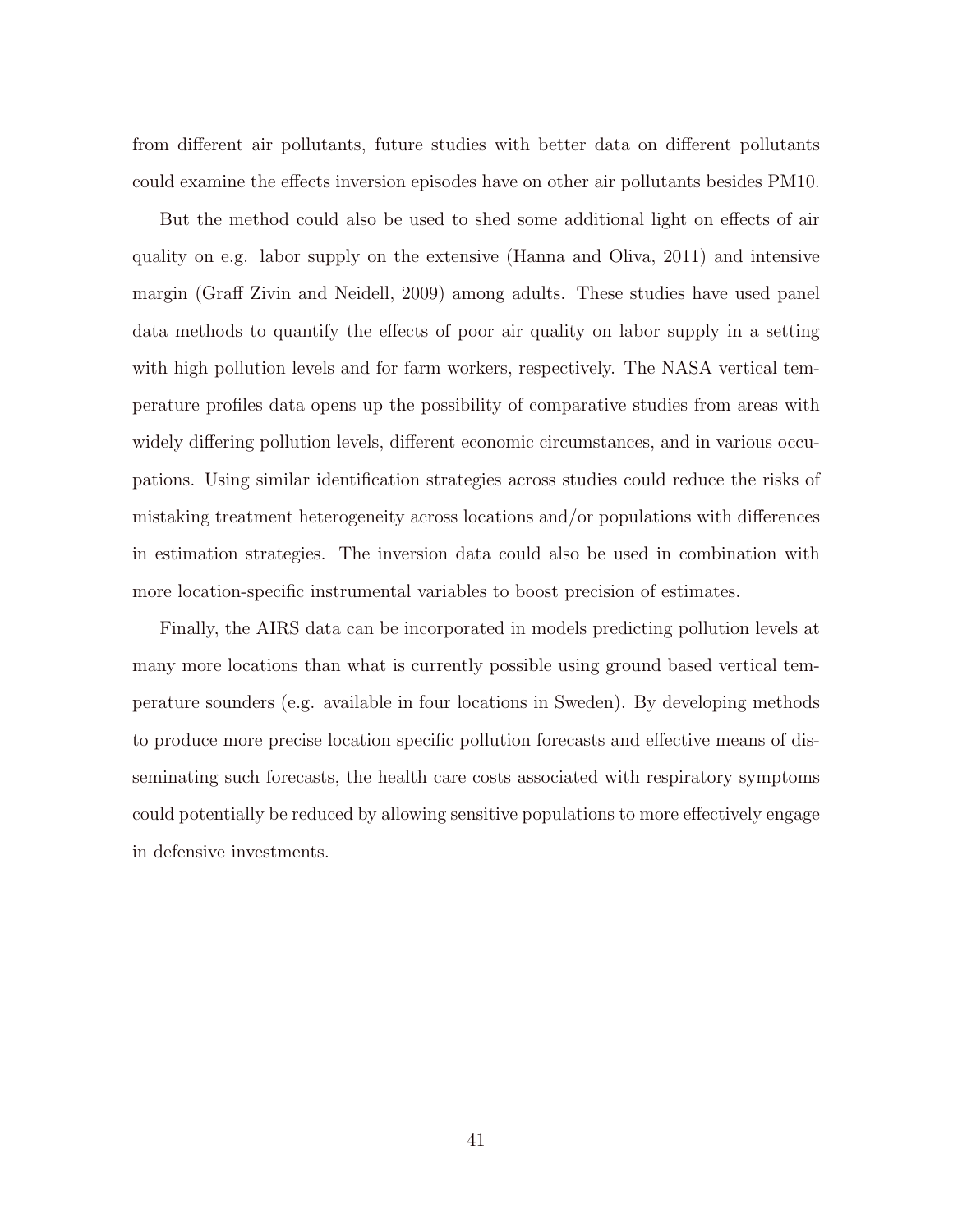from different air pollutants, future studies with better data on different pollutants could examine the effects inversion episodes have on other air pollutants besides PM10.

But the method could also be used to shed some additional light on effects of air quality on e.g. labor supply on the extensive (Hanna and Oliva, 2011) and intensive margin (Graff Zivin and Neidell, 2009) among adults. These studies have used panel data methods to quantify the effects of poor air quality on labor supply in a setting with high pollution levels and for farm workers, respectively. The NASA vertical temperature profiles data opens up the possibility of comparative studies from areas with widely differing pollution levels, different economic circumstances, and in various occupations. Using similar identification strategies across studies could reduce the risks of mistaking treatment heterogeneity across locations and/or populations with differences in estimation strategies. The inversion data could also be used in combination with more location-specific instrumental variables to boost precision of estimates.

Finally, the AIRS data can be incorporated in models predicting pollution levels at many more locations than what is currently possible using ground based vertical temperature sounders (e.g. available in four locations in Sweden). By developing methods to produce more precise location specific pollution forecasts and effective means of disseminating such forecasts, the health care costs associated with respiratory symptoms could potentially be reduced by allowing sensitive populations to more effectively engage in defensive investments.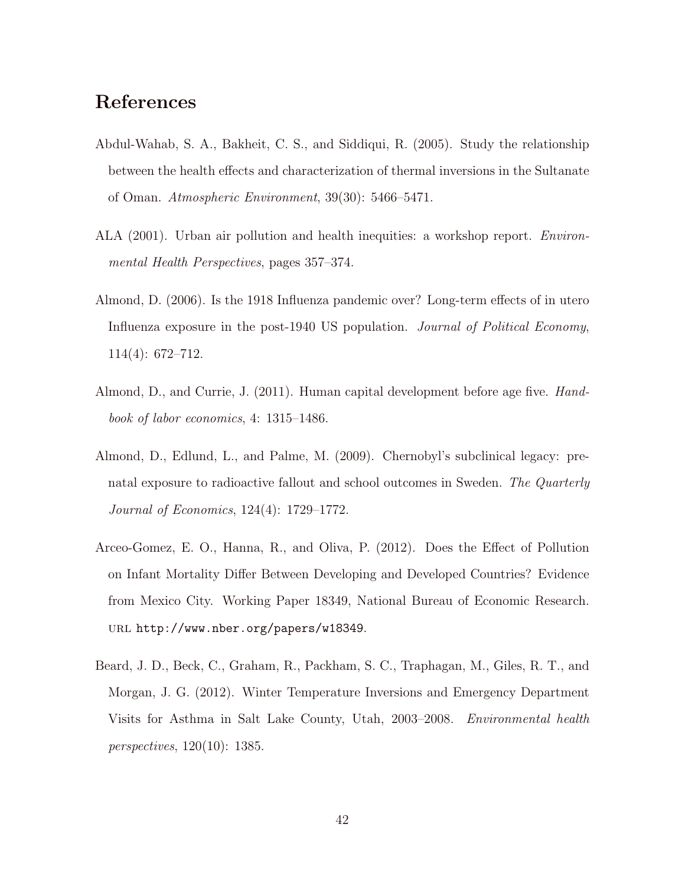# References

Abdul-Wahab, S. A., Bakheit, C. S., and Siddiqui, R. (2005). Study the relationship between the health effects and characterization of thermal inversions in the Sultanate of Oman. *Atmospheric Environment*, 39(30): 5466–5471.

ALA (2001). Urban air pollution and health inequities: a workshop report. *Environmental Health Perspectives*, pages 357–374.

Almond, D. (2006). Is the 1918 Influenza pandemic over? Long-term effects of in utero Influenza exposure in the post-1940 US population. *Journal of Political Economy*, 114(4): 672–712.

Almond, D., and Currie, J. (2011). Human capital development before age five. *Handbook of labor economics*, 4: 1315–1486.

Almond, D., Edlund, L., and Palme, M. (2009). Chernobyl's subclinical legacy: prenatal exposure to radioactive fallout and school outcomes in Sweden. *The Quarterly Journal of Economics*, 124(4): 1729–1772.

Arceo-Gomez, E. O., Hanna, R., and Oliva, P. (2012). Does the Effect of Pollution on Infant Mortality Differ Between Developing and Developed Countries? Evidence from Mexico City. Working Paper 18349, National Bureau of Economic Research. URL `http://www.nber.org/papers/w18349`.

Beard, J. D., Beck, C., Graham, R., Packham, S. C., Traphagan, M., Giles, R. T., and Morgan, J. G. (2012). Winter Temperature Inversions and Emergency Department Visits for Asthma in Salt Lake County, Utah, 2003–2008. *Environmental health perspectives*, 120(10): 1385.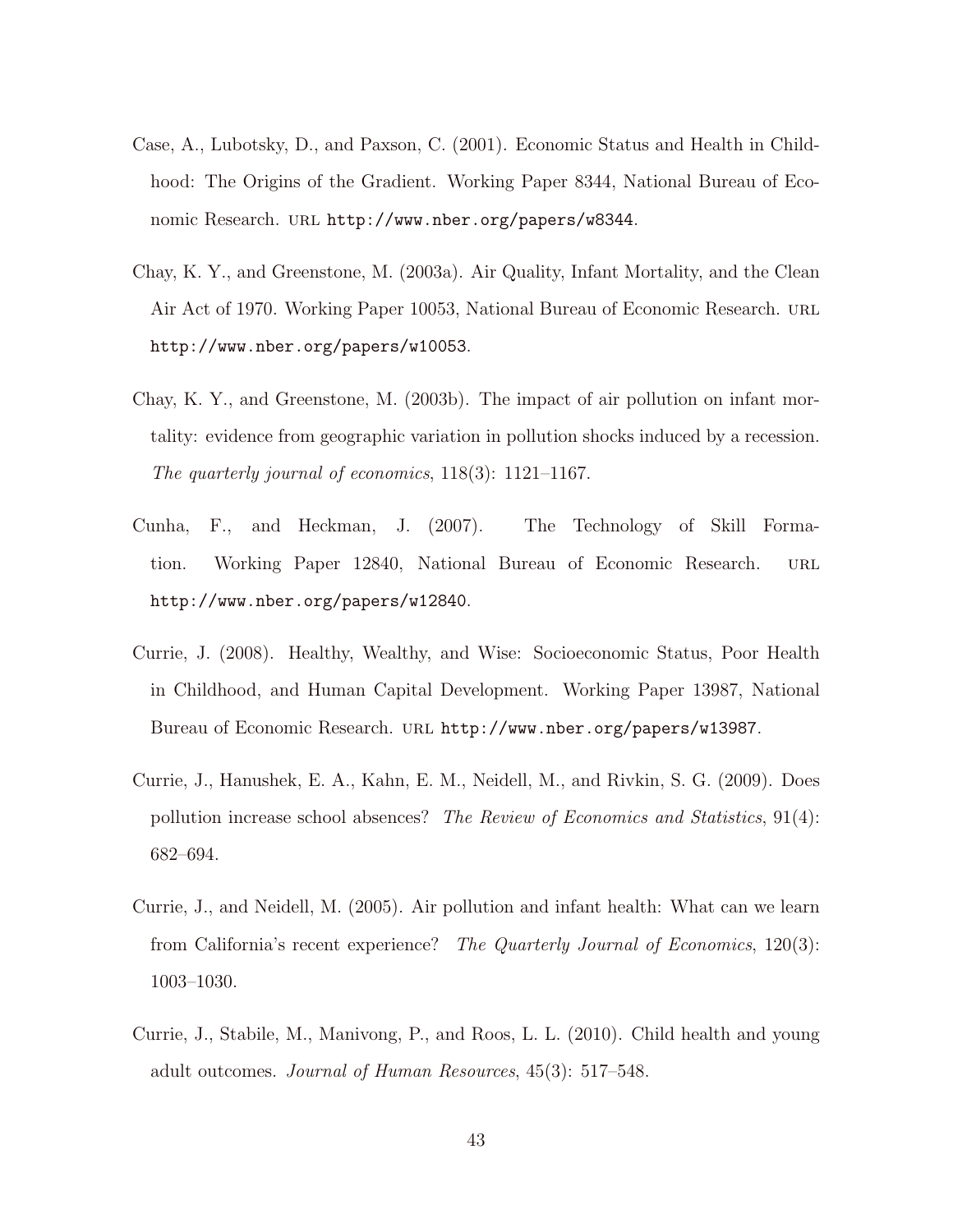Case, A., Lubotsky, D., and Paxson, C. (2001). Economic Status and Health in Childhood: The Origins of the Gradient. Working Paper 8344, National Bureau of Economic Research. URL http://www.nber.org/papers/w8344.

Chay, K. Y., and Greenstone, M. (2003a). Air Quality, Infant Mortality, and the Clean Air Act of 1970. Working Paper 10053, National Bureau of Economic Research. URL http://www.nber.org/papers/w10053.

Chay, K. Y., and Greenstone, M. (2003b). The impact of air pollution on infant mortality: evidence from geographic variation in pollution shocks induced by a recession. *The quarterly journal of economics*, 118(3): 1121–1167.

Cunha, F., and Heckman, J. (2007). The Technology of Skill Formation. Working Paper 12840, National Bureau of Economic Research. URL http://www.nber.org/papers/w12840.

Currie, J. (2008). Healthy, Wealthy, and Wise: Socioeconomic Status, Poor Health in Childhood, and Human Capital Development. Working Paper 13987, National Bureau of Economic Research. URL http://www.nber.org/papers/w13987.

Currie, J., Hanushek, E. A., Kahn, E. M., Neidell, M., and Rivkin, S. G. (2009). Does pollution increase school absences? *The Review of Economics and Statistics*, 91(4): 682–694.

Currie, J., and Neidell, M. (2005). Air pollution and infant health: What can we learn from California's recent experience? *The Quarterly Journal of Economics*, 120(3): 1003–1030.

Currie, J., Stabile, M., Manivong, P., and Roos, L. L. (2010). Child health and young adult outcomes. *Journal of Human Resources*, 45(3): 517–548.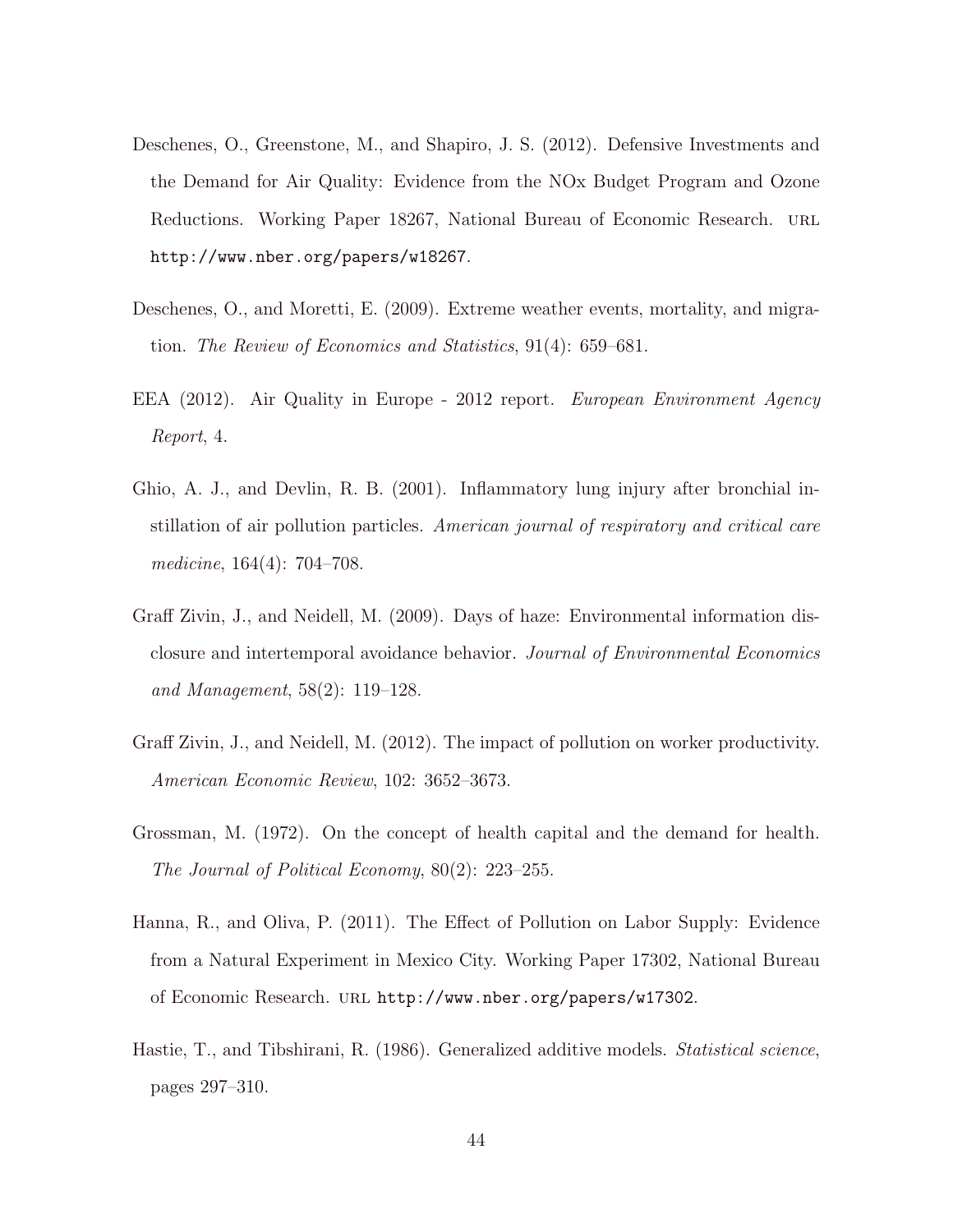Deschenes, O., Greenstone, M., and Shapiro, J. S. (2012). Defensive Investments and the Demand for Air Quality: Evidence from the NOx Budget Program and Ozone Reductions. Working Paper 18267, National Bureau of Economic Research. URL http://www.nber.org/papers/w18267.

Deschenes, O., and Moretti, E. (2009). Extreme weather events, mortality, and migration. *The Review of Economics and Statistics*, 91(4): 659–681.

EEA (2012). Air Quality in Europe - 2012 report. *European Environment Agency Report*, 4.

Ghio, A. J., and Devlin, R. B. (2001). Inflammatory lung injury after bronchial instillation of air pollution particles. *American journal of respiratory and critical care medicine*, 164(4): 704–708.

Graff Zivin, J., and Neidell, M. (2009). Days of haze: Environmental information disclosure and intertemporal avoidance behavior. *Journal of Environmental Economics and Management*, 58(2): 119–128.

Graff Zivin, J., and Neidell, M. (2012). The impact of pollution on worker productivity. *American Economic Review*, 102: 3652–3673.

Grossman, M. (1972). On the concept of health capital and the demand for health. *The Journal of Political Economy*, 80(2): 223–255.

Hanna, R., and Oliva, P. (2011). The Effect of Pollution on Labor Supply: Evidence from a Natural Experiment in Mexico City. Working Paper 17302, National Bureau of Economic Research. URL http://www.nber.org/papers/w17302.

Hastie, T., and Tibshirani, R. (1986). Generalized additive models. *Statistical science*, pages 297–310.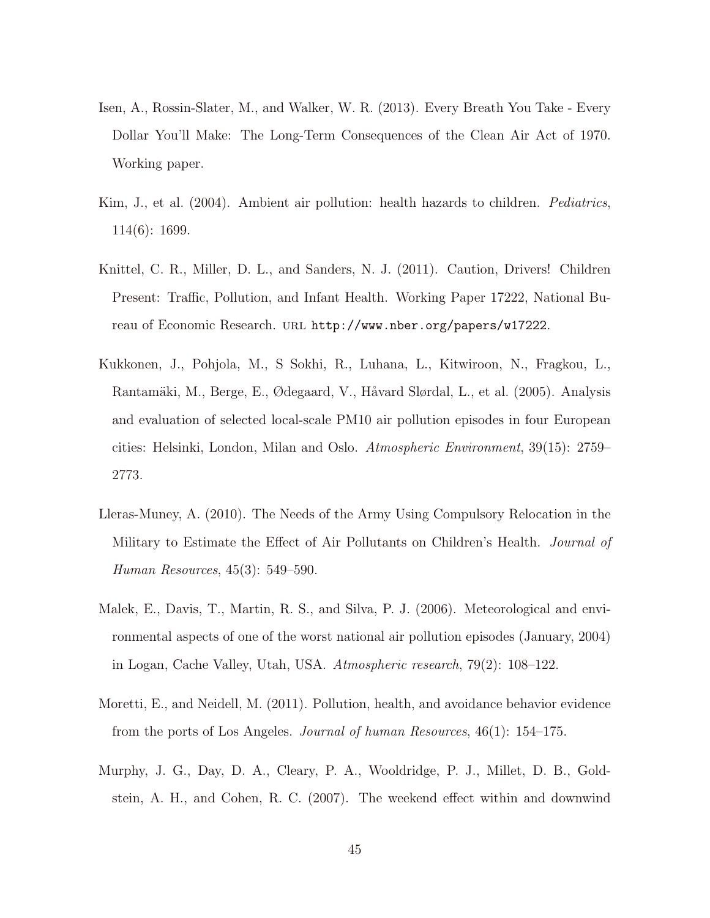Isen, A., Rossin-Slater, M., and Walker, W. R. (2013). Every Breath You Take - Every Dollar You'll Make: The Long-Term Consequences of the Clean Air Act of 1970. Working paper.

Kim, J., et al. (2004). Ambient air pollution: health hazards to children. *Pediatrics*, 114(6): 1699.

Knittel, C. R., Miller, D. L., and Sanders, N. J. (2011). Caution, Drivers! Children Present: Traffic, Pollution, and Infant Health. Working Paper 17222, National Bureau of Economic Research. URL http://www.nber.org/papers/w17222.

Kukkonen, J., Pohjola, M., S Sokhi, R., Luhana, L., Kitwiroon, N., Fragkou, L., Rantamäki, M., Berge, E., Ødegaard, V., Håvard Slørdal, L., et al. (2005). Analysis and evaluation of selected local-scale PM10 air pollution episodes in four European cities: Helsinki, London, Milan and Oslo. *Atmospheric Environment*, 39(15): 2759–2773.

Lleras-Muney, A. (2010). The Needs of the Army Using Compulsory Relocation in the Military to Estimate the Effect of Air Pollutants on Children's Health. *Journal of Human Resources*, 45(3): 549–590.

Malek, E., Davis, T., Martin, R. S., and Silva, P. J. (2006). Meteorological and environmental aspects of one of the worst national air pollution episodes (January, 2004) in Logan, Cache Valley, Utah, USA. *Atmospheric research*, 79(2): 108–122.

Moretti, E., and Neidell, M. (2011). Pollution, health, and avoidance behavior evidence from the ports of Los Angeles. *Journal of human Resources*, 46(1): 154–175.

Murphy, J. G., Day, D. A., Cleary, P. A., Wooldridge, P. J., Millet, D. B., Goldstein, A. H., and Cohen, R. C. (2007). The weekend effect within and downwind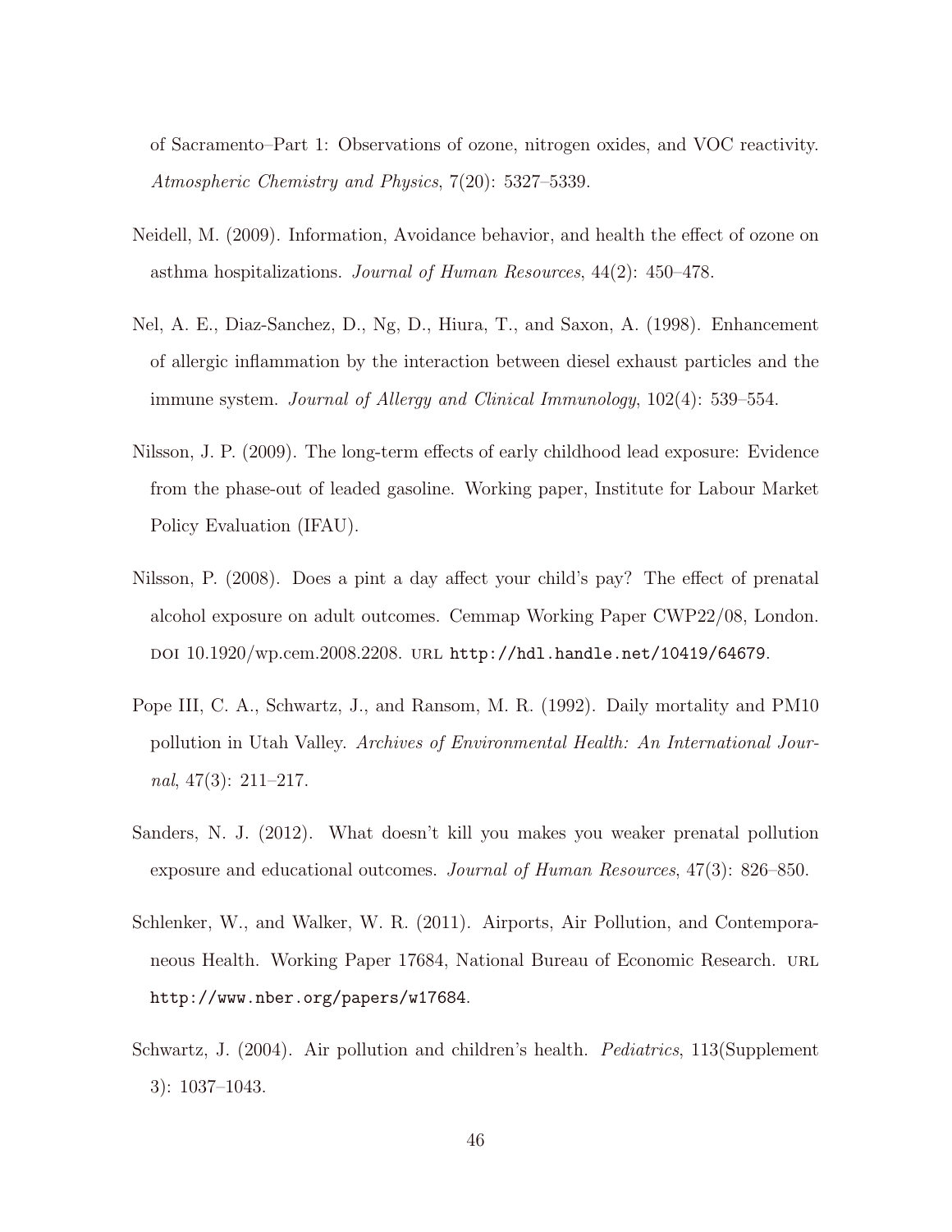of Sacramento–Part 1: Observations of ozone, nitrogen oxides, and VOC reactivity. *Atmospheric Chemistry and Physics*, 7(20): 5327–5339.

Neidell, M. (2009). Information, Avoidance behavior, and health the effect of ozone on asthma hospitalizations. *Journal of Human Resources*, 44(2): 450–478.

Nel, A. E., Diaz-Sanchez, D., Ng, D., Hiura, T., and Saxon, A. (1998). Enhancement of allergic inflammation by the interaction between diesel exhaust particles and the immune system. *Journal of Allergy and Clinical Immunology*, 102(4): 539–554.

Nilsson, J. P. (2009). The long-term effects of early childhood lead exposure: Evidence from the phase-out of leaded gasoline. Working paper, Institute for Labour Market Policy Evaluation (IFAU).

Nilsson, P. (2008). Does a pint a day affect your child's pay? The effect of prenatal alcohol exposure on adult outcomes. Cemmap Working Paper CWP22/08, London. DOI 10.1920/wp.cem.2008.2208. URL `http://hdl.handle.net/10419/64679`.

Pope III, C. A., Schwartz, J., and Ransom, M. R. (1992). Daily mortality and PM10 pollution in Utah Valley. *Archives of Environmental Health: An International Journal*, 47(3): 211–217.

Sanders, N. J. (2012). What doesn't kill you makes you weaker prenatal pollution exposure and educational outcomes. *Journal of Human Resources*, 47(3): 826–850.

Schlenker, W., and Walker, W. R. (2011). Airports, Air Pollution, and Contemporaneous Health. Working Paper 17684, National Bureau of Economic Research. URL `http://www.nber.org/papers/w17684`.

Schwartz, J. (2004). Air pollution and children's health. *Pediatrics*, 113(Supplement 3): 1037–1043.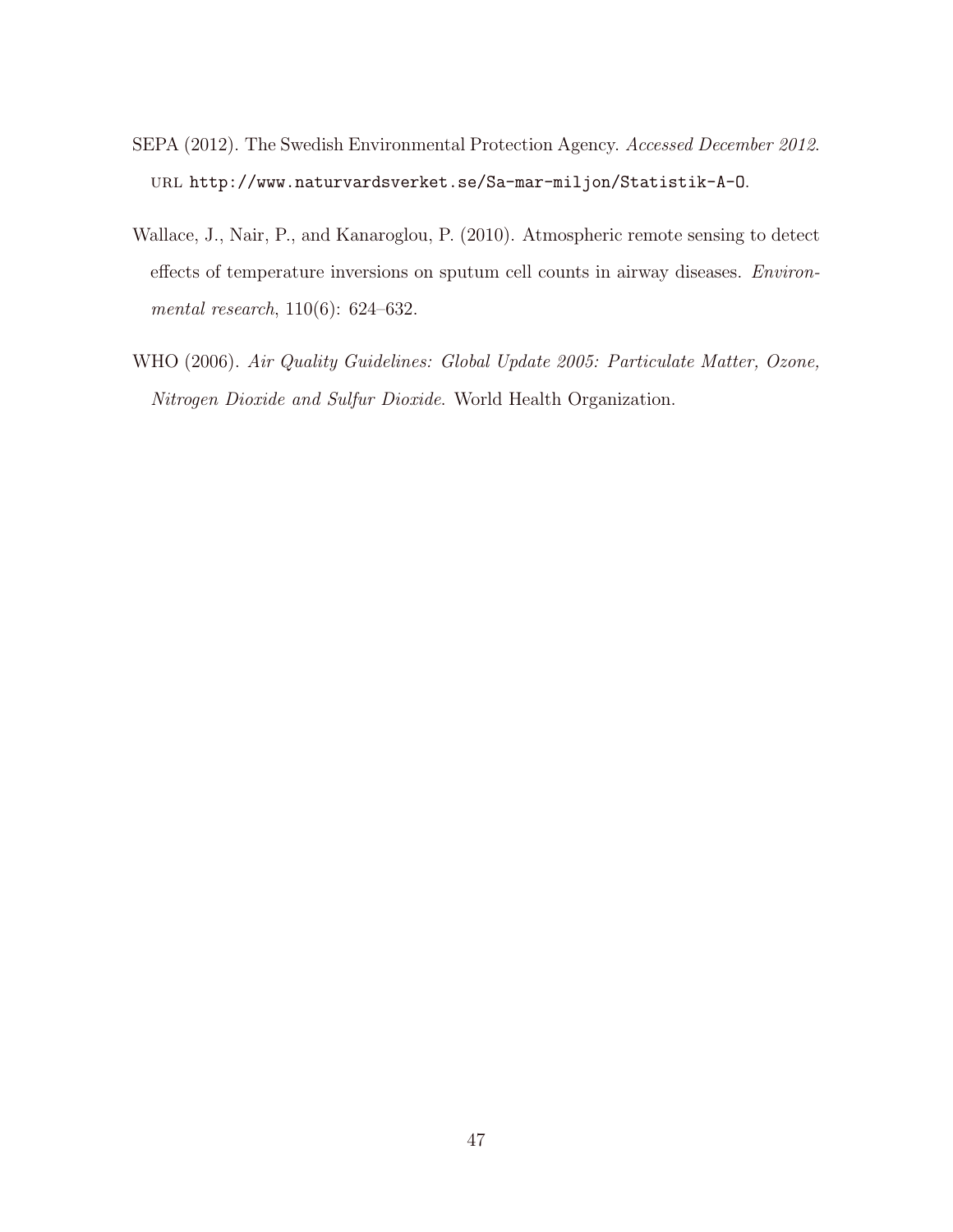SEPA (2012). The Swedish Environmental Protection Agency. *Accessed December 2012*. URL http://www.naturvardsverket.se/Sa-mar-miljon/Statistik-A-O.

Wallace, J., Nair, P., and Kanaroglou, P. (2010). Atmospheric remote sensing to detect effects of temperature inversions on sputum cell counts in airway diseases. *Environmental research*, 110(6): 624–632.

WHO (2006). *Air Quality Guidelines: Global Update 2005: Particulate Matter, Ozone, Nitrogen Dioxide and Sulfur Dioxide*. World Health Organization.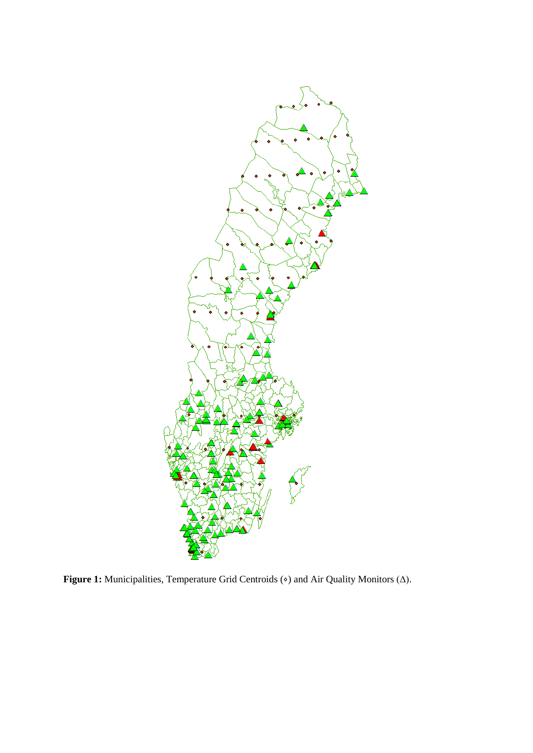**Figure 1:** Municipalities, Temperature Grid Centroids (⋄) and Air Quality Monitors (∆).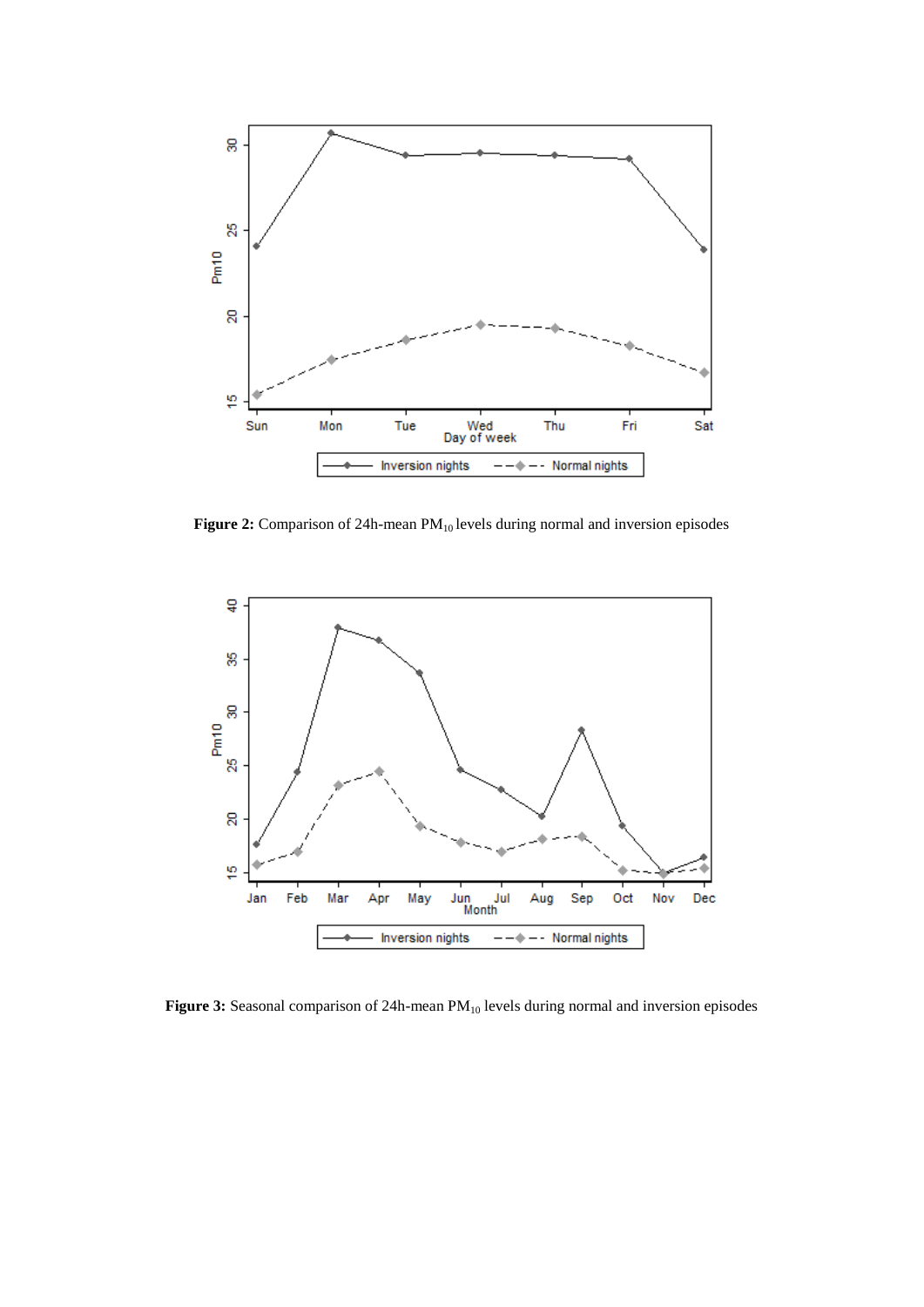**Figure 2:** Comparison of 24h-mean $PM_{10}$ levels during normal and inversion episodes

**Figure 3:** Seasonal comparison of 24h-mean $PM_{10}$ levels during normal and inversion episodes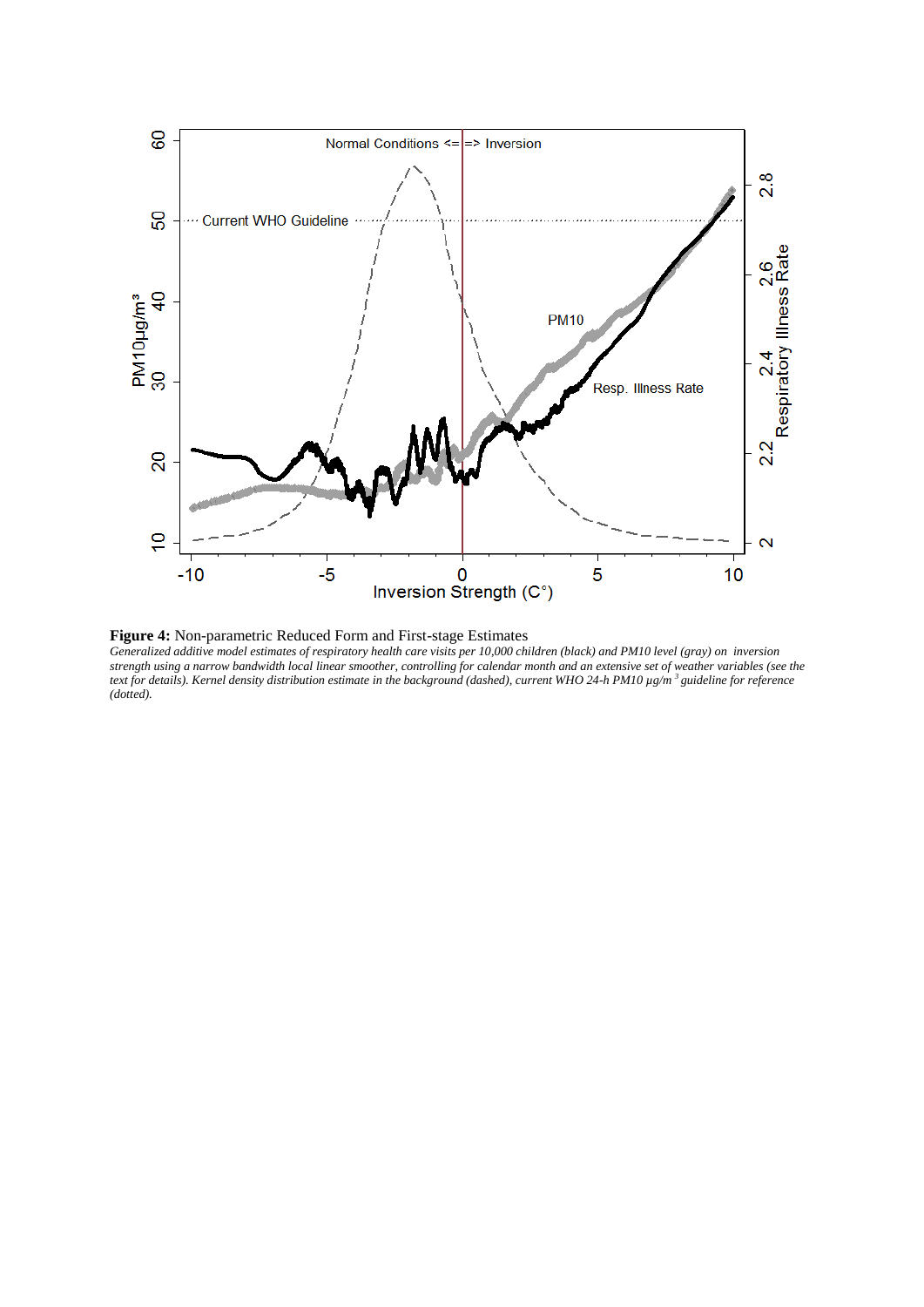**Figure 4:** Non-parametric Reduced Form and First-stage Estimates

*Generalized additive model estimates of respiratory health care visits per 10,000 children (black) and PM10 level (gray) on inversion strength using a narrow bandwidth local linear smoother, controlling for calendar month and an extensive set of weather variables (see the text for details). Kernel density distribution estimate in the background (dashed), current WHO 24-h PM10 µg/m³ guideline for reference (dotted).*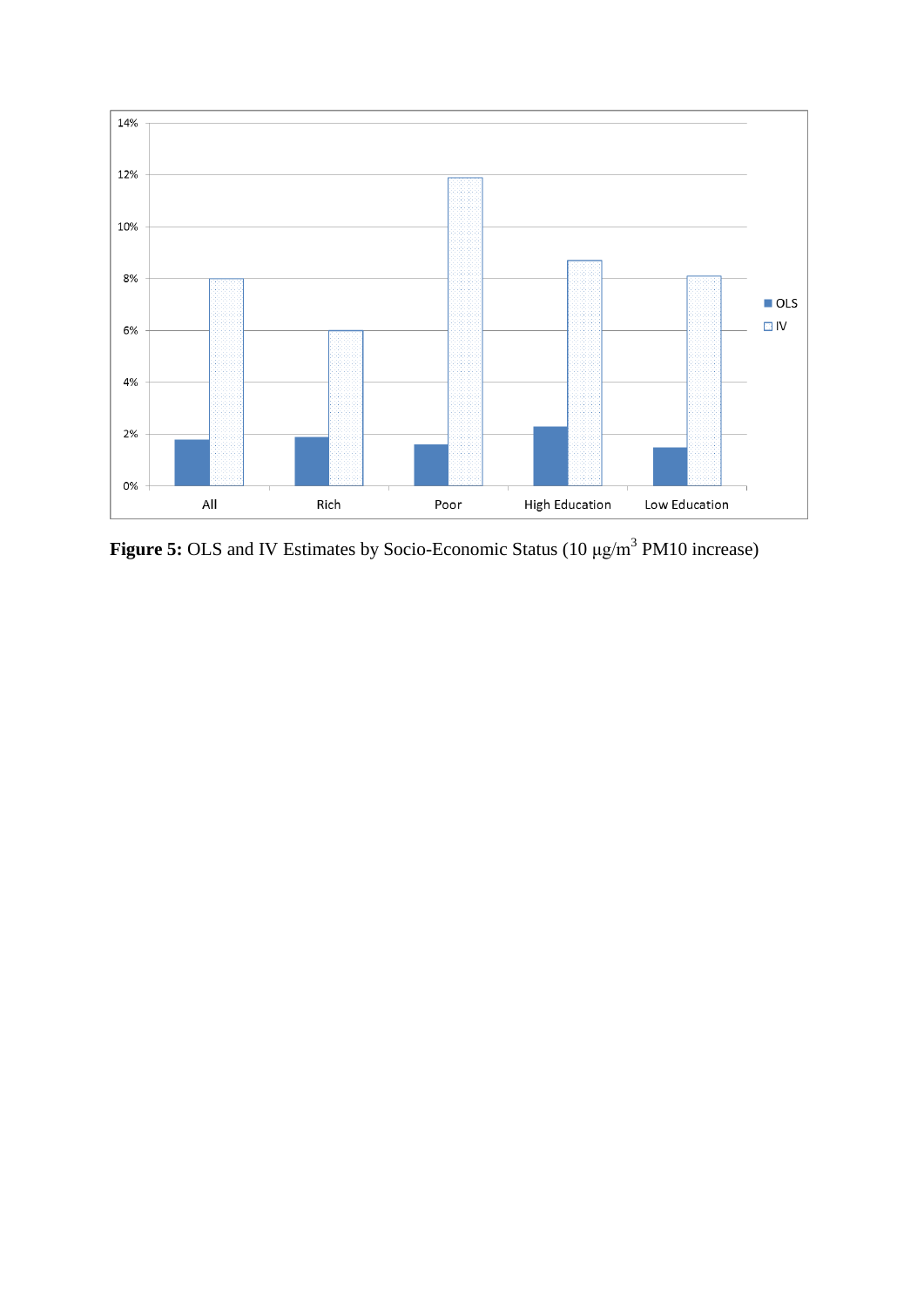**Figure 5:** OLS and IV Estimates by Socio-Economic Status (10 μg/m³ PM10 increase)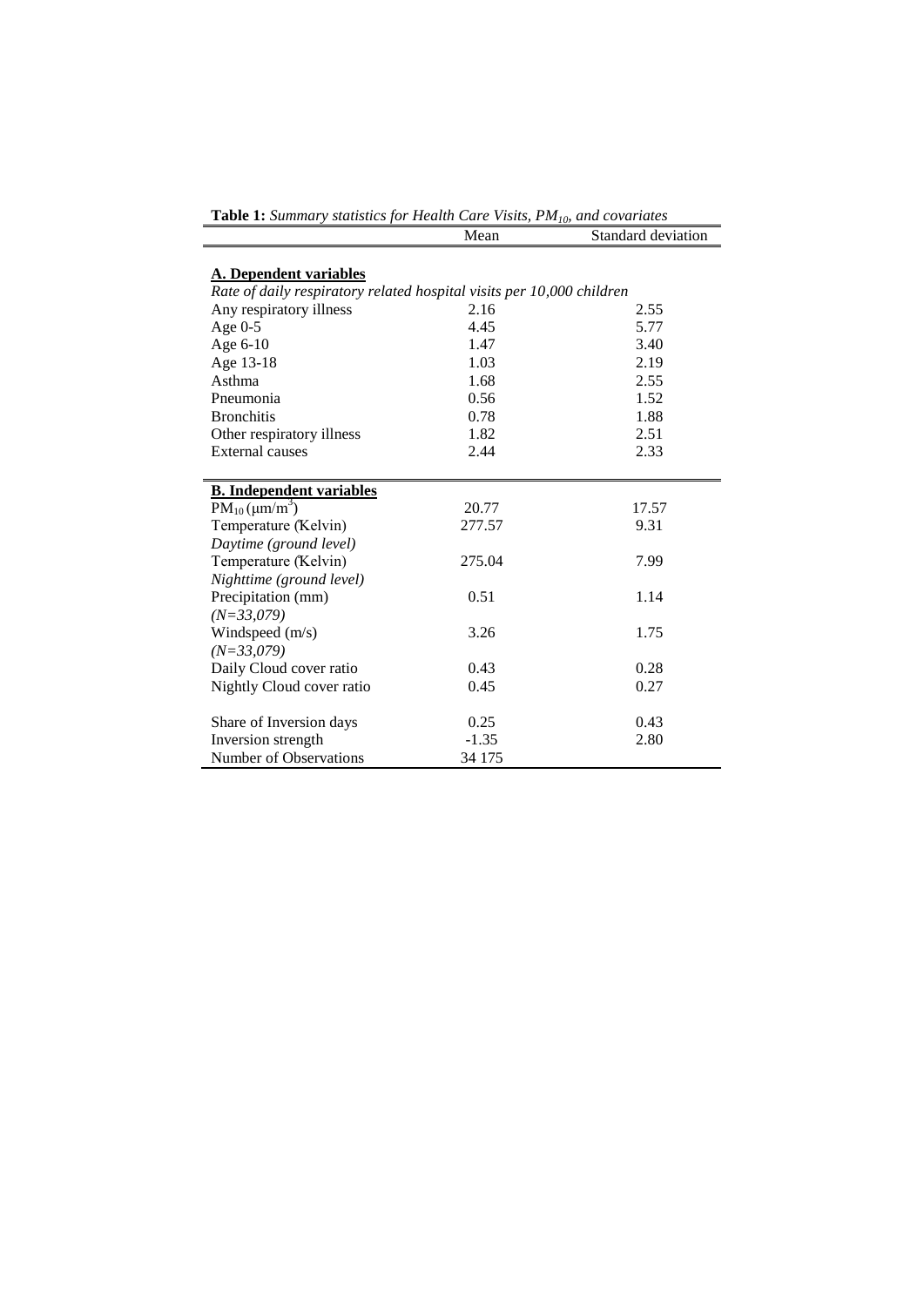**Table 1:** *Summary statistics for Health Care Visits, $PM_{10}$, and covariates*

| | Mean | Standard deviation |
|---|---|---|
| **A. Dependent variables** | | |
| *Rate of daily respiratory related hospital visits per 10,000 children* | | |
| Any respiratory illness | 2.16 | 2.55 |
| Age 0-5 | 4.45 | 5.77 |
| Age 6-10 | 1.47 | 3.40 |
| Age 13-18 | 1.03 | 2.19 |
| Asthma | 1.68 | 2.55 |
| Pneumonia | 0.56 | 1.52 |
| Bronchitis | 0.78 | 1.88 |
| Other respiratory illness | 1.82 | 2.51 |
| External causes | 2.44 | 2.33 |
| **B. Independent variables** | | |
| $PM_{10}$ ($\mu m/m^3$) | 20.77 | 17.57 |
| Temperature (Kelvin) *Daytime (ground level)* | 277.57 | 9.31 |
| Temperature (Kelvin) *Nighttime (ground level)* | 275.04 | 7.99 |
| Precipitation (mm) *(N=33,079)* | 0.51 | 1.14 |
| Windspeed (m/s) *(N=33,079)* | 3.26 | 1.75 |
| Daily Cloud cover ratio | 0.43 | 0.28 |
| Nightly Cloud cover ratio | 0.45 | 0.27 |
| Share of Inversion days | 0.25 | 0.43 |
| Inversion strength | -1.35 | 2.80 |
| Number of Observations | 34 175 | |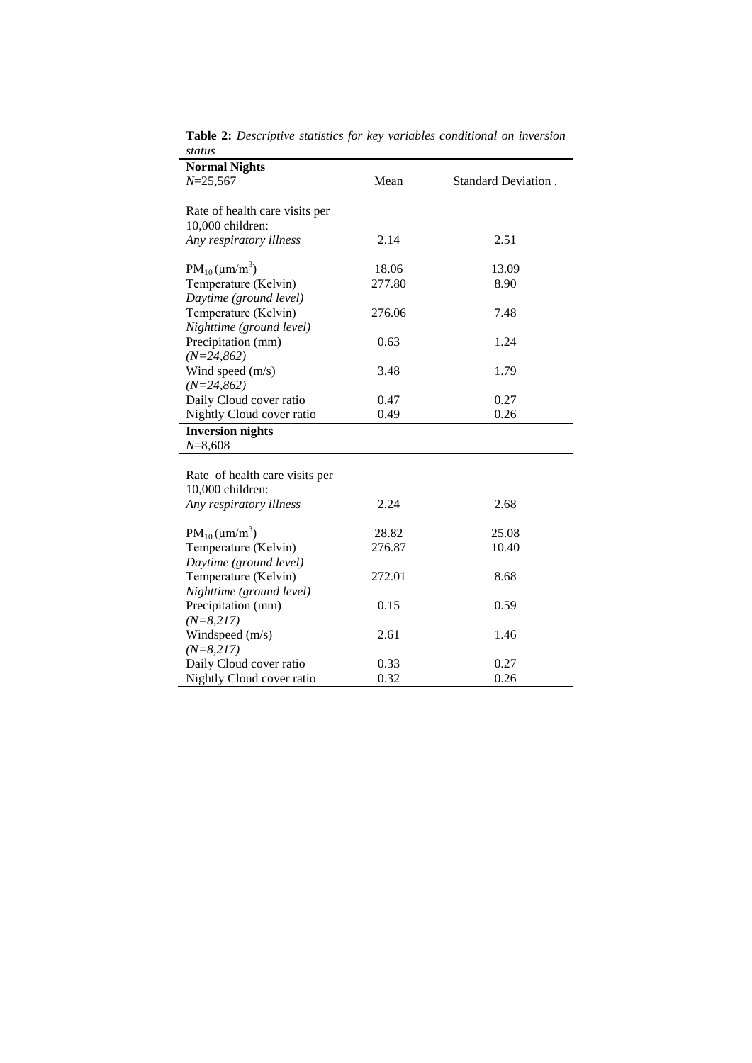**Table 2:** *Descriptive statistics for key variables conditional on inversion status*

| **Normal Nights** $N$=25,567 | Mean | Standard Deviation . |
|---|---|---|
| Rate of health care visits per 10,000 children: | | |
| *Any respiratory illness* | 2.14 | 2.51 |
| $PM_{10}$ (μm/m$^3$) | 18.06 | 13.09 |
| Temperature (Kelvin) *Daytime (ground level)* | 277.80 | 8.90 |
| Temperature (Kelvin) *Nighttime (ground level)* | 276.06 | 7.48 |
| Precipitation (mm) *(N=24,862)* | 0.63 | 1.24 |
| Wind speed (m/s) *(N=24,862)* | 3.48 | 1.79 |
| Daily Cloud cover ratio | 0.47 | 0.27 |
| Nightly Cloud cover ratio | 0.49 | 0.26 |
| **Inversion nights** $N$=8,608 | | |
| Rate of health care visits per 10,000 children: | | |
| *Any respiratory illness* | 2.24 | 2.68 |
| $PM_{10}$ (μm/m$^3$) | 28.82 | 25.08 |
| Temperature (Kelvin) *Daytime (ground level)* | 276.87 | 10.40 |
| Temperature (Kelvin) *Nighttime (ground level)* | 272.01 | 8.68 |
| Precipitation (mm) *(N=8,217)* | 0.15 | 0.59 |
| Windspeed (m/s) *(N=8,217)* | 2.61 | 1.46 |
| Daily Cloud cover ratio | 0.33 | 0.27 |
| Nightly Cloud cover ratio | 0.32 | 0.26 |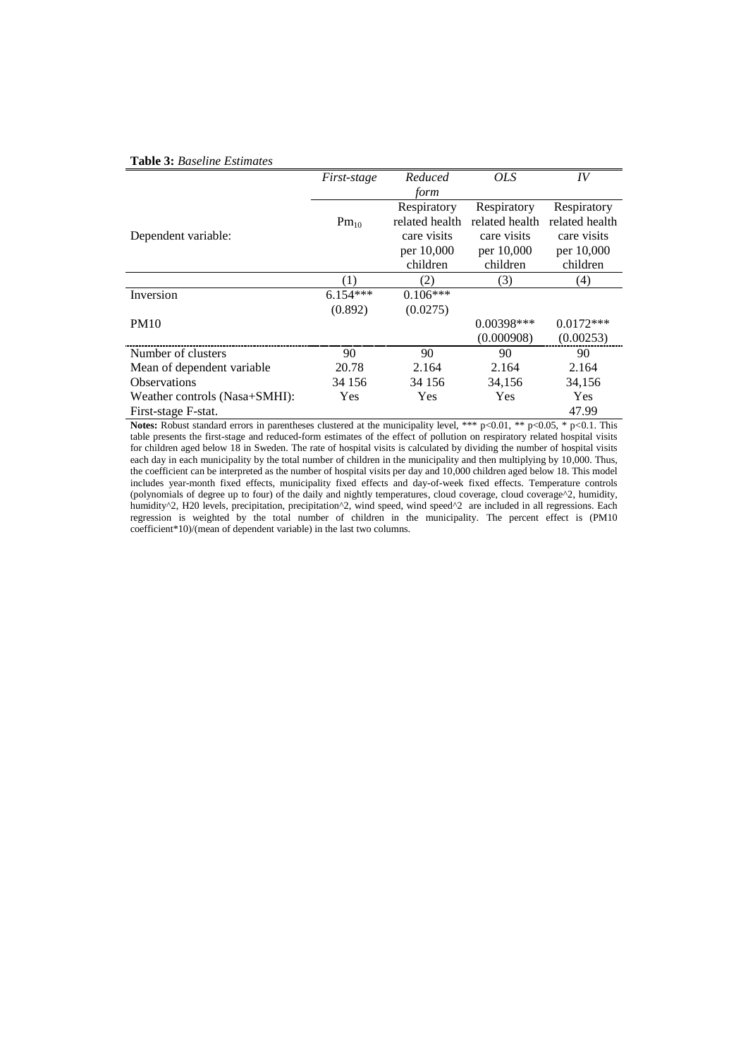**Table 3:** *Baseline Estimates*

| | *First-stage* | *Reduced form* | *OLS* | *IV* |
|---|---|---|---|---|
| Dependent variable: | $Pm_{10}$ | Respiratory related health care visits per 10,000 children | Respiratory related health care visits per 10,000 children | Respiratory related health care visits per 10,000 children |
| | (1) | (2) | (3) | (4) |
| Inversion | 6.154*** | 0.106*** | | |
| | (0.892) | (0.0275) | | |
| PM10 | | | 0.00398*** | 0.0172*** |
| | | | (0.000908) | (0.00253) |
| Number of clusters | 90 | 90 | 90 | 90 |
| Mean of dependent variable | 20.78 | 2.164 | 2.164 | 2.164 |
| Observations | 34 156 | 34 156 | 34,156 | 34,156 |
| Weather controls (Nasa+SMHI): | Yes | Yes | Yes | Yes |
| First-stage F-stat. | | | | 47.99 |

**Notes:** Robust standard errors in parentheses clustered at the municipality level, *** p<0.01, ** p<0.05, * p<0.1. This table presents the first-stage and reduced-form estimates of the effect of pollution on respiratory related hospital visits for children aged below 18 in Sweden. The rate of hospital visits is calculated by dividing the number of hospital visits each day in each municipality by the total number of children in the municipality and then multiplying by 10,000. Thus, the coefficient can be interpreted as the number of hospital visits per day and 10,000 children aged below 18. This model includes year-month fixed effects, municipality fixed effects and day-of-week fixed effects. Temperature controls (polynomials of degree up to four) of the daily and nightly temperatures, cloud coverage, cloud coverage^2, humidity, humidity^2, H20 levels, precipitation, precipitation^2, wind speed, wind speed^2 are included in all regressions. Each regression is weighted by the total number of children in the municipality. The percent effect is (PM10 coefficient*10)/(mean of dependent variable) in the last two columns.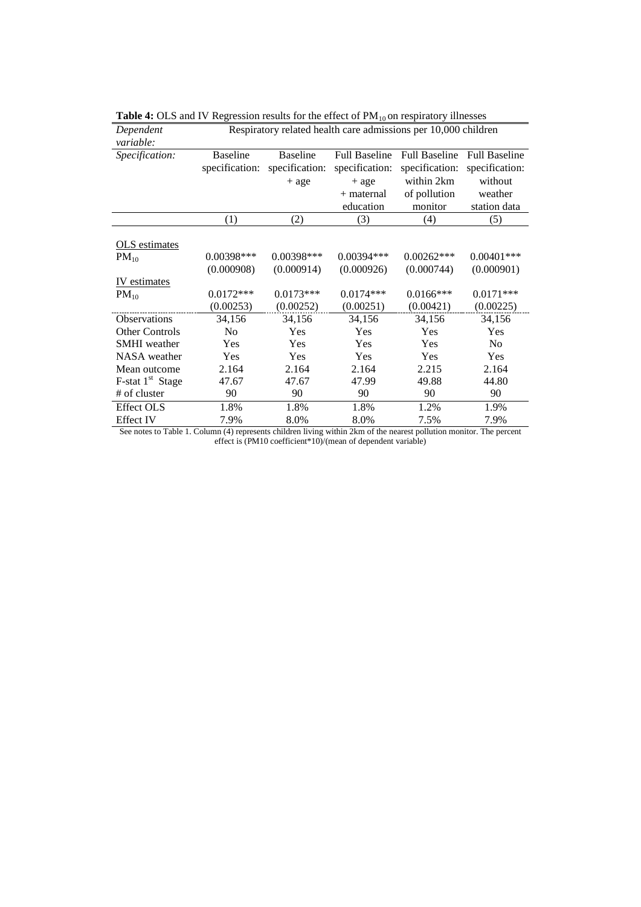**Table 4:** OLS and IV Regression results for the effect of $PM_{10}$ on respiratory illnesses

| *Dependent variable:* | Respiratory related health care admissions per 10,000 children | | | | |
|---|---|---|---|---|---|
| *Specification:* | Baseline specification: | Baseline specification: + age | Full Baseline specification: + age + maternal education | Full Baseline specification: within 2km of pollution monitor | Full Baseline specification: without weather station data |
| | (1) | (2) | (3) | (4) | (5) |
| OLS estimates | | | | | |
| $PM_{10}$ | 0.00398*** | 0.00398*** | 0.00394*** | 0.00262*** | 0.00401*** |
| | (0.000908) | (0.000914) | (0.000926) | (0.000744) | (0.000901) |
| IV estimates | | | | | |
| $PM_{10}$ | 0.0172*** | 0.0173*** | 0.0174*** | 0.0166*** | 0.0171*** |
| | (0.00253) | (0.00252) | (0.00251) | (0.00421) | (0.00225) |
| Observations | 34,156 | 34,156 | 34,156 | 34,156 | 34,156 |
| Other Controls | No | Yes | Yes | Yes | Yes |
| SMHI weather | Yes | Yes | Yes | Yes | No |
| NASA weather | Yes | Yes | Yes | Yes | Yes |
| Mean outcome | 2.164 | 2.164 | 2.164 | 2.215 | 2.164 |
| F-stat 1st Stage | 47.67 | 47.67 | 47.99 | 49.88 | 44.80 |
| # of cluster | 90 | 90 | 90 | 90 | 90 |
| Effect OLS | 1.8% | 1.8% | 1.8% | 1.2% | 1.9% |
| Effect IV | 7.9% | 8.0% | 8.0% | 7.5% | 7.9% |

See notes to Table 1. Column (4) represents children living within 2km of the nearest pollution monitor. The percent effect is (PM10 coefficient*10)/(mean of dependent variable)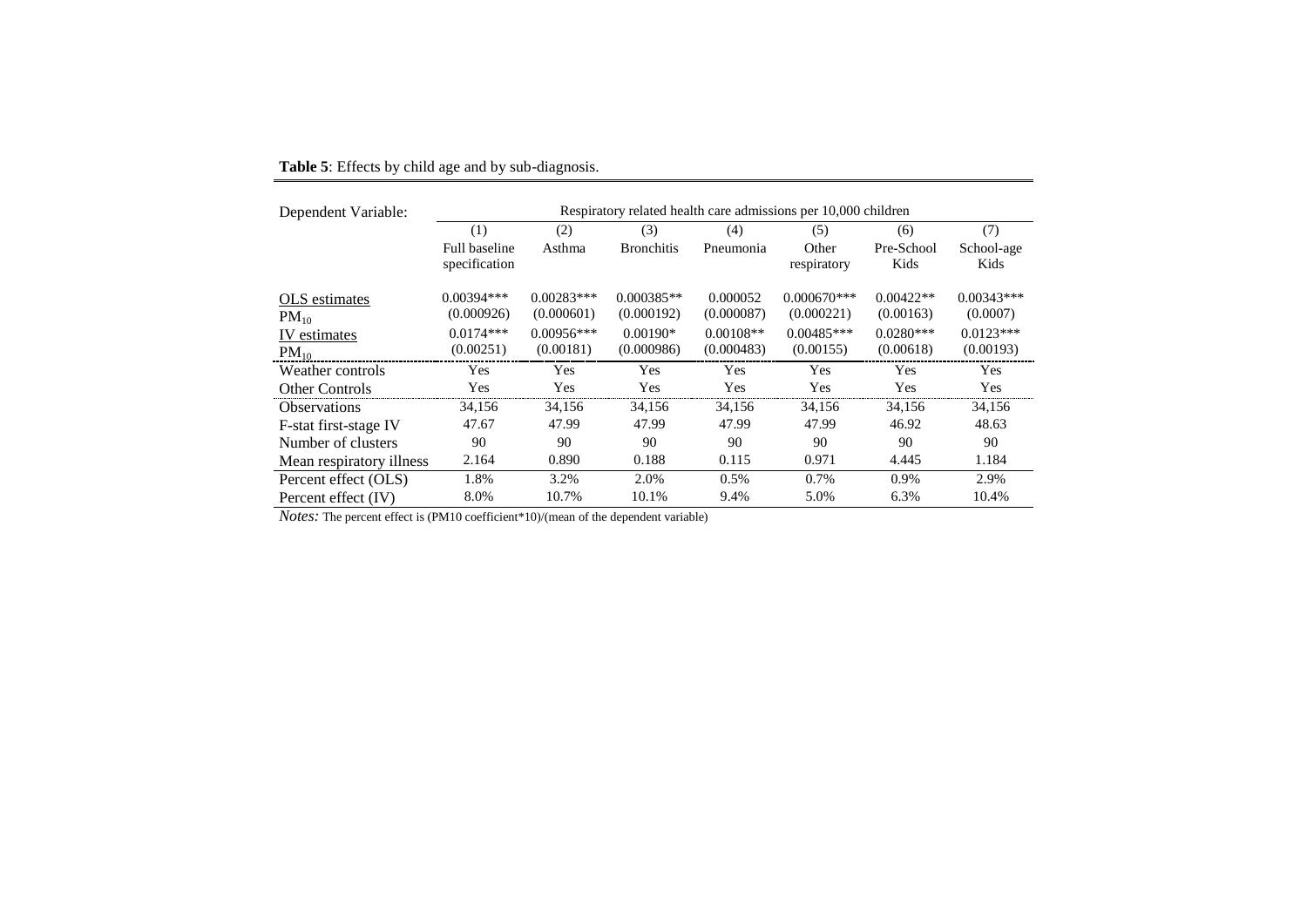**Table 5**: Effects by child age and by sub-diagnosis.

| Dependent Variable: | Respiratory related health care admissions per 10,000 children | | | | | | |
|---|---|---|---|---|---|---|---|
| | (1) | (2) | (3) | (4) | (5) | (6) | (7) |
| | Full baseline specification | Asthma | Bronchitis | Pneumonia | Other respiratory | Pre-School Kids | School-age Kids |
| OLS estimates | 0.00394*** | 0.00283*** | 0.000385** | 0.000052 | 0.000670*** | 0.00422** | 0.00343*** |
| $PM_{10}$ | (0.000926) | (0.000601) | (0.000192) | (0.000087) | (0.000221) | (0.00163) | (0.0007) |
| IV estimates | 0.0174*** | 0.00956*** | 0.00190* | 0.00108** | 0.00485*** | 0.0280*** | 0.0123*** |
| $PM_{10}$ | (0.00251) | (0.00181) | (0.000986) | (0.000483) | (0.00155) | (0.00618) | (0.00193) |
| Weather controls | Yes | Yes | Yes | Yes | Yes | Yes | Yes |
| Other Controls | Yes | Yes | Yes | Yes | Yes | Yes | Yes |
| Observations | 34,156 | 34,156 | 34,156 | 34,156 | 34,156 | 34,156 | 34,156 |
| F-stat first-stage IV | 47.67 | 47.99 | 47.99 | 47.99 | 47.99 | 46.92 | 48.63 |
| Number of clusters | 90 | 90 | 90 | 90 | 90 | 90 | 90 |
| Mean respiratory illness | 2.164 | 0.890 | 0.188 | 0.115 | 0.971 | 4.445 | 1.184 |
| Percent effect (OLS) | 1.8% | 3.2% | 2.0% | 0.5% | 0.7% | 0.9% | 2.9% |
| Percent effect (IV) | 8.0% | 10.7% | 10.1% | 9.4% | 5.0% | 6.3% | 10.4% |

*Notes:* The percent effect is (PM10 coefficient*10)/(mean of the dependent variable)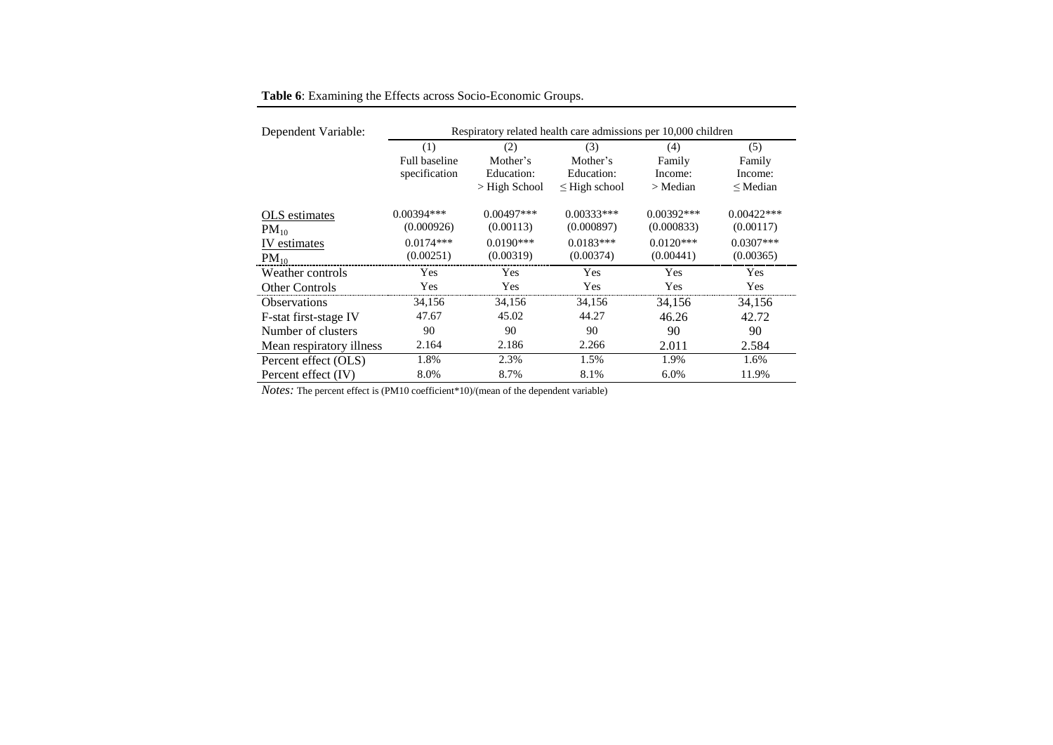**Table 6**: Examining the Effects across Socio-Economic Groups.

| Dependent Variable: | Respiratory related health care admissions per 10,000 children | | | | |
|---|---|---|---|---|---|
| | (1) Full baseline specification | (2) Mother's Education: > High School | (3) Mother's Education: ≤ High school | (4) Family Income: > Median | (5) Family Income: ≤ Median |
| OLS estimates | | | | | |
| $PM_{10}$ | 0.00394*** | 0.00497*** | 0.00333*** | 0.00392*** | 0.00422*** |
| | (0.000926) | (0.00113) | (0.000897) | (0.000833) | (0.00117) |
| IV estimates | | | | | |
| $PM_{10}$ | 0.0174*** | 0.0190*** | 0.0183*** | 0.0120*** | 0.0307*** |
| | (0.00251) | (0.00319) | (0.00374) | (0.00441) | (0.00365) |
| Weather controls | Yes | Yes | Yes | Yes | Yes |
| Other Controls | Yes | Yes | Yes | Yes | Yes |
| Observations | 34,156 | 34,156 | 34,156 | 34,156 | 34,156 |
| F-stat first-stage IV | 47.67 | 45.02 | 44.27 | 46.26 | 42.72 |
| Number of clusters | 90 | 90 | 90 | 90 | 90 |
| Mean respiratory illness | 2.164 | 2.186 | 2.266 | 2.011 | 2.584 |
| Percent effect (OLS) | 1.8% | 2.3% | 1.5% | 1.9% | 1.6% |
| Percent effect (IV) | 8.0% | 8.7% | 8.1% | 6.0% | 11.9% |

*Notes:* The percent effect is (PM10 coefficient*10)/(mean of the dependent variable)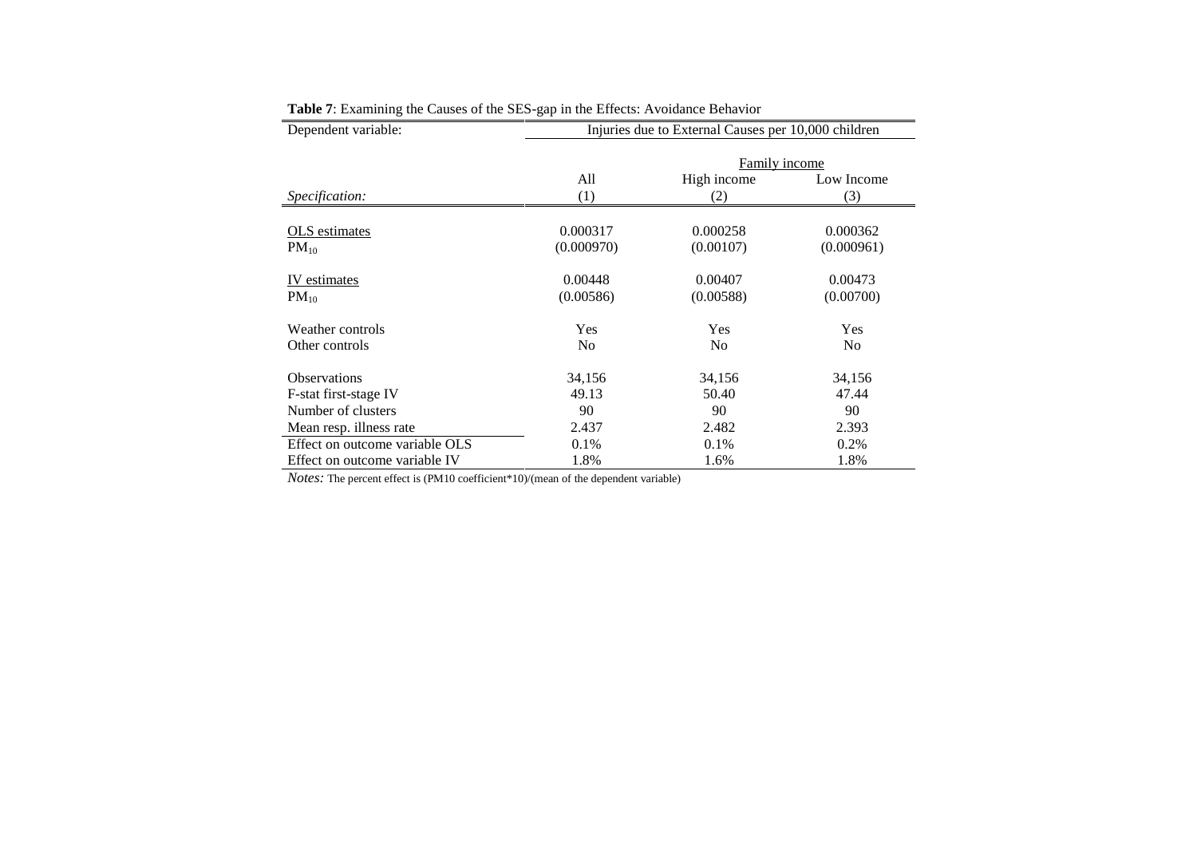**Table 7**: Examining the Causes of the SES-gap in the Effects: Avoidance Behavior

| Dependent variable: | Injuries due to External Causes per 10,000 children | | |
|---|---|---|---|
| | | Family income | |
| | All | High income | Low Income |
| *Specification:* | (1) | (2) | (3) |
| OLS estimates | | | |
| $PM_{10}$ | 0.000317 | 0.000258 | 0.000362 |
| | (0.000970) | (0.00107) | (0.000961) |
| IV estimates | | | |
| $PM_{10}$ | 0.00448 | 0.00407 | 0.00473 |
| | (0.00586) | (0.00588) | (0.00700) |
| Weather controls | Yes | Yes | Yes |
| Other controls | No | No | No |
| Observations | 34,156 | 34,156 | 34,156 |
| F-stat first-stage IV | 49.13 | 50.40 | 47.44 |
| Number of clusters | 90 | 90 | 90 |
| Mean resp. illness rate | 2.437 | 2.482 | 2.393 |
| Effect on outcome variable OLS | 0.1% | 0.1% | 0.2% |
| Effect on outcome variable IV | 1.8% | 1.6% | 1.8% |

*Notes:* The percent effect is (PM10 coefficient*10)/(mean of the dependent variable)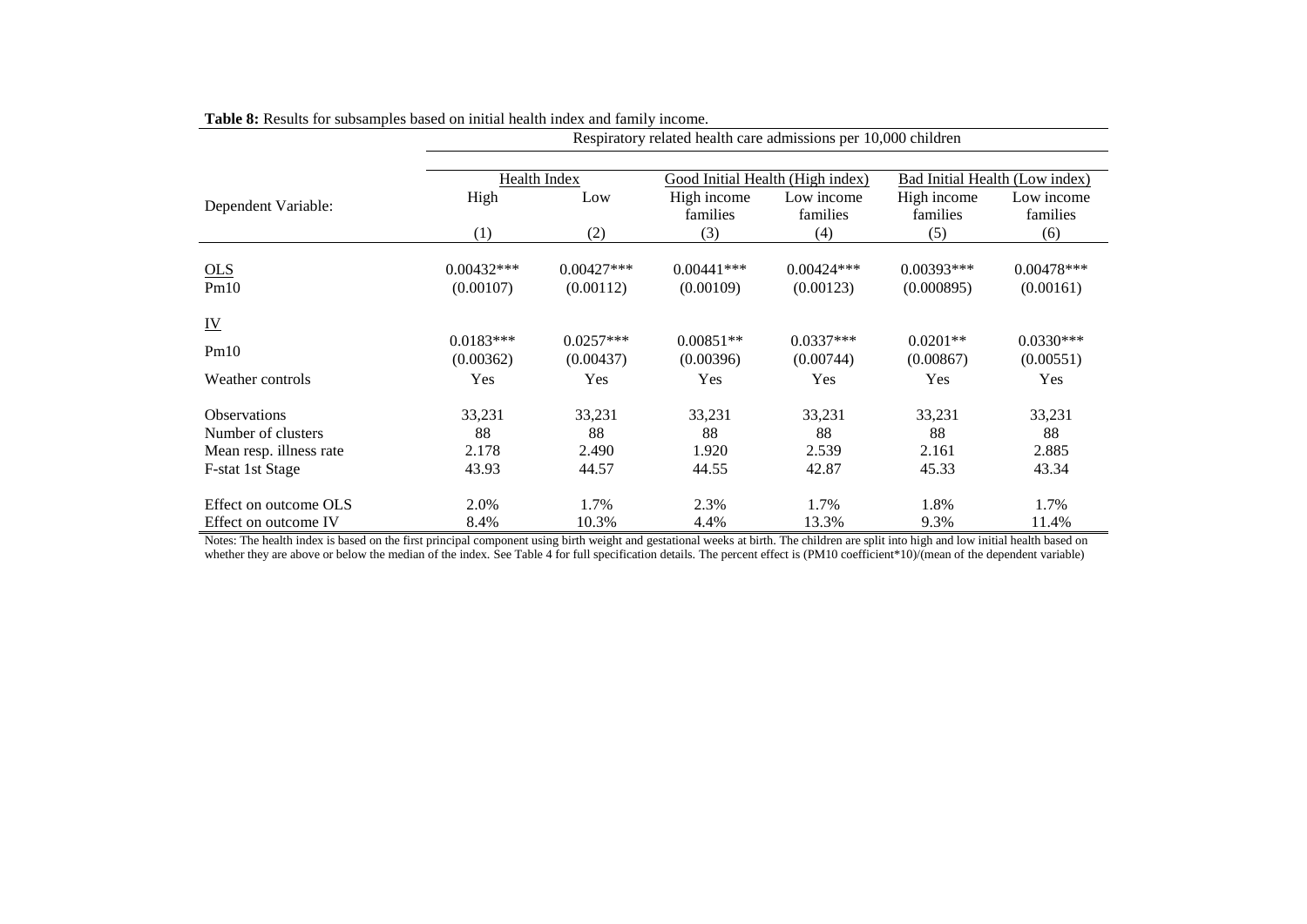**Table 8:** Results for subsamples based on initial health index and family income.

| | Respiratory related health care admissions per 10,000 children | | | | | |
|---|---|---|---|---|---|---|
| | Health Index | | Good Initial Health (High index) | | Bad Initial Health (Low index) | |
| Dependent Variable: | High | Low | High income families | Low income families | High income families | Low income families |
| | (1) | (2) | (3) | (4) | (5) | (6) |
| OLS | | | | | | |
| Pm10 | 0.00432*** | 0.00427*** | 0.00441*** | 0.00424*** | 0.00393*** | 0.00478*** |
| | (0.00107) | (0.00112) | (0.00109) | (0.00123) | (0.000895) | (0.00161) |
| IV | | | | | | |
| Pm10 | 0.0183*** | 0.0257*** | 0.00851** | 0.0337*** | 0.0201** | 0.0330*** |
| | (0.00362) | (0.00437) | (0.00396) | (0.00744) | (0.00867) | (0.00551) |
| Weather controls | Yes | Yes | Yes | Yes | Yes | Yes |
| Observations | 33,231 | 33,231 | 33,231 | 33,231 | 33,231 | 33,231 |
| Number of clusters | 88 | 88 | 88 | 88 | 88 | 88 |
| Mean resp. illness rate | 2.178 | 2.490 | 1.920 | 2.539 | 2.161 | 2.885 |
| F-stat 1st Stage | 43.93 | 44.57 | 44.55 | 42.87 | 45.33 | 43.34 |
| Effect on outcome OLS | 2.0% | 1.7% | 2.3% | 1.7% | 1.8% | 1.7% |
| Effect on outcome IV | 8.4% | 10.3% | 4.4% | 13.3% | 9.3% | 11.4% |

Notes: The health index is based on the first principal component using birth weight and gestational weeks at birth. The children are split into high and low initial health based on whether they are above or below the median of the index. See Table 4 for full specification details. The percent effect is (PM10 coefficient*10)/(mean of the dependent variable)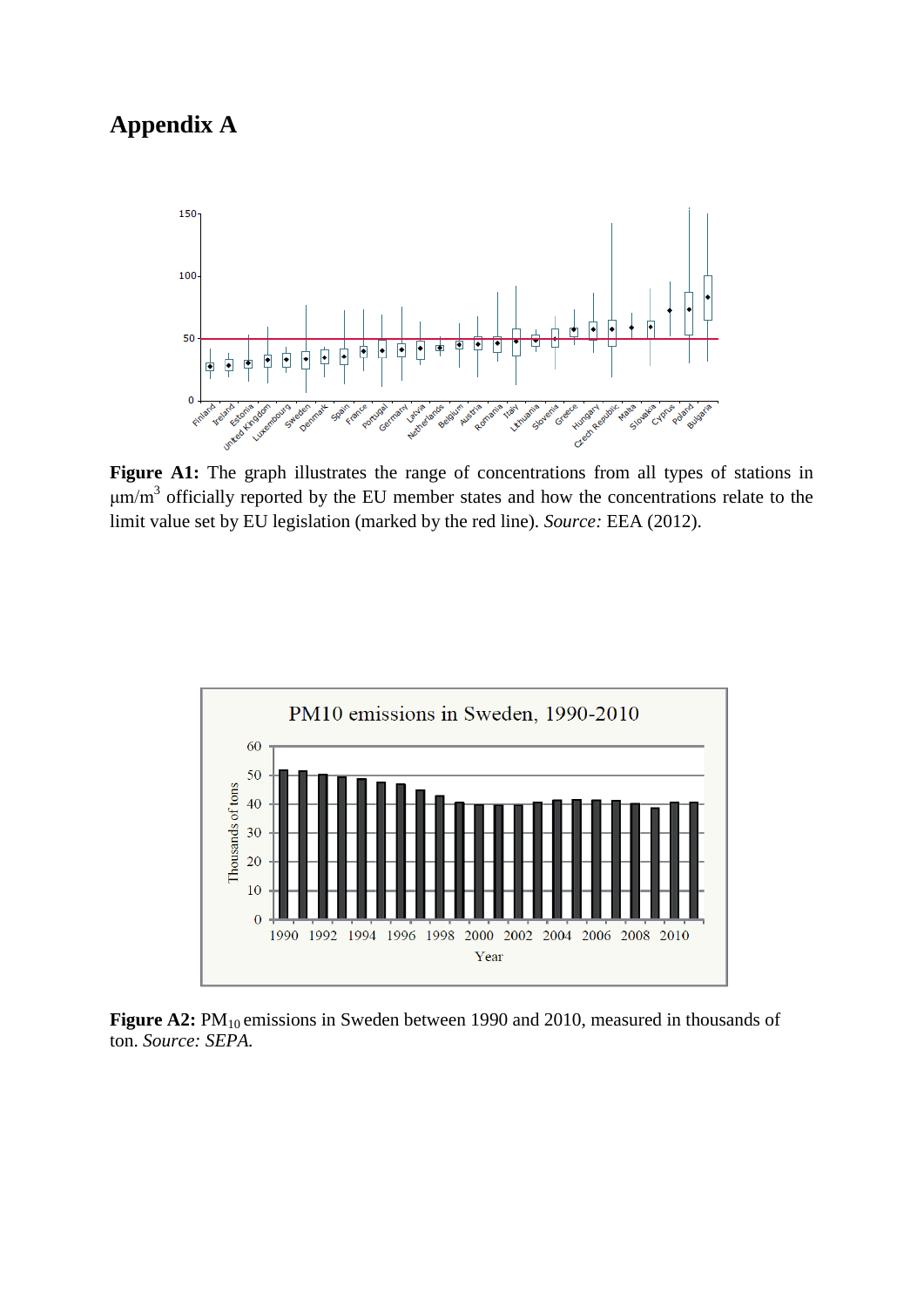# Appendix A

**Figure A1:** The graph illustrates the range of concentrations from all types of stations in µm/m$^3$ officially reported by the EU member states and how the concentrations relate to the limit value set by EU legislation (marked by the red line). *Source:* EEA (2012).

**Figure A2:** $PM_{10}$ emissions in Sweden between 1990 and 2010, measured in thousands of ton. *Source: SEPA.*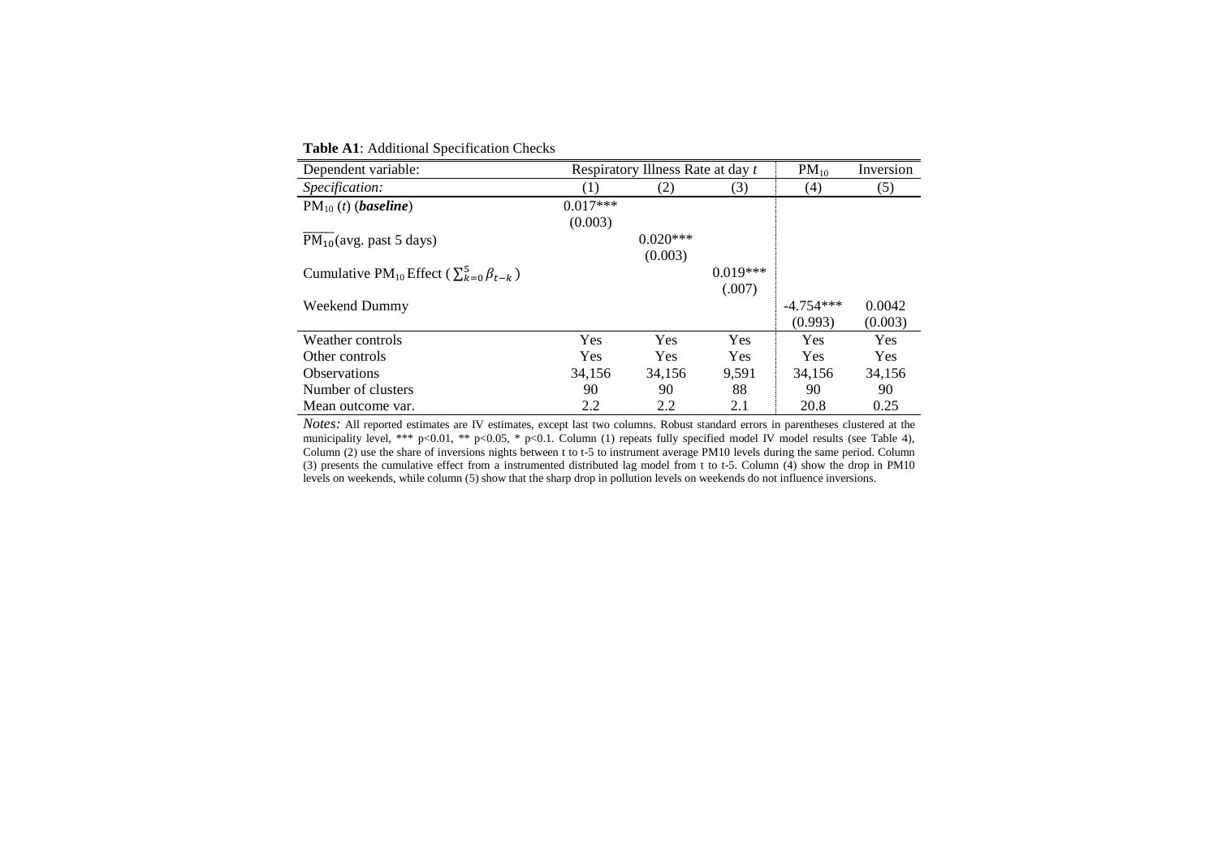**Table A1**: Additional Specification Checks

| Dependent variable: | Respiratory Illness Rate at day *t* | | | $PM_{10}$ | Inversion |
|---|---|---|---|---|---|
| *Specification:* | (1) | (2) | (3) | (4) | (5) |
| $PM_{10}$ (*t*) (***baseline***) | 0.017*** | | | | |
| | (0.003) | | | | |
| $\overline{PM_{10}}$(avg. past 5 days) | | 0.020*** | | | |
| | | (0.003) | | | |
| Cumulative $PM_{10}$ Effect ( $\sum_{k=0}^{5} \beta_{t-k}$ ) | | | 0.019*** | | |
| | | | (.007) | | |
| Weekend Dummy | | | | -4.754*** | 0.0042 |
| | | | | (0.993) | (0.003) |
| Weather controls | Yes | Yes | Yes | Yes | Yes |
| Other controls | Yes | Yes | Yes | Yes | Yes |
| Observations | 34,156 | 34,156 | 9,591 | 34,156 | 34,156 |
| Number of clusters | 90 | 90 | 88 | 90 | 90 |
| Mean outcome var. | 2.2 | 2.2 | 2.1 | 20.8 | 0.25 |

*Notes:* All reported estimates are IV estimates, except last two columns. Robust standard errors in parentheses clustered at the municipality level, *** p<0.01, ** p<0.05, * p<0.1. Column (1) repeats fully specified model IV model results (see Table 4), Column (2) use the share of inversions nights between t to t-5 to instrument average PM10 levels during the same period. Column (3) presents the cumulative effect from a instrumented distributed lag model from t to t-5. Column (4) show the drop in PM10 levels on weekends, while column (5) show that the sharp drop in pollution levels on weekends do not influence inversions.